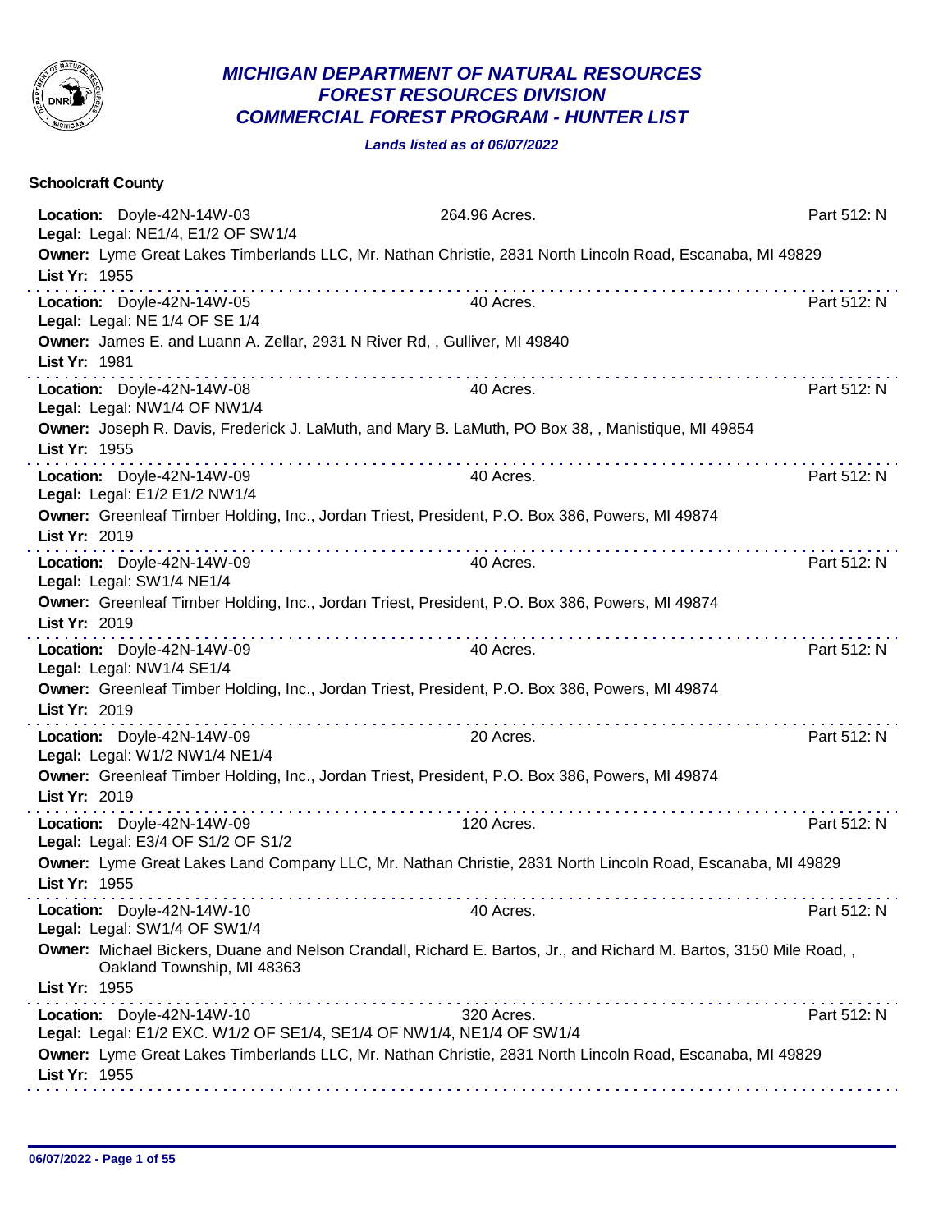# MICHIGAN DEPARTMENT OF NATURAL RESOURCES
## FOREST RESOURCES DIVISION
## COMMERCIAL FOREST PROGRAM - HUNTER LIST

***Lands listed as of 06/07/2022***

**Schoolcraft County**

**Location:** Doyle-42N-14W-03 — 264.96 Acres. — Part 512: N
**Legal:** Legal: NE1/4, E1/2 OF SW1/4
**Owner:** Lyme Great Lakes Timberlands LLC, Mr. Nathan Christie, 2831 North Lincoln Road, Escanaba, MI 49829
**List Yr:** 1955

---

**Location:** Doyle-42N-14W-05 — 40 Acres. — Part 512: N
**Legal:** Legal: NE 1/4 OF SE 1/4
**Owner:** James E. and Luann A. Zellar, 2931 N River Rd, , Gulliver, MI 49840
**List Yr:** 1981

---

**Location:** Doyle-42N-14W-08 — 40 Acres. — Part 512: N
**Legal:** Legal: NW1/4 OF NW1/4
**Owner:** Joseph R. Davis, Frederick J. LaMuth, and Mary B. LaMuth, PO Box 38, , Manistique, MI 49854
**List Yr:** 1955

---

**Location:** Doyle-42N-14W-09 — 40 Acres. — Part 512: N
**Legal:** Legal: E1/2 E1/2 NW1/4
**Owner:** Greenleaf Timber Holding, Inc., Jordan Triest, President, P.O. Box 386, Powers, MI 49874
**List Yr:** 2019

---

**Location:** Doyle-42N-14W-09 — 40 Acres. — Part 512: N
**Legal:** Legal: SW1/4 NE1/4
**Owner:** Greenleaf Timber Holding, Inc., Jordan Triest, President, P.O. Box 386, Powers, MI 49874
**List Yr:** 2019

---

**Location:** Doyle-42N-14W-09 — 40 Acres. — Part 512: N
**Legal:** Legal: NW1/4 SE1/4
**Owner:** Greenleaf Timber Holding, Inc., Jordan Triest, President, P.O. Box 386, Powers, MI 49874
**List Yr:** 2019

---

**Location:** Doyle-42N-14W-09 — 20 Acres. — Part 512: N
**Legal:** Legal: W1/2 NW1/4 NE1/4
**Owner:** Greenleaf Timber Holding, Inc., Jordan Triest, President, P.O. Box 386, Powers, MI 49874
**List Yr:** 2019

---

**Location:** Doyle-42N-14W-09 — 120 Acres. — Part 512: N
**Legal:** Legal: E3/4 OF S1/2 OF S1/2
**Owner:** Lyme Great Lakes Land Company LLC, Mr. Nathan Christie, 2831 North Lincoln Road, Escanaba, MI 49829
**List Yr:** 1955

---

**Location:** Doyle-42N-14W-10 — 40 Acres. — Part 512: N
**Legal:** Legal: SW1/4 OF SW1/4
**Owner:** Michael Bickers, Duane and Nelson Crandall, Richard E. Bartos, Jr., and Richard M. Bartos, 3150 Mile Road, , Oakland Township, MI 48363
**List Yr:** 1955

---

**Location:** Doyle-42N-14W-10 — 320 Acres. — Part 512: N
**Legal:** Legal: E1/2 EXC. W1/2 OF SE1/4, SE1/4 OF NW1/4, NE1/4 OF SW1/4
**Owner:** Lyme Great Lakes Timberlands LLC, Mr. Nathan Christie, 2831 North Lincoln Road, Escanaba, MI 49829
**List Yr:** 1955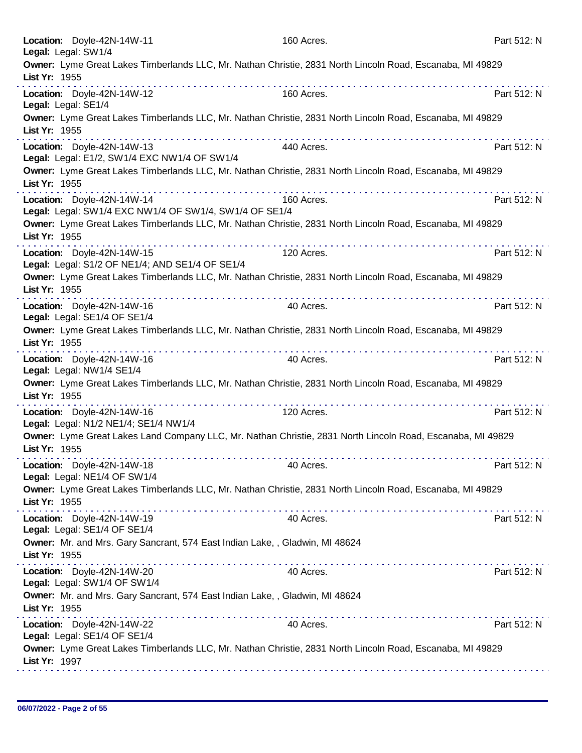**Location:** Doyle-42N-14W-11 160 Acres. Part 512: N
**Legal:** Legal: SW1/4
**Owner:** Lyme Great Lakes Timberlands LLC, Mr. Nathan Christie, 2831 North Lincoln Road, Escanaba, MI 49829
**List Yr:** 1955

---

**Location:** Doyle-42N-14W-12 160 Acres. Part 512: N
**Legal:** Legal: SE1/4
**Owner:** Lyme Great Lakes Timberlands LLC, Mr. Nathan Christie, 2831 North Lincoln Road, Escanaba, MI 49829
**List Yr:** 1955

---

**Location:** Doyle-42N-14W-13 440 Acres. Part 512: N
**Legal:** Legal: E1/2, SW1/4 EXC NW1/4 OF SW1/4
**Owner:** Lyme Great Lakes Timberlands LLC, Mr. Nathan Christie, 2831 North Lincoln Road, Escanaba, MI 49829
**List Yr:** 1955

---

**Location:** Doyle-42N-14W-14 160 Acres. Part 512: N
**Legal:** Legal: SW1/4 EXC NW1/4 OF SW1/4, SW1/4 OF SE1/4
**Owner:** Lyme Great Lakes Timberlands LLC, Mr. Nathan Christie, 2831 North Lincoln Road, Escanaba, MI 49829
**List Yr:** 1955

---

**Location:** Doyle-42N-14W-15 120 Acres. Part 512: N
**Legal:** Legal: S1/2 OF NE1/4; AND SE1/4 OF SE1/4
**Owner:** Lyme Great Lakes Timberlands LLC, Mr. Nathan Christie, 2831 North Lincoln Road, Escanaba, MI 49829
**List Yr:** 1955

---

**Location:** Doyle-42N-14W-16 40 Acres. Part 512: N
**Legal:** Legal: SE1/4 OF SE1/4
**Owner:** Lyme Great Lakes Timberlands LLC, Mr. Nathan Christie, 2831 North Lincoln Road, Escanaba, MI 49829
**List Yr:** 1955

---

**Location:** Doyle-42N-14W-16 40 Acres. Part 512: N
**Legal:** Legal: NW1/4 SE1/4
**Owner:** Lyme Great Lakes Timberlands LLC, Mr. Nathan Christie, 2831 North Lincoln Road, Escanaba, MI 49829
**List Yr:** 1955

---

**Location:** Doyle-42N-14W-16 120 Acres. Part 512: N
**Legal:** Legal: N1/2 NE1/4; SE1/4 NW1/4
**Owner:** Lyme Great Lakes Land Company LLC, Mr. Nathan Christie, 2831 North Lincoln Road, Escanaba, MI 49829
**List Yr:** 1955

---

**Location:** Doyle-42N-14W-18 40 Acres. Part 512: N
**Legal:** Legal: NE1/4 OF SW1/4
**Owner:** Lyme Great Lakes Timberlands LLC, Mr. Nathan Christie, 2831 North Lincoln Road, Escanaba, MI 49829
**List Yr:** 1955

---

**Location:** Doyle-42N-14W-19 40 Acres. Part 512: N
**Legal:** Legal: SE1/4 OF SE1/4
**Owner:** Mr. and Mrs. Gary Sancrant, 574 East Indian Lake, , Gladwin, MI 48624
**List Yr:** 1955

---

**Location:** Doyle-42N-14W-20 40 Acres. Part 512: N
**Legal:** Legal: SW1/4 OF SW1/4
**Owner:** Mr. and Mrs. Gary Sancrant, 574 East Indian Lake, , Gladwin, MI 48624
**List Yr:** 1955

---

**Location:** Doyle-42N-14W-22 40 Acres. Part 512: N
**Legal:** Legal: SE1/4 OF SE1/4
**Owner:** Lyme Great Lakes Timberlands LLC, Mr. Nathan Christie, 2831 North Lincoln Road, Escanaba, MI 49829
**List Yr:** 1997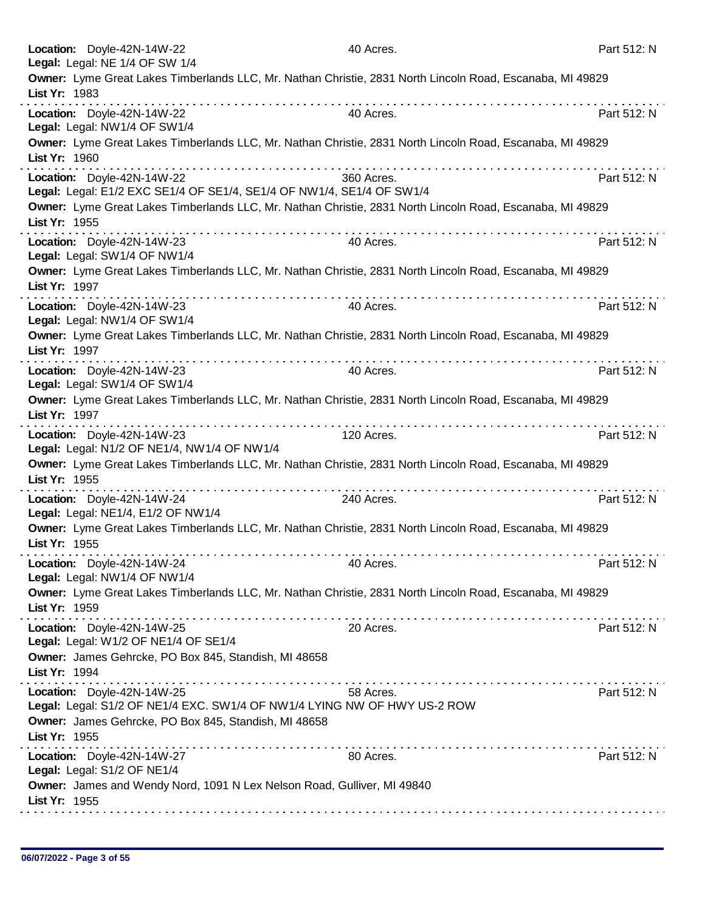**Location:** Doyle-42N-14W-22 40 Acres. Part 512: N
**Legal:** Legal: NE 1/4 OF SW 1/4
**Owner:** Lyme Great Lakes Timberlands LLC, Mr. Nathan Christie, 2831 North Lincoln Road, Escanaba, MI 49829
**List Yr:** 1983

---

**Location:** Doyle-42N-14W-22 40 Acres. Part 512: N
**Legal:** Legal: NW1/4 OF SW1/4
**Owner:** Lyme Great Lakes Timberlands LLC, Mr. Nathan Christie, 2831 North Lincoln Road, Escanaba, MI 49829
**List Yr:** 1960

---

**Location:** Doyle-42N-14W-22 360 Acres. Part 512: N
**Legal:** Legal: E1/2 EXC SE1/4 OF SE1/4, SE1/4 OF NW1/4, SE1/4 OF SW1/4
**Owner:** Lyme Great Lakes Timberlands LLC, Mr. Nathan Christie, 2831 North Lincoln Road, Escanaba, MI 49829
**List Yr:** 1955

---

**Location:** Doyle-42N-14W-23 40 Acres. Part 512: N
**Legal:** Legal: SW1/4 OF NW1/4
**Owner:** Lyme Great Lakes Timberlands LLC, Mr. Nathan Christie, 2831 North Lincoln Road, Escanaba, MI 49829
**List Yr:** 1997

---

**Location:** Doyle-42N-14W-23 40 Acres. Part 512: N
**Legal:** Legal: NW1/4 OF SW1/4
**Owner:** Lyme Great Lakes Timberlands LLC, Mr. Nathan Christie, 2831 North Lincoln Road, Escanaba, MI 49829
**List Yr:** 1997

---

**Location:** Doyle-42N-14W-23 40 Acres. Part 512: N
**Legal:** Legal: SW1/4 OF SW1/4
**Owner:** Lyme Great Lakes Timberlands LLC, Mr. Nathan Christie, 2831 North Lincoln Road, Escanaba, MI 49829
**List Yr:** 1997

---

**Location:** Doyle-42N-14W-23 120 Acres. Part 512: N
**Legal:** Legal: N1/2 OF NE1/4, NW1/4 OF NW1/4
**Owner:** Lyme Great Lakes Timberlands LLC, Mr. Nathan Christie, 2831 North Lincoln Road, Escanaba, MI 49829
**List Yr:** 1955

---

**Location:** Doyle-42N-14W-24 240 Acres. Part 512: N
**Legal:** Legal: NE1/4, E1/2 OF NW1/4
**Owner:** Lyme Great Lakes Timberlands LLC, Mr. Nathan Christie, 2831 North Lincoln Road, Escanaba, MI 49829
**List Yr:** 1955

---

**Location:** Doyle-42N-14W-24 40 Acres. Part 512: N
**Legal:** Legal: NW1/4 OF NW1/4
**Owner:** Lyme Great Lakes Timberlands LLC, Mr. Nathan Christie, 2831 North Lincoln Road, Escanaba, MI 49829
**List Yr:** 1959

---

**Location:** Doyle-42N-14W-25 20 Acres. Part 512: N
**Legal:** Legal: W1/2 OF NE1/4 OF SE1/4
**Owner:** James Gehrcke, PO Box 845, Standish, MI 48658
**List Yr:** 1994

---

**Location:** Doyle-42N-14W-25 58 Acres. Part 512: N
**Legal:** Legal: S1/2 OF NE1/4 EXC. SW1/4 OF NW1/4 LYING NW OF HWY US-2 ROW
**Owner:** James Gehrcke, PO Box 845, Standish, MI 48658
**List Yr:** 1955

---

**Location:** Doyle-42N-14W-27 80 Acres. Part 512: N
**Legal:** Legal: S1/2 OF NE1/4
**Owner:** James and Wendy Nord, 1091 N Lex Nelson Road, Gulliver, MI 49840
**List Yr:** 1955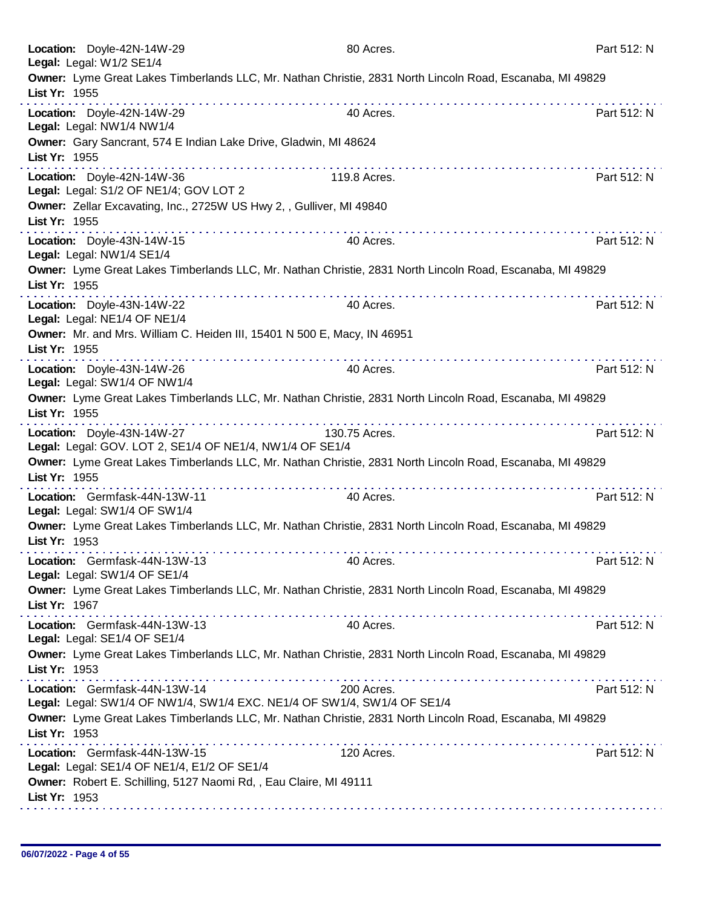**Location:** Doyle-42N-14W-29 80 Acres. Part 512: N
**Legal:** Legal: W1/2 SE1/4
**Owner:** Lyme Great Lakes Timberlands LLC, Mr. Nathan Christie, 2831 North Lincoln Road, Escanaba, MI 49829
**List Yr:** 1955

---

**Location:** Doyle-42N-14W-29 40 Acres. Part 512: N
**Legal:** Legal: NW1/4 NW1/4
**Owner:** Gary Sancrant, 574 E Indian Lake Drive, Gladwin, MI 48624
**List Yr:** 1955

---

**Location:** Doyle-42N-14W-36 119.8 Acres. Part 512: N
**Legal:** Legal: S1/2 OF NE1/4; GOV LOT 2
**Owner:** Zellar Excavating, Inc., 2725W US Hwy 2, , Gulliver, MI 49840
**List Yr:** 1955

---

**Location:** Doyle-43N-14W-15 40 Acres. Part 512: N
**Legal:** Legal: NW1/4 SE1/4
**Owner:** Lyme Great Lakes Timberlands LLC, Mr. Nathan Christie, 2831 North Lincoln Road, Escanaba, MI 49829
**List Yr:** 1955

---

**Location:** Doyle-43N-14W-22 40 Acres. Part 512: N
**Legal:** Legal: NE1/4 OF NE1/4
**Owner:** Mr. and Mrs. William C. Heiden III, 15401 N 500 E, Macy, IN 46951
**List Yr:** 1955

---

**Location:** Doyle-43N-14W-26 40 Acres. Part 512: N
**Legal:** Legal: SW1/4 OF NW1/4
**Owner:** Lyme Great Lakes Timberlands LLC, Mr. Nathan Christie, 2831 North Lincoln Road, Escanaba, MI 49829
**List Yr:** 1955

---

**Location:** Doyle-43N-14W-27 130.75 Acres. Part 512: N
**Legal:** Legal: GOV. LOT 2, SE1/4 OF NE1/4, NW1/4 OF SE1/4
**Owner:** Lyme Great Lakes Timberlands LLC, Mr. Nathan Christie, 2831 North Lincoln Road, Escanaba, MI 49829
**List Yr:** 1955

---

**Location:** Germfask-44N-13W-11 40 Acres. Part 512: N
**Legal:** Legal: SW1/4 OF SW1/4
**Owner:** Lyme Great Lakes Timberlands LLC, Mr. Nathan Christie, 2831 North Lincoln Road, Escanaba, MI 49829
**List Yr:** 1953

---

**Location:** Germfask-44N-13W-13 40 Acres. Part 512: N
**Legal:** Legal: SW1/4 OF SE1/4
**Owner:** Lyme Great Lakes Timberlands LLC, Mr. Nathan Christie, 2831 North Lincoln Road, Escanaba, MI 49829
**List Yr:** 1967

---

**Location:** Germfask-44N-13W-13 40 Acres. Part 512: N
**Legal:** Legal: SE1/4 OF SE1/4
**Owner:** Lyme Great Lakes Timberlands LLC, Mr. Nathan Christie, 2831 North Lincoln Road, Escanaba, MI 49829
**List Yr:** 1953

---

**Location:** Germfask-44N-13W-14 200 Acres. Part 512: N
**Legal:** Legal: SW1/4 OF NW1/4, SW1/4 EXC. NE1/4 OF SW1/4, SW1/4 OF SE1/4
**Owner:** Lyme Great Lakes Timberlands LLC, Mr. Nathan Christie, 2831 North Lincoln Road, Escanaba, MI 49829
**List Yr:** 1953

---

**Location:** Germfask-44N-13W-15 120 Acres. Part 512: N
**Legal:** Legal: SE1/4 OF NE1/4, E1/2 OF SE1/4
**Owner:** Robert E. Schilling, 5127 Naomi Rd, , Eau Claire, MI 49111
**List Yr:** 1953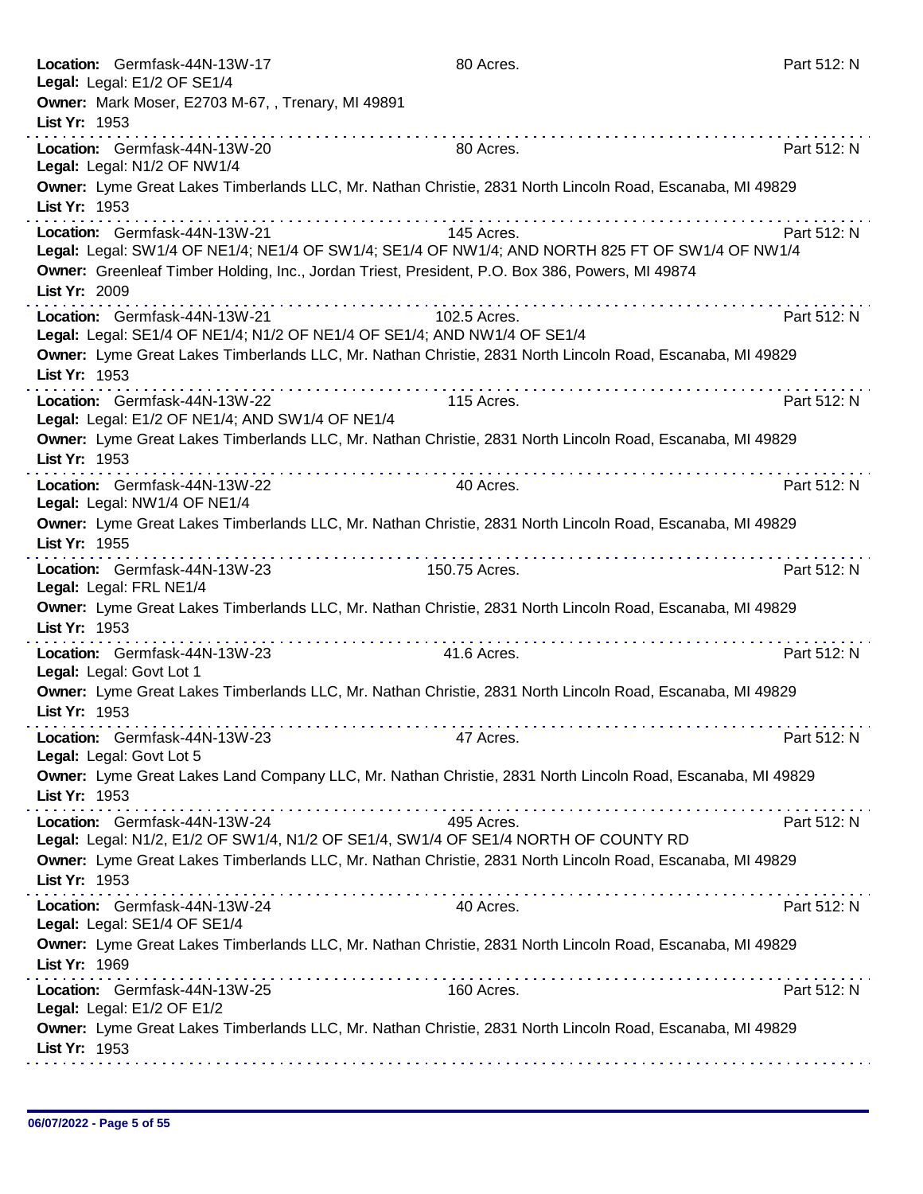**Location:** Germfask-44N-13W-17 80 Acres. Part 512: N
**Legal:** Legal: E1/2 OF SE1/4
**Owner:** Mark Moser, E2703 M-67, , Trenary, MI 49891
**List Yr:** 1953

---

**Location:** Germfask-44N-13W-20 80 Acres. Part 512: N
**Legal:** Legal: N1/2 OF NW1/4
**Owner:** Lyme Great Lakes Timberlands LLC, Mr. Nathan Christie, 2831 North Lincoln Road, Escanaba, MI 49829
**List Yr:** 1953

---

**Location:** Germfask-44N-13W-21 145 Acres. Part 512: N
**Legal:** Legal: SW1/4 OF NE1/4; NE1/4 OF SW1/4; SE1/4 OF NW1/4; AND NORTH 825 FT OF SW1/4 OF NW1/4
**Owner:** Greenleaf Timber Holding, Inc., Jordan Triest, President, P.O. Box 386, Powers, MI 49874
**List Yr:** 2009

---

**Location:** Germfask-44N-13W-21 102.5 Acres. Part 512: N
**Legal:** Legal: SE1/4 OF NE1/4; N1/2 OF NE1/4 OF SE1/4; AND NW1/4 OF SE1/4
**Owner:** Lyme Great Lakes Timberlands LLC, Mr. Nathan Christie, 2831 North Lincoln Road, Escanaba, MI 49829
**List Yr:** 1953

---

**Location:** Germfask-44N-13W-22 115 Acres. Part 512: N
**Legal:** Legal: E1/2 OF NE1/4; AND SW1/4 OF NE1/4
**Owner:** Lyme Great Lakes Timberlands LLC, Mr. Nathan Christie, 2831 North Lincoln Road, Escanaba, MI 49829
**List Yr:** 1953

---

**Location:** Germfask-44N-13W-22 40 Acres. Part 512: N
**Legal:** Legal: NW1/4 OF NE1/4
**Owner:** Lyme Great Lakes Timberlands LLC, Mr. Nathan Christie, 2831 North Lincoln Road, Escanaba, MI 49829
**List Yr:** 1955

---

**Location:** Germfask-44N-13W-23 150.75 Acres. Part 512: N
**Legal:** Legal: FRL NE1/4
**Owner:** Lyme Great Lakes Timberlands LLC, Mr. Nathan Christie, 2831 North Lincoln Road, Escanaba, MI 49829
**List Yr:** 1953

---

**Location:** Germfask-44N-13W-23 41.6 Acres. Part 512: N
**Legal:** Legal: Govt Lot 1
**Owner:** Lyme Great Lakes Timberlands LLC, Mr. Nathan Christie, 2831 North Lincoln Road, Escanaba, MI 49829
**List Yr:** 1953

---

**Location:** Germfask-44N-13W-23 47 Acres. Part 512: N
**Legal:** Legal: Govt Lot 5
**Owner:** Lyme Great Lakes Land Company LLC, Mr. Nathan Christie, 2831 North Lincoln Road, Escanaba, MI 49829
**List Yr:** 1953

---

**Location:** Germfask-44N-13W-24 495 Acres. Part 512: N
**Legal:** Legal: N1/2, E1/2 OF SW1/4, N1/2 OF SE1/4, SW1/4 OF SE1/4 NORTH OF COUNTY RD
**Owner:** Lyme Great Lakes Timberlands LLC, Mr. Nathan Christie, 2831 North Lincoln Road, Escanaba, MI 49829
**List Yr:** 1953

---

**Location:** Germfask-44N-13W-24 40 Acres. Part 512: N
**Legal:** Legal: SE1/4 OF SE1/4
**Owner:** Lyme Great Lakes Timberlands LLC, Mr. Nathan Christie, 2831 North Lincoln Road, Escanaba, MI 49829
**List Yr:** 1969

---

**Location:** Germfask-44N-13W-25 160 Acres. Part 512: N
**Legal:** Legal: E1/2 OF E1/2
**Owner:** Lyme Great Lakes Timberlands LLC, Mr. Nathan Christie, 2831 North Lincoln Road, Escanaba, MI 49829
**List Yr:** 1953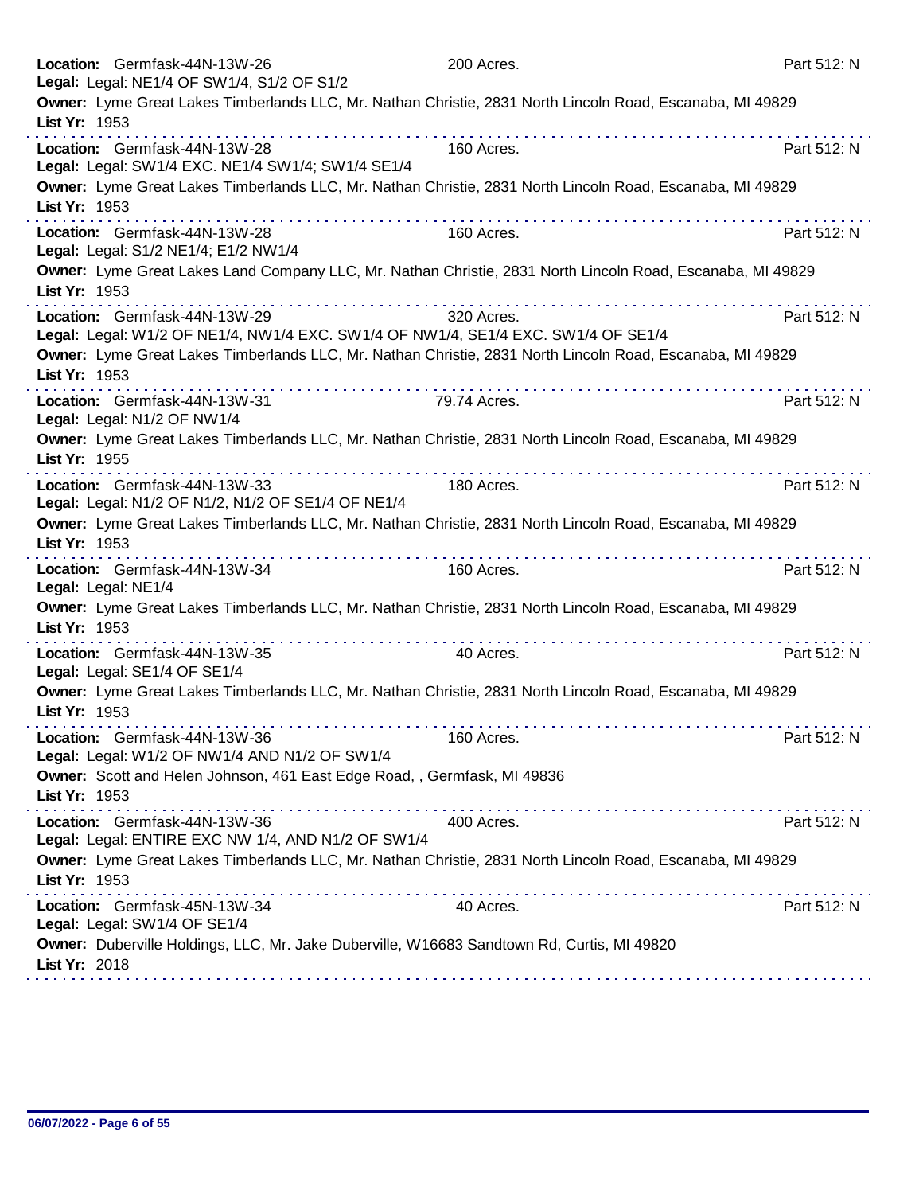**Location:** Germfask-44N-13W-26 — 200 Acres. — Part 512: N
**Legal:** Legal: NE1/4 OF SW1/4, S1/2 OF S1/2
**Owner:** Lyme Great Lakes Timberlands LLC, Mr. Nathan Christie, 2831 North Lincoln Road, Escanaba, MI 49829
**List Yr:** 1953

---

**Location:** Germfask-44N-13W-28 — 160 Acres. — Part 512: N
**Legal:** Legal: SW1/4 EXC. NE1/4 SW1/4; SW1/4 SE1/4
**Owner:** Lyme Great Lakes Timberlands LLC, Mr. Nathan Christie, 2831 North Lincoln Road, Escanaba, MI 49829
**List Yr:** 1953

---

**Location:** Germfask-44N-13W-28 — 160 Acres. — Part 512: N
**Legal:** Legal: S1/2 NE1/4; E1/2 NW1/4
**Owner:** Lyme Great Lakes Land Company LLC, Mr. Nathan Christie, 2831 North Lincoln Road, Escanaba, MI 49829
**List Yr:** 1953

---

**Location:** Germfask-44N-13W-29 — 320 Acres. — Part 512: N
**Legal:** Legal: W1/2 OF NE1/4, NW1/4 EXC. SW1/4 OF NW1/4, SE1/4 EXC. SW1/4 OF SE1/4
**Owner:** Lyme Great Lakes Timberlands LLC, Mr. Nathan Christie, 2831 North Lincoln Road, Escanaba, MI 49829
**List Yr:** 1953

---

**Location:** Germfask-44N-13W-31 — 79.74 Acres. — Part 512: N
**Legal:** Legal: N1/2 OF NW1/4
**Owner:** Lyme Great Lakes Timberlands LLC, Mr. Nathan Christie, 2831 North Lincoln Road, Escanaba, MI 49829
**List Yr:** 1955

---

**Location:** Germfask-44N-13W-33 — 180 Acres. — Part 512: N
**Legal:** Legal: N1/2 OF N1/2, N1/2 OF SE1/4 OF NE1/4
**Owner:** Lyme Great Lakes Timberlands LLC, Mr. Nathan Christie, 2831 North Lincoln Road, Escanaba, MI 49829
**List Yr:** 1953

---

**Location:** Germfask-44N-13W-34 — 160 Acres. — Part 512: N
**Legal:** Legal: NE1/4
**Owner:** Lyme Great Lakes Timberlands LLC, Mr. Nathan Christie, 2831 North Lincoln Road, Escanaba, MI 49829
**List Yr:** 1953

---

**Location:** Germfask-44N-13W-35 — 40 Acres. — Part 512: N
**Legal:** Legal: SE1/4 OF SE1/4
**Owner:** Lyme Great Lakes Timberlands LLC, Mr. Nathan Christie, 2831 North Lincoln Road, Escanaba, MI 49829
**List Yr:** 1953

---

**Location:** Germfask-44N-13W-36 — 160 Acres. — Part 512: N
**Legal:** Legal: W1/2 OF NW1/4 AND N1/2 OF SW1/4
**Owner:** Scott and Helen Johnson, 461 East Edge Road, , Germfask, MI 49836
**List Yr:** 1953

---

**Location:** Germfask-44N-13W-36 — 400 Acres. — Part 512: N
**Legal:** Legal: ENTIRE EXC NW 1/4, AND N1/2 OF SW1/4
**Owner:** Lyme Great Lakes Timberlands LLC, Mr. Nathan Christie, 2831 North Lincoln Road, Escanaba, MI 49829
**List Yr:** 1953

---

**Location:** Germfask-45N-13W-34 — 40 Acres. — Part 512: N
**Legal:** Legal: SW1/4 OF SE1/4
**Owner:** Duberville Holdings, LLC, Mr. Jake Duberville, W16683 Sandtown Rd, Curtis, MI 49820
**List Yr:** 2018

---

06/07/2022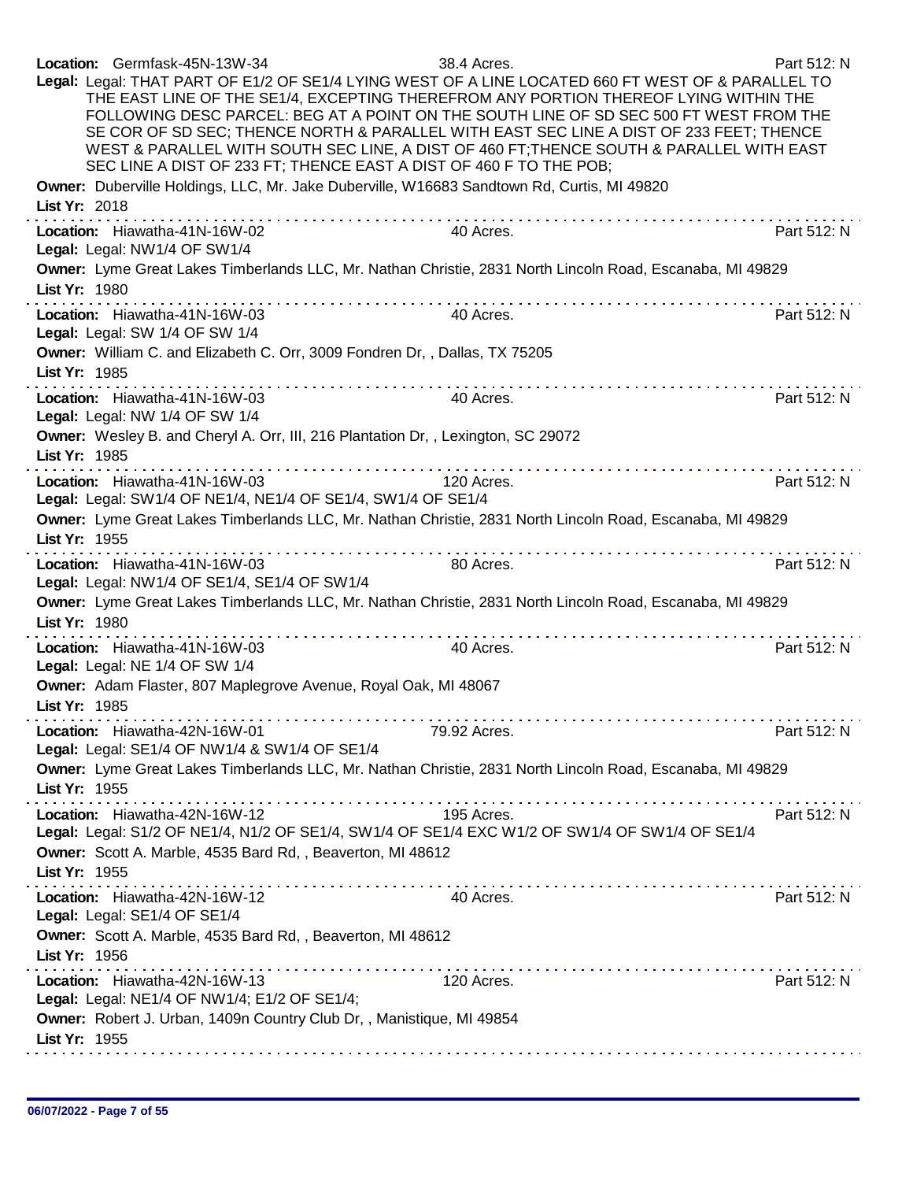**Location:** Germfask-45N-13W-34 38.4 Acres. Part 512: N

**Legal:** Legal: THAT PART OF E1/2 OF SE1/4 LYING WEST OF A LINE LOCATED 660 FT WEST OF & PARALLEL TO THE EAST LINE OF THE SE1/4, EXCEPTING THEREFROM ANY PORTION THEREOF LYING WITHIN THE FOLLOWING DESC PARCEL: BEG AT A POINT ON THE SOUTH LINE OF SD SEC 500 FT WEST FROM THE SE COR OF SD SEC; THENCE NORTH & PARALLEL WITH EAST SEC LINE A DIST OF 233 FEET; THENCE WEST & PARALLEL WITH SOUTH SEC LINE, A DIST OF 460 FT;THENCE SOUTH & PARALLEL WITH EAST SEC LINE A DIST OF 233 FT; THENCE EAST A DIST OF 460 F TO THE POB;

**Owner:** Duberville Holdings, LLC, Mr. Jake Duberville, W16683 Sandtown Rd, Curtis, MI 49820

**List Yr:** 2018

---

**Location:** Hiawatha-41N-16W-02 40 Acres. Part 512: N

**Legal:** Legal: NW1/4 OF SW1/4

**Owner:** Lyme Great Lakes Timberlands LLC, Mr. Nathan Christie, 2831 North Lincoln Road, Escanaba, MI 49829

**List Yr:** 1980

---

**Location:** Hiawatha-41N-16W-03 40 Acres. Part 512: N

**Legal:** Legal: SW 1/4 OF SW 1/4

**Owner:** William C. and Elizabeth C. Orr, 3009 Fondren Dr, , Dallas, TX 75205

**List Yr:** 1985

---

**Location:** Hiawatha-41N-16W-03 40 Acres. Part 512: N

**Legal:** Legal: NW 1/4 OF SW 1/4

**Owner:** Wesley B. and Cheryl A. Orr, III, 216 Plantation Dr, , Lexington, SC 29072

**List Yr:** 1985

---

**Location:** Hiawatha-41N-16W-03 120 Acres. Part 512: N

**Legal:** Legal: SW1/4 OF NE1/4, NE1/4 OF SE1/4, SW1/4 OF SE1/4

**Owner:** Lyme Great Lakes Timberlands LLC, Mr. Nathan Christie, 2831 North Lincoln Road, Escanaba, MI 49829

**List Yr:** 1955

---

**Location:** Hiawatha-41N-16W-03 80 Acres. Part 512: N

**Legal:** Legal: NW1/4 OF SE1/4, SE1/4 OF SW1/4

**Owner:** Lyme Great Lakes Timberlands LLC, Mr. Nathan Christie, 2831 North Lincoln Road, Escanaba, MI 49829

**List Yr:** 1980

---

**Location:** Hiawatha-41N-16W-03 40 Acres. Part 512: N

**Legal:** Legal: NE 1/4 OF SW 1/4

**Owner:** Adam Flaster, 807 Maplegrove Avenue, Royal Oak, MI 48067

**List Yr:** 1985

---

**Location:** Hiawatha-42N-16W-01 79.92 Acres. Part 512: N

**Legal:** Legal: SE1/4 OF NW1/4 & SW1/4 OF SE1/4

**Owner:** Lyme Great Lakes Timberlands LLC, Mr. Nathan Christie, 2831 North Lincoln Road, Escanaba, MI 49829

**List Yr:** 1955

---

**Location:** Hiawatha-42N-16W-12 195 Acres. Part 512: N

**Legal:** Legal: S1/2 OF NE1/4, N1/2 OF SE1/4, SW1/4 OF SE1/4 EXC W1/2 OF SW1/4 OF SW1/4 OF SE1/4

**Owner:** Scott A. Marble, 4535 Bard Rd, , Beaverton, MI 48612

**List Yr:** 1955

---

**Location:** Hiawatha-42N-16W-12 40 Acres. Part 512: N

**Legal:** Legal: SE1/4 OF SE1/4

**Owner:** Scott A. Marble, 4535 Bard Rd, , Beaverton, MI 48612

**List Yr:** 1956

---

**Location:** Hiawatha-42N-16W-13 120 Acres. Part 512: N

**Legal:** Legal: NE1/4 OF NW1/4; E1/2 OF SE1/4;

**Owner:** Robert J. Urban, 1409n Country Club Dr, , Manistique, MI 49854

**List Yr:** 1955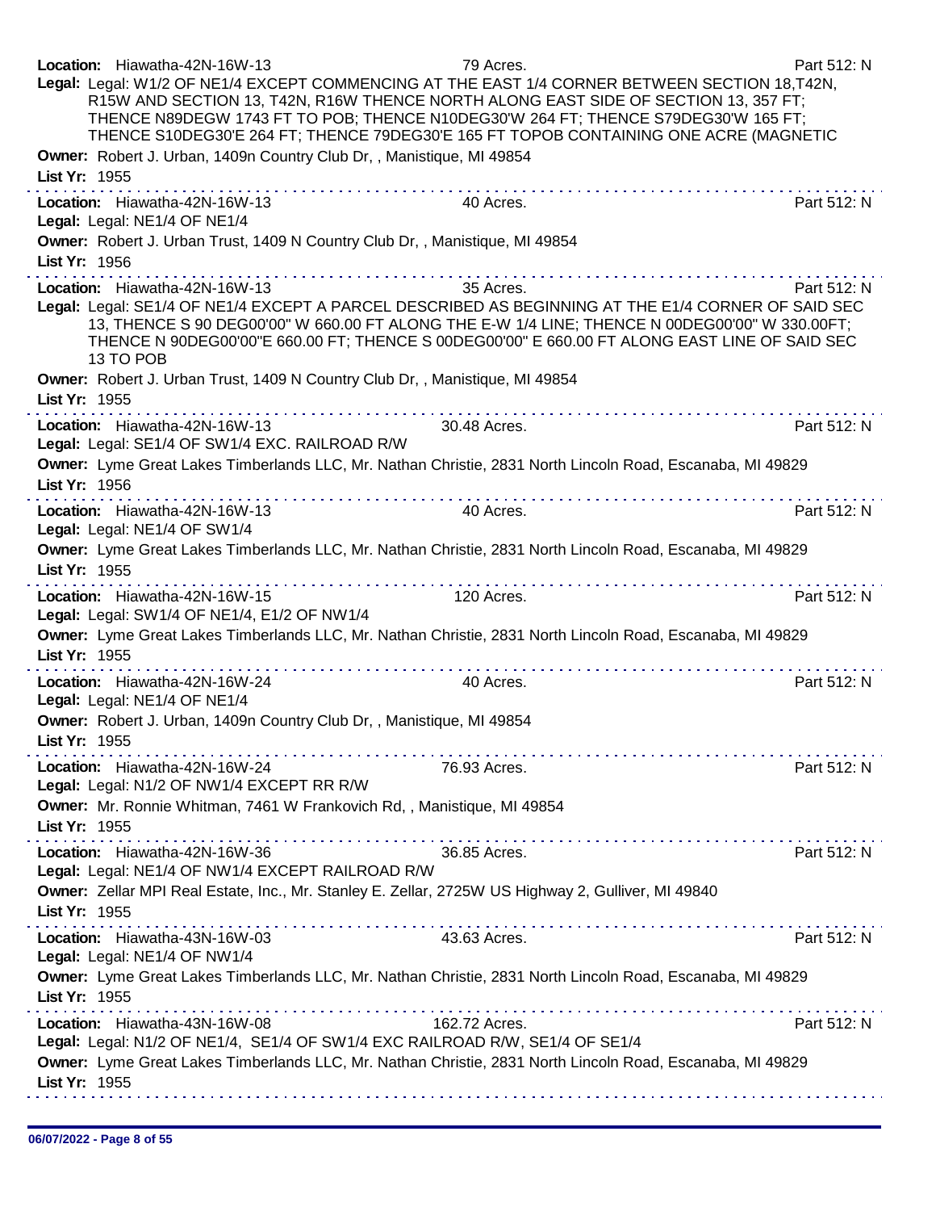**Location:** Hiawatha-42N-16W-13 79 Acres. Part 512: N

**Legal:** Legal: W1/2 OF NE1/4 EXCEPT COMMENCING AT THE EAST 1/4 CORNER BETWEEN SECTION 18,T42N, R15W AND SECTION 13, T42N, R16W THENCE NORTH ALONG EAST SIDE OF SECTION 13, 357 FT; THENCE N89DEGW 1743 FT TO POB; THENCE N10DEG30'W 264 FT; THENCE S79DEG30'W 165 FT; THENCE S10DEG30'E 264 FT; THENCE 79DEG30'E 165 FT TOPOB CONTAINING ONE ACRE (MAGNETIC

**Owner:** Robert J. Urban, 1409n Country Club Dr, , Manistique, MI 49854

**List Yr:** 1955

---

**Location:** Hiawatha-42N-16W-13 40 Acres. Part 512: N

**Legal:** Legal: NE1/4 OF NE1/4

**Owner:** Robert J. Urban Trust, 1409 N Country Club Dr, , Manistique, MI 49854

**List Yr:** 1956

---

**Location:** Hiawatha-42N-16W-13 35 Acres. Part 512: N

**Legal:** Legal: SE1/4 OF NE1/4 EXCEPT A PARCEL DESCRIBED AS BEGINNING AT THE E1/4 CORNER OF SAID SEC 13, THENCE S 90 DEG00'00" W 660.00 FT ALONG THE E-W 1/4 LINE; THENCE N 00DEG00'00" W 330.00FT; THENCE N 90DEG00'00"E 660.00 FT; THENCE S 00DEG00'00" E 660.00 FT ALONG EAST LINE OF SAID SEC 13 TO POB

**Owner:** Robert J. Urban Trust, 1409 N Country Club Dr, , Manistique, MI 49854

**List Yr:** 1955

---

**Location:** Hiawatha-42N-16W-13 30.48 Acres. Part 512: N

**Legal:** Legal: SE1/4 OF SW1/4 EXC. RAILROAD R/W

**Owner:** Lyme Great Lakes Timberlands LLC, Mr. Nathan Christie, 2831 North Lincoln Road, Escanaba, MI 49829

**List Yr:** 1956

---

**Location:** Hiawatha-42N-16W-13 40 Acres. Part 512: N

**Legal:** Legal: NE1/4 OF SW1/4

**Owner:** Lyme Great Lakes Timberlands LLC, Mr. Nathan Christie, 2831 North Lincoln Road, Escanaba, MI 49829

**List Yr:** 1955

---

**Location:** Hiawatha-42N-16W-15 120 Acres. Part 512: N

**Legal:** Legal: SW1/4 OF NE1/4, E1/2 OF NW1/4

**Owner:** Lyme Great Lakes Timberlands LLC, Mr. Nathan Christie, 2831 North Lincoln Road, Escanaba, MI 49829

**List Yr:** 1955

---

**Location:** Hiawatha-42N-16W-24 40 Acres. Part 512: N

**Legal:** Legal: NE1/4 OF NE1/4

**Owner:** Robert J. Urban, 1409n Country Club Dr, , Manistique, MI 49854

**List Yr:** 1955

---

**Location:** Hiawatha-42N-16W-24 76.93 Acres. Part 512: N

**Legal:** Legal: N1/2 OF NW1/4 EXCEPT RR R/W

**Owner:** Mr. Ronnie Whitman, 7461 W Frankovich Rd, , Manistique, MI 49854

**List Yr:** 1955

---

**Location:** Hiawatha-42N-16W-36 36.85 Acres. Part 512: N

**Legal:** Legal: NE1/4 OF NW1/4 EXCEPT RAILROAD R/W

**Owner:** Zellar MPI Real Estate, Inc., Mr. Stanley E. Zellar, 2725W US Highway 2, Gulliver, MI 49840

**List Yr:** 1955

---

**Location:** Hiawatha-43N-16W-03 43.63 Acres. Part 512: N

**Legal:** Legal: NE1/4 OF NW1/4

**Owner:** Lyme Great Lakes Timberlands LLC, Mr. Nathan Christie, 2831 North Lincoln Road, Escanaba, MI 49829

**List Yr:** 1955

---

**Location:** Hiawatha-43N-16W-08 162.72 Acres. Part 512: N

**Legal:** Legal: N1/2 OF NE1/4, SE1/4 OF SW1/4 EXC RAILROAD R/W, SE1/4 OF SE1/4

**Owner:** Lyme Great Lakes Timberlands LLC, Mr. Nathan Christie, 2831 North Lincoln Road, Escanaba, MI 49829

**List Yr:** 1955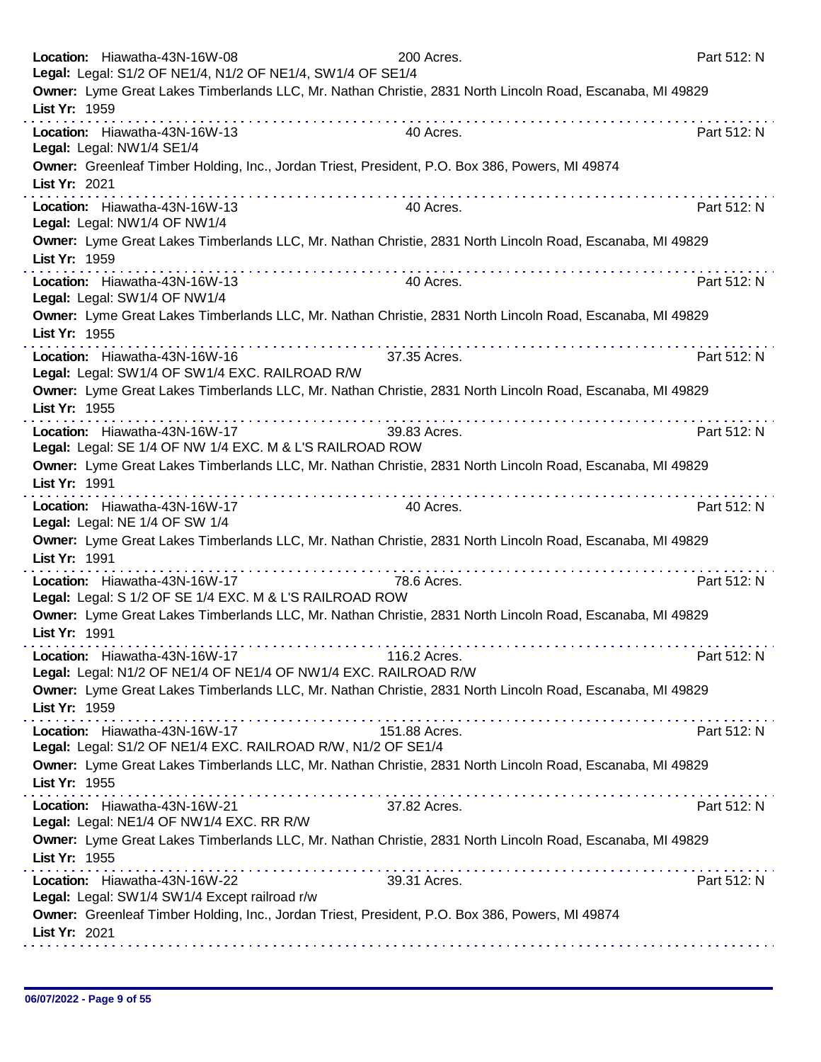**Location:** Hiawatha-43N-16W-08 200 Acres. Part 512: N
**Legal:** Legal: S1/2 OF NE1/4, N1/2 OF NE1/4, SW1/4 OF SE1/4
**Owner:** Lyme Great Lakes Timberlands LLC, Mr. Nathan Christie, 2831 North Lincoln Road, Escanaba, MI 49829
**List Yr:** 1959

---

**Location:** Hiawatha-43N-16W-13 40 Acres. Part 512: N
**Legal:** Legal: NW1/4 SE1/4
**Owner:** Greenleaf Timber Holding, Inc., Jordan Triest, President, P.O. Box 386, Powers, MI 49874
**List Yr:** 2021

---

**Location:** Hiawatha-43N-16W-13 40 Acres. Part 512: N
**Legal:** Legal: NW1/4 OF NW1/4
**Owner:** Lyme Great Lakes Timberlands LLC, Mr. Nathan Christie, 2831 North Lincoln Road, Escanaba, MI 49829
**List Yr:** 1959

---

**Location:** Hiawatha-43N-16W-13 40 Acres. Part 512: N
**Legal:** Legal: SW1/4 OF NW1/4
**Owner:** Lyme Great Lakes Timberlands LLC, Mr. Nathan Christie, 2831 North Lincoln Road, Escanaba, MI 49829
**List Yr:** 1955

---

**Location:** Hiawatha-43N-16W-16 37.35 Acres. Part 512: N
**Legal:** Legal: SW1/4 OF SW1/4 EXC. RAILROAD R/W
**Owner:** Lyme Great Lakes Timberlands LLC, Mr. Nathan Christie, 2831 North Lincoln Road, Escanaba, MI 49829
**List Yr:** 1955

---

**Location:** Hiawatha-43N-16W-17 39.83 Acres. Part 512: N
**Legal:** Legal: SE 1/4 OF NW 1/4 EXC. M & L'S RAILROAD ROW
**Owner:** Lyme Great Lakes Timberlands LLC, Mr. Nathan Christie, 2831 North Lincoln Road, Escanaba, MI 49829
**List Yr:** 1991

---

**Location:** Hiawatha-43N-16W-17 40 Acres. Part 512: N
**Legal:** Legal: NE 1/4 OF SW 1/4
**Owner:** Lyme Great Lakes Timberlands LLC, Mr. Nathan Christie, 2831 North Lincoln Road, Escanaba, MI 49829
**List Yr:** 1991

---

**Location:** Hiawatha-43N-16W-17 78.6 Acres. Part 512: N
**Legal:** Legal: S 1/2 OF SE 1/4 EXC. M & L'S RAILROAD ROW
**Owner:** Lyme Great Lakes Timberlands LLC, Mr. Nathan Christie, 2831 North Lincoln Road, Escanaba, MI 49829
**List Yr:** 1991

---

**Location:** Hiawatha-43N-16W-17 116.2 Acres. Part 512: N
**Legal:** Legal: N1/2 OF NE1/4 OF NE1/4 OF NW1/4 EXC. RAILROAD R/W
**Owner:** Lyme Great Lakes Timberlands LLC, Mr. Nathan Christie, 2831 North Lincoln Road, Escanaba, MI 49829
**List Yr:** 1959

---

**Location:** Hiawatha-43N-16W-17 151.88 Acres. Part 512: N
**Legal:** Legal: S1/2 OF NE1/4 EXC. RAILROAD R/W, N1/2 OF SE1/4
**Owner:** Lyme Great Lakes Timberlands LLC, Mr. Nathan Christie, 2831 North Lincoln Road, Escanaba, MI 49829
**List Yr:** 1955

---

**Location:** Hiawatha-43N-16W-21 37.82 Acres. Part 512: N
**Legal:** Legal: NE1/4 OF NW1/4 EXC. RR R/W
**Owner:** Lyme Great Lakes Timberlands LLC, Mr. Nathan Christie, 2831 North Lincoln Road, Escanaba, MI 49829
**List Yr:** 1955

---

**Location:** Hiawatha-43N-16W-22 39.31 Acres. Part 512: N
**Legal:** Legal: SW1/4 SW1/4 Except railroad r/w
**Owner:** Greenleaf Timber Holding, Inc., Jordan Triest, President, P.O. Box 386, Powers, MI 49874
**List Yr:** 2021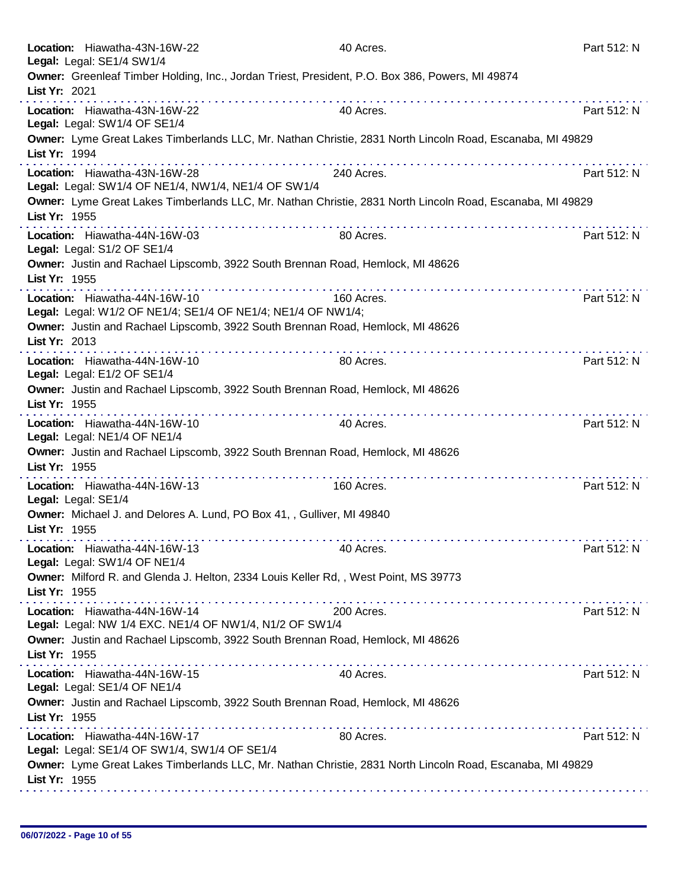**Location:** Hiawatha-43N-16W-22 40 Acres. Part 512: N
**Legal:** Legal: SE1/4 SW1/4
**Owner:** Greenleaf Timber Holding, Inc., Jordan Triest, President, P.O. Box 386, Powers, MI 49874
**List Yr:** 2021

---

**Location:** Hiawatha-43N-16W-22 40 Acres. Part 512: N
**Legal:** Legal: SW1/4 OF SE1/4
**Owner:** Lyme Great Lakes Timberlands LLC, Mr. Nathan Christie, 2831 North Lincoln Road, Escanaba, MI 49829
**List Yr:** 1994

---

**Location:** Hiawatha-43N-16W-28 240 Acres. Part 512: N
**Legal:** Legal: SW1/4 OF NE1/4, NW1/4, NE1/4 OF SW1/4
**Owner:** Lyme Great Lakes Timberlands LLC, Mr. Nathan Christie, 2831 North Lincoln Road, Escanaba, MI 49829
**List Yr:** 1955

---

**Location:** Hiawatha-44N-16W-03 80 Acres. Part 512: N
**Legal:** Legal: S1/2 OF SE1/4
**Owner:** Justin and Rachael Lipscomb, 3922 South Brennan Road, Hemlock, MI 48626
**List Yr:** 1955

---

**Location:** Hiawatha-44N-16W-10 160 Acres. Part 512: N
**Legal:** Legal: W1/2 OF NE1/4; SE1/4 OF NE1/4; NE1/4 OF NW1/4;
**Owner:** Justin and Rachael Lipscomb, 3922 South Brennan Road, Hemlock, MI 48626
**List Yr:** 2013

---

**Location:** Hiawatha-44N-16W-10 80 Acres. Part 512: N
**Legal:** Legal: E1/2 OF SE1/4
**Owner:** Justin and Rachael Lipscomb, 3922 South Brennan Road, Hemlock, MI 48626
**List Yr:** 1955

---

**Location:** Hiawatha-44N-16W-10 40 Acres. Part 512: N
**Legal:** Legal: NE1/4 OF NE1/4
**Owner:** Justin and Rachael Lipscomb, 3922 South Brennan Road, Hemlock, MI 48626
**List Yr:** 1955

---

**Location:** Hiawatha-44N-16W-13 160 Acres. Part 512: N
**Legal:** Legal: SE1/4
**Owner:** Michael J. and Delores A. Lund, PO Box 41, , Gulliver, MI 49840
**List Yr:** 1955

---

**Location:** Hiawatha-44N-16W-13 40 Acres. Part 512: N
**Legal:** Legal: SW1/4 OF NE1/4
**Owner:** Milford R. and Glenda J. Helton, 2334 Louis Keller Rd, , West Point, MS 39773
**List Yr:** 1955

---

**Location:** Hiawatha-44N-16W-14 200 Acres. Part 512: N
**Legal:** Legal: NW 1/4 EXC. NE1/4 OF NW1/4, N1/2 OF SW1/4
**Owner:** Justin and Rachael Lipscomb, 3922 South Brennan Road, Hemlock, MI 48626
**List Yr:** 1955

---

**Location:** Hiawatha-44N-16W-15 40 Acres. Part 512: N
**Legal:** Legal: SE1/4 OF NE1/4
**Owner:** Justin and Rachael Lipscomb, 3922 South Brennan Road, Hemlock, MI 48626
**List Yr:** 1955

---

**Location:** Hiawatha-44N-16W-17 80 Acres. Part 512: N
**Legal:** Legal: SE1/4 OF SW1/4, SW1/4 OF SE1/4
**Owner:** Lyme Great Lakes Timberlands LLC, Mr. Nathan Christie, 2831 North Lincoln Road, Escanaba, MI 49829
**List Yr:** 1955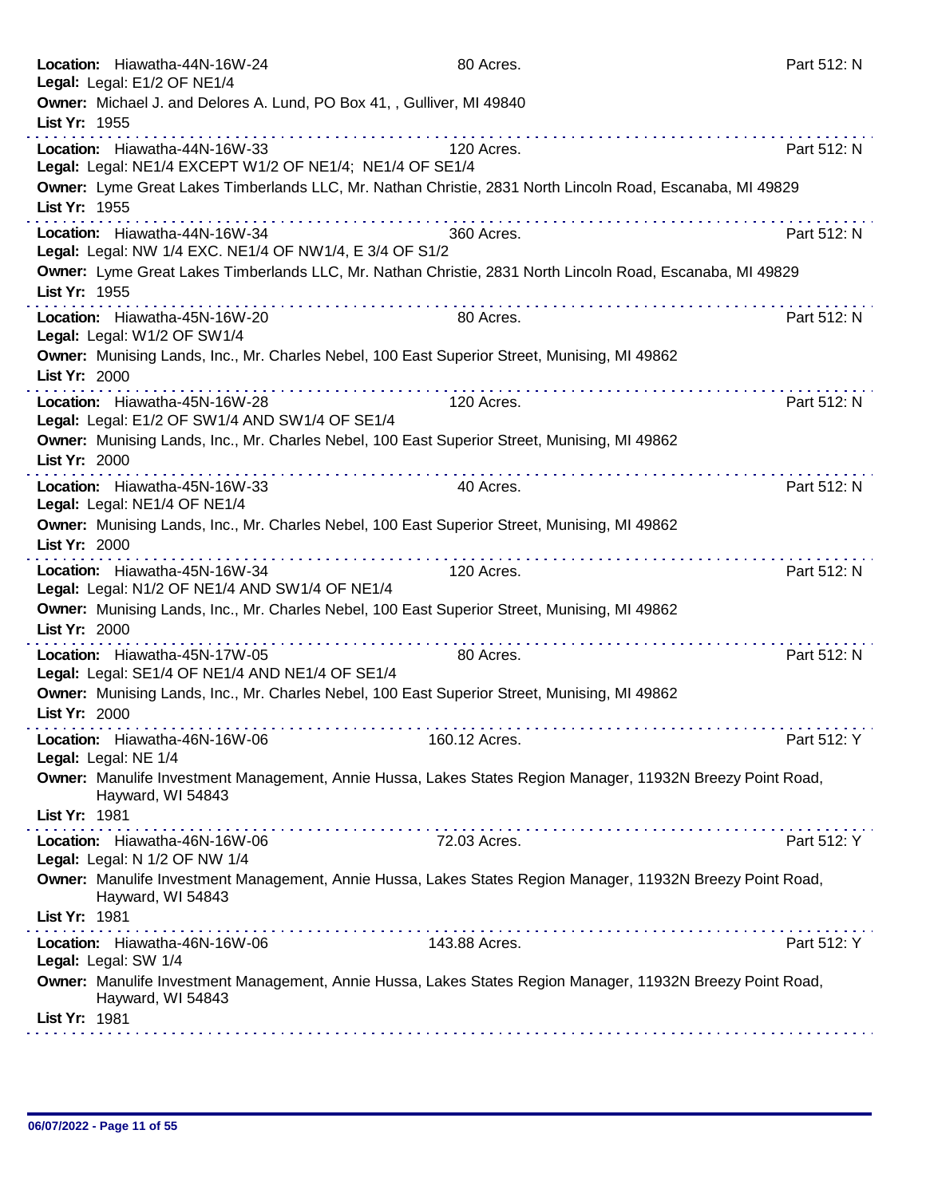**Location:** Hiawatha-44N-16W-24 80 Acres. Part 512: N
**Legal:** Legal: E1/2 OF NE1/4
**Owner:** Michael J. and Delores A. Lund, PO Box 41, , Gulliver, MI 49840
**List Yr:** 1955

---

**Location:** Hiawatha-44N-16W-33 120 Acres. Part 512: N
**Legal:** Legal: NE1/4 EXCEPT W1/2 OF NE1/4; NE1/4 OF SE1/4
**Owner:** Lyme Great Lakes Timberlands LLC, Mr. Nathan Christie, 2831 North Lincoln Road, Escanaba, MI 49829
**List Yr:** 1955

---

**Location:** Hiawatha-44N-16W-34 360 Acres. Part 512: N
**Legal:** Legal: NW 1/4 EXC. NE1/4 OF NW1/4, E 3/4 OF S1/2
**Owner:** Lyme Great Lakes Timberlands LLC, Mr. Nathan Christie, 2831 North Lincoln Road, Escanaba, MI 49829
**List Yr:** 1955

---

**Location:** Hiawatha-45N-16W-20 80 Acres. Part 512: N
**Legal:** Legal: W1/2 OF SW1/4
**Owner:** Munising Lands, Inc., Mr. Charles Nebel, 100 East Superior Street, Munising, MI 49862
**List Yr:** 2000

---

**Location:** Hiawatha-45N-16W-28 120 Acres. Part 512: N
**Legal:** Legal: E1/2 OF SW1/4 AND SW1/4 OF SE1/4
**Owner:** Munising Lands, Inc., Mr. Charles Nebel, 100 East Superior Street, Munising, MI 49862
**List Yr:** 2000

---

**Location:** Hiawatha-45N-16W-33 40 Acres. Part 512: N
**Legal:** Legal: NE1/4 OF NE1/4
**Owner:** Munising Lands, Inc., Mr. Charles Nebel, 100 East Superior Street, Munising, MI 49862
**List Yr:** 2000

---

**Location:** Hiawatha-45N-16W-34 120 Acres. Part 512: N
**Legal:** Legal: N1/2 OF NE1/4 AND SW1/4 OF NE1/4
**Owner:** Munising Lands, Inc., Mr. Charles Nebel, 100 East Superior Street, Munising, MI 49862
**List Yr:** 2000

---

**Location:** Hiawatha-45N-17W-05 80 Acres. Part 512: N
**Legal:** Legal: SE1/4 OF NE1/4 AND NE1/4 OF SE1/4
**Owner:** Munising Lands, Inc., Mr. Charles Nebel, 100 East Superior Street, Munising, MI 49862
**List Yr:** 2000

---

**Location:** Hiawatha-46N-16W-06 160.12 Acres. Part 512: Y
**Legal:** Legal: NE 1/4
**Owner:** Manulife Investment Management, Annie Hussa, Lakes States Region Manager, 11932N Breezy Point Road, Hayward, WI 54843
**List Yr:** 1981

---

**Location:** Hiawatha-46N-16W-06 72.03 Acres. Part 512: Y
**Legal:** Legal: N 1/2 OF NW 1/4
**Owner:** Manulife Investment Management, Annie Hussa, Lakes States Region Manager, 11932N Breezy Point Road, Hayward, WI 54843
**List Yr:** 1981

---

**Location:** Hiawatha-46N-16W-06 143.88 Acres. Part 512: Y
**Legal:** Legal: SW 1/4
**Owner:** Manulife Investment Management, Annie Hussa, Lakes States Region Manager, 11932N Breezy Point Road, Hayward, WI 54843
**List Yr:** 1981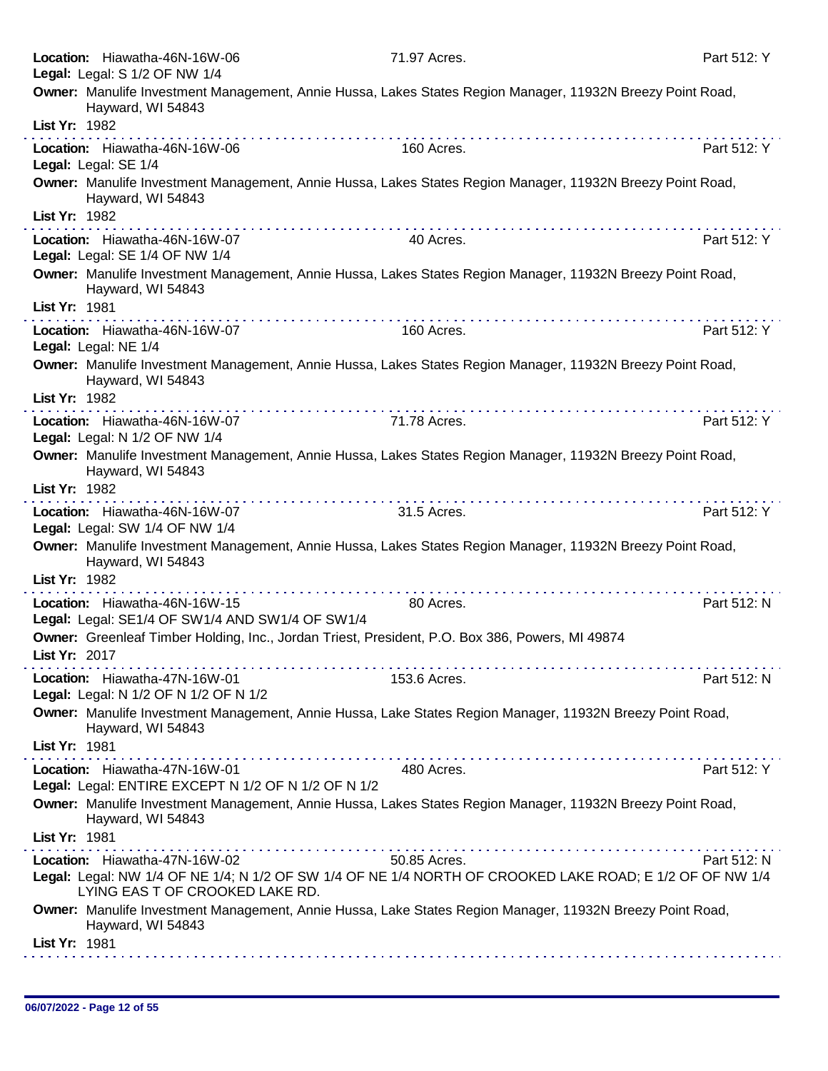**Location:** Hiawatha-46N-16W-06 71.97 Acres. Part 512: Y
**Legal:** Legal: S 1/2 OF NW 1/4
**Owner:** Manulife Investment Management, Annie Hussa, Lakes States Region Manager, 11932N Breezy Point Road, Hayward, WI 54843
**List Yr:** 1982

---

**Location:** Hiawatha-46N-16W-06 160 Acres. Part 512: Y
**Legal:** Legal: SE 1/4
**Owner:** Manulife Investment Management, Annie Hussa, Lakes States Region Manager, 11932N Breezy Point Road, Hayward, WI 54843
**List Yr:** 1982

---

**Location:** Hiawatha-46N-16W-07 40 Acres. Part 512: Y
**Legal:** Legal: SE 1/4 OF NW 1/4
**Owner:** Manulife Investment Management, Annie Hussa, Lakes States Region Manager, 11932N Breezy Point Road, Hayward, WI 54843
**List Yr:** 1981

---

**Location:** Hiawatha-46N-16W-07 160 Acres. Part 512: Y
**Legal:** Legal: NE 1/4
**Owner:** Manulife Investment Management, Annie Hussa, Lakes States Region Manager, 11932N Breezy Point Road, Hayward, WI 54843
**List Yr:** 1982

---

**Location:** Hiawatha-46N-16W-07 71.78 Acres. Part 512: Y
**Legal:** Legal: N 1/2 OF NW 1/4
**Owner:** Manulife Investment Management, Annie Hussa, Lakes States Region Manager, 11932N Breezy Point Road, Hayward, WI 54843
**List Yr:** 1982

---

**Location:** Hiawatha-46N-16W-07 31.5 Acres. Part 512: Y
**Legal:** Legal: SW 1/4 OF NW 1/4
**Owner:** Manulife Investment Management, Annie Hussa, Lakes States Region Manager, 11932N Breezy Point Road, Hayward, WI 54843
**List Yr:** 1982

---

**Location:** Hiawatha-46N-16W-15 80 Acres. Part 512: N
**Legal:** Legal: SE1/4 OF SW1/4 AND SW1/4 OF SW1/4
**Owner:** Greenleaf Timber Holding, Inc., Jordan Triest, President, P.O. Box 386, Powers, MI 49874
**List Yr:** 2017

---

**Location:** Hiawatha-47N-16W-01 153.6 Acres. Part 512: N
**Legal:** Legal: N 1/2 OF N 1/2 OF N 1/2
**Owner:** Manulife Investment Management, Annie Hussa, Lake States Region Manager, 11932N Breezy Point Road, Hayward, WI 54843
**List Yr:** 1981

---

**Location:** Hiawatha-47N-16W-01 480 Acres. Part 512: Y
**Legal:** Legal: ENTIRE EXCEPT N 1/2 OF N 1/2 OF N 1/2
**Owner:** Manulife Investment Management, Annie Hussa, Lakes States Region Manager, 11932N Breezy Point Road, Hayward, WI 54843
**List Yr:** 1981

---

**Location:** Hiawatha-47N-16W-02 50.85 Acres. Part 512: N
**Legal:** Legal: NW 1/4 OF NE 1/4; N 1/2 OF SW 1/4 OF NE 1/4 NORTH OF CROOKED LAKE ROAD; E 1/2 OF OF NW 1/4 LYING EAS T OF CROOKED LAKE RD.
**Owner:** Manulife Investment Management, Annie Hussa, Lake States Region Manager, 11932N Breezy Point Road, Hayward, WI 54843
**List Yr:** 1981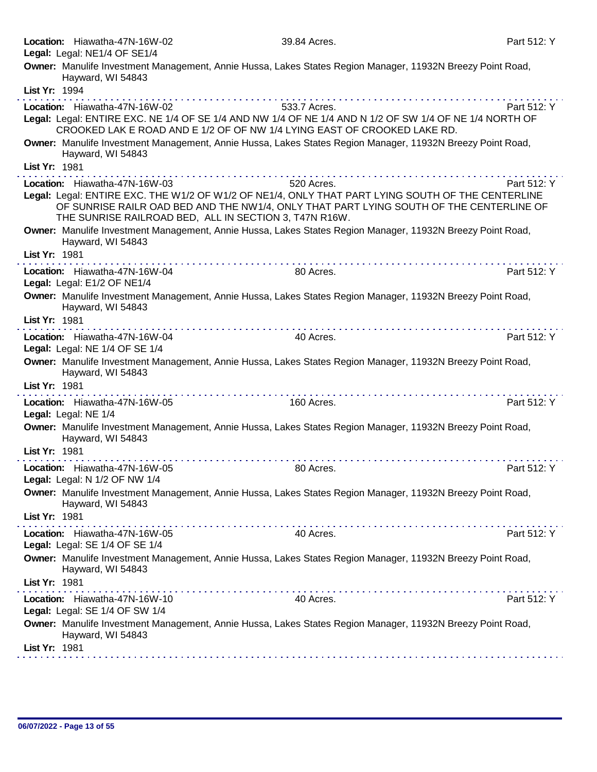**Location:** Hiawatha-47N-16W-02 — 39.84 Acres. — Part 512: Y
**Legal:** Legal: NE1/4 OF SE1/4
**Owner:** Manulife Investment Management, Annie Hussa, Lakes States Region Manager, 11932N Breezy Point Road, Hayward, WI 54843
**List Yr:** 1994

---

**Location:** Hiawatha-47N-16W-02 — 533.7 Acres. — Part 512: Y
**Legal:** Legal: ENTIRE EXC. NE 1/4 OF SE 1/4 AND NW 1/4 OF NE 1/4 AND N 1/2 OF SW 1/4 OF NE 1/4 NORTH OF CROOKED LAK E ROAD AND E 1/2 OF OF NW 1/4 LYING EAST OF CROOKED LAKE RD.
**Owner:** Manulife Investment Management, Annie Hussa, Lakes States Region Manager, 11932N Breezy Point Road, Hayward, WI 54843
**List Yr:** 1981

---

**Location:** Hiawatha-47N-16W-03 — 520 Acres. — Part 512: Y
**Legal:** Legal: ENTIRE EXC. THE W1/2 OF W1/2 OF NE1/4, ONLY THAT PART LYING SOUTH OF THE CENTERLINE OF SUNRISE RAILR OAD BED AND THE NW1/4, ONLY THAT PART LYING SOUTH OF THE CENTERLINE OF THE SUNRISE RAILROAD BED, ALL IN SECTION 3, T47N R16W.
**Owner:** Manulife Investment Management, Annie Hussa, Lakes States Region Manager, 11932N Breezy Point Road, Hayward, WI 54843
**List Yr:** 1981

---

**Location:** Hiawatha-47N-16W-04 — 80 Acres. — Part 512: Y
**Legal:** Legal: E1/2 OF NE1/4
**Owner:** Manulife Investment Management, Annie Hussa, Lakes States Region Manager, 11932N Breezy Point Road, Hayward, WI 54843
**List Yr:** 1981

---

**Location:** Hiawatha-47N-16W-04 — 40 Acres. — Part 512: Y
**Legal:** Legal: NE 1/4 OF SE 1/4
**Owner:** Manulife Investment Management, Annie Hussa, Lakes States Region Manager, 11932N Breezy Point Road, Hayward, WI 54843
**List Yr:** 1981

---

**Location:** Hiawatha-47N-16W-05 — 160 Acres. — Part 512: Y
**Legal:** Legal: NE 1/4
**Owner:** Manulife Investment Management, Annie Hussa, Lakes States Region Manager, 11932N Breezy Point Road, Hayward, WI 54843
**List Yr:** 1981

---

**Location:** Hiawatha-47N-16W-05 — 80 Acres. — Part 512: Y
**Legal:** Legal: N 1/2 OF NW 1/4
**Owner:** Manulife Investment Management, Annie Hussa, Lakes States Region Manager, 11932N Breezy Point Road, Hayward, WI 54843
**List Yr:** 1981

---

**Location:** Hiawatha-47N-16W-05 — 40 Acres. — Part 512: Y
**Legal:** Legal: SE 1/4 OF SE 1/4
**Owner:** Manulife Investment Management, Annie Hussa, Lakes States Region Manager, 11932N Breezy Point Road, Hayward, WI 54843
**List Yr:** 1981

---

**Location:** Hiawatha-47N-16W-10 — 40 Acres. — Part 512: Y
**Legal:** Legal: SE 1/4 OF SW 1/4
**Owner:** Manulife Investment Management, Annie Hussa, Lakes States Region Manager, 11932N Breezy Point Road, Hayward, WI 54843
**List Yr:** 1981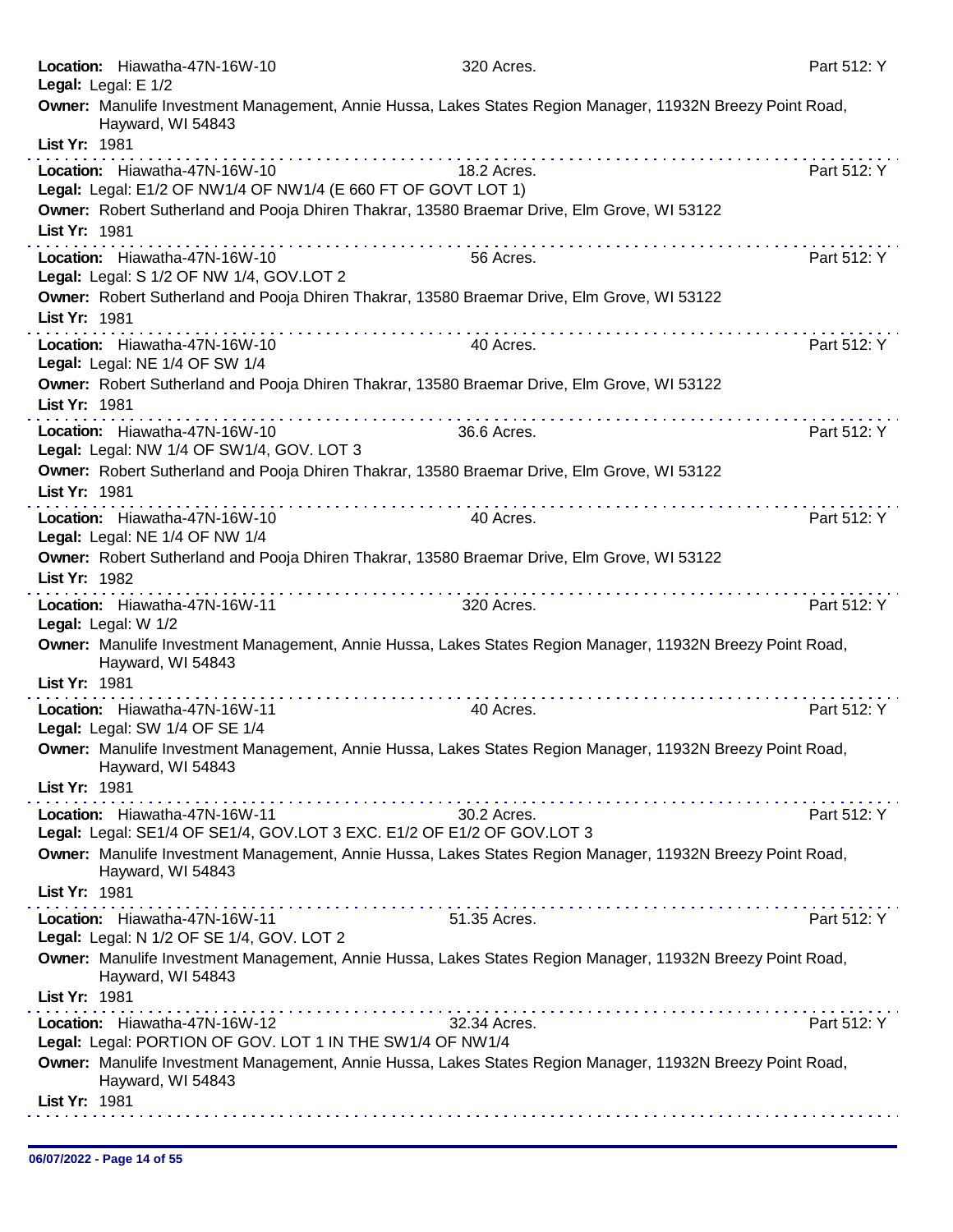**Location:** Hiawatha-47N-16W-10 320 Acres. Part 512: Y
**Legal:** Legal: E 1/2
**Owner:** Manulife Investment Management, Annie Hussa, Lakes States Region Manager, 11932N Breezy Point Road, Hayward, WI 54843
**List Yr:** 1981

---

**Location:** Hiawatha-47N-16W-10 18.2 Acres. Part 512: Y
**Legal:** Legal: E1/2 OF NW1/4 OF NW1/4 (E 660 FT OF GOVT LOT 1)
**Owner:** Robert Sutherland and Pooja Dhiren Thakrar, 13580 Braemar Drive, Elm Grove, WI 53122
**List Yr:** 1981

---

**Location:** Hiawatha-47N-16W-10 56 Acres. Part 512: Y
**Legal:** Legal: S 1/2 OF NW 1/4, GOV.LOT 2
**Owner:** Robert Sutherland and Pooja Dhiren Thakrar, 13580 Braemar Drive, Elm Grove, WI 53122
**List Yr:** 1981

---

**Location:** Hiawatha-47N-16W-10 40 Acres. Part 512: Y
**Legal:** Legal: NE 1/4 OF SW 1/4
**Owner:** Robert Sutherland and Pooja Dhiren Thakrar, 13580 Braemar Drive, Elm Grove, WI 53122
**List Yr:** 1981

---

**Location:** Hiawatha-47N-16W-10 36.6 Acres. Part 512: Y
**Legal:** Legal: NW 1/4 OF SW1/4, GOV. LOT 3
**Owner:** Robert Sutherland and Pooja Dhiren Thakrar, 13580 Braemar Drive, Elm Grove, WI 53122
**List Yr:** 1981

---

**Location:** Hiawatha-47N-16W-10 40 Acres. Part 512: Y
**Legal:** Legal: NE 1/4 OF NW 1/4
**Owner:** Robert Sutherland and Pooja Dhiren Thakrar, 13580 Braemar Drive, Elm Grove, WI 53122
**List Yr:** 1982

---

**Location:** Hiawatha-47N-16W-11 320 Acres. Part 512: Y
**Legal:** Legal: W 1/2
**Owner:** Manulife Investment Management, Annie Hussa, Lakes States Region Manager, 11932N Breezy Point Road, Hayward, WI 54843
**List Yr:** 1981

---

**Location:** Hiawatha-47N-16W-11 40 Acres. Part 512: Y
**Legal:** Legal: SW 1/4 OF SE 1/4
**Owner:** Manulife Investment Management, Annie Hussa, Lakes States Region Manager, 11932N Breezy Point Road, Hayward, WI 54843
**List Yr:** 1981

---

**Location:** Hiawatha-47N-16W-11 30.2 Acres. Part 512: Y
**Legal:** Legal: SE1/4 OF SE1/4, GOV.LOT 3 EXC. E1/2 OF E1/2 OF GOV.LOT 3
**Owner:** Manulife Investment Management, Annie Hussa, Lakes States Region Manager, 11932N Breezy Point Road, Hayward, WI 54843
**List Yr:** 1981

---

**Location:** Hiawatha-47N-16W-11 51.35 Acres. Part 512: Y
**Legal:** Legal: N 1/2 OF SE 1/4, GOV. LOT 2
**Owner:** Manulife Investment Management, Annie Hussa, Lakes States Region Manager, 11932N Breezy Point Road, Hayward, WI 54843
**List Yr:** 1981

---

**Location:** Hiawatha-47N-16W-12 32.34 Acres. Part 512: Y
**Legal:** Legal: PORTION OF GOV. LOT 1 IN THE SW1/4 OF NW1/4
**Owner:** Manulife Investment Management, Annie Hussa, Lakes States Region Manager, 11932N Breezy Point Road, Hayward, WI 54843
**List Yr:** 1981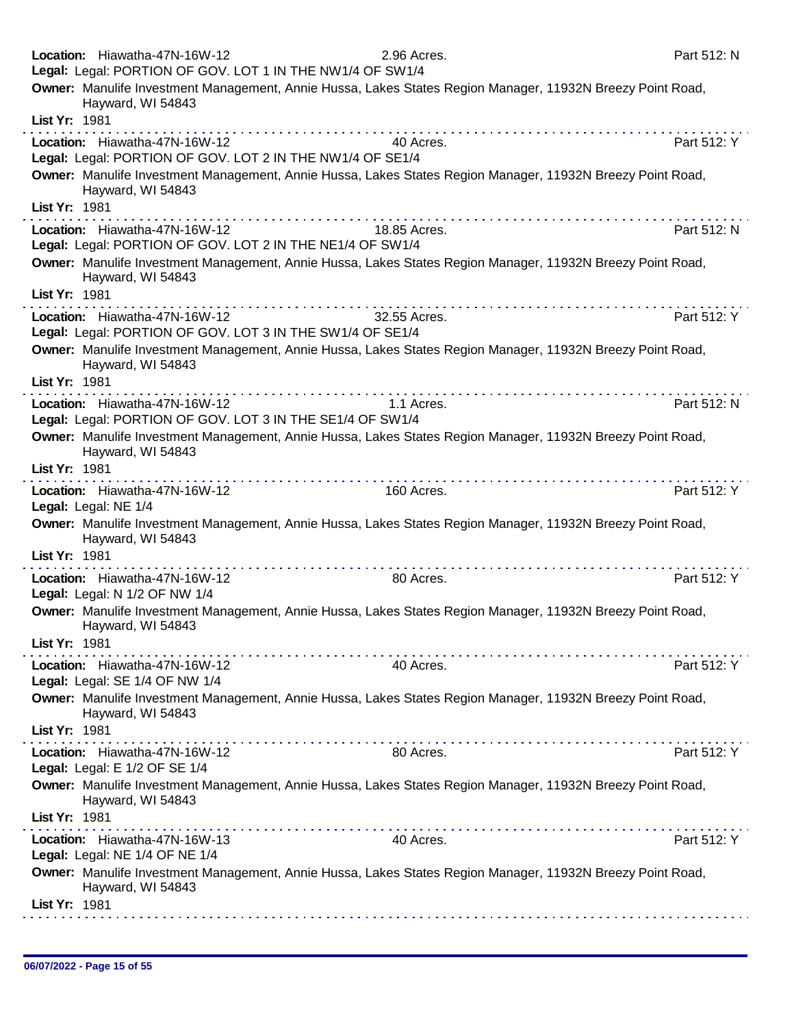**Location:** Hiawatha-47N-16W-12 2.96 Acres. Part 512: N
**Legal:** Legal: PORTION OF GOV. LOT 1 IN THE NW1/4 OF SW1/4
**Owner:** Manulife Investment Management, Annie Hussa, Lakes States Region Manager, 11932N Breezy Point Road, Hayward, WI 54843
**List Yr:** 1981

---

**Location:** Hiawatha-47N-16W-12 40 Acres. Part 512: Y
**Legal:** Legal: PORTION OF GOV. LOT 2 IN THE NW1/4 OF SE1/4
**Owner:** Manulife Investment Management, Annie Hussa, Lakes States Region Manager, 11932N Breezy Point Road, Hayward, WI 54843
**List Yr:** 1981

---

**Location:** Hiawatha-47N-16W-12 18.85 Acres. Part 512: N
**Legal:** Legal: PORTION OF GOV. LOT 2 IN THE NE1/4 OF SW1/4
**Owner:** Manulife Investment Management, Annie Hussa, Lakes States Region Manager, 11932N Breezy Point Road, Hayward, WI 54843
**List Yr:** 1981

---

**Location:** Hiawatha-47N-16W-12 32.55 Acres. Part 512: Y
**Legal:** Legal: PORTION OF GOV. LOT 3 IN THE SW1/4 OF SE1/4
**Owner:** Manulife Investment Management, Annie Hussa, Lakes States Region Manager, 11932N Breezy Point Road, Hayward, WI 54843
**List Yr:** 1981

---

**Location:** Hiawatha-47N-16W-12 1.1 Acres. Part 512: N
**Legal:** Legal: PORTION OF GOV. LOT 3 IN THE SE1/4 OF SW1/4
**Owner:** Manulife Investment Management, Annie Hussa, Lakes States Region Manager, 11932N Breezy Point Road, Hayward, WI 54843
**List Yr:** 1981

---

**Location:** Hiawatha-47N-16W-12 160 Acres. Part 512: Y
**Legal:** Legal: NE 1/4
**Owner:** Manulife Investment Management, Annie Hussa, Lakes States Region Manager, 11932N Breezy Point Road, Hayward, WI 54843
**List Yr:** 1981

---

**Location:** Hiawatha-47N-16W-12 80 Acres. Part 512: Y
**Legal:** Legal: N 1/2 OF NW 1/4
**Owner:** Manulife Investment Management, Annie Hussa, Lakes States Region Manager, 11932N Breezy Point Road, Hayward, WI 54843
**List Yr:** 1981

---

**Location:** Hiawatha-47N-16W-12 40 Acres. Part 512: Y
**Legal:** Legal: SE 1/4 OF NW 1/4
**Owner:** Manulife Investment Management, Annie Hussa, Lakes States Region Manager, 11932N Breezy Point Road, Hayward, WI 54843
**List Yr:** 1981

---

**Location:** Hiawatha-47N-16W-12 80 Acres. Part 512: Y
**Legal:** Legal: E 1/2 OF SE 1/4
**Owner:** Manulife Investment Management, Annie Hussa, Lakes States Region Manager, 11932N Breezy Point Road, Hayward, WI 54843
**List Yr:** 1981

---

**Location:** Hiawatha-47N-16W-13 40 Acres. Part 512: Y
**Legal:** Legal: NE 1/4 OF NE 1/4
**Owner:** Manulife Investment Management, Annie Hussa, Lakes States Region Manager, 11932N Breezy Point Road, Hayward, WI 54843
**List Yr:** 1981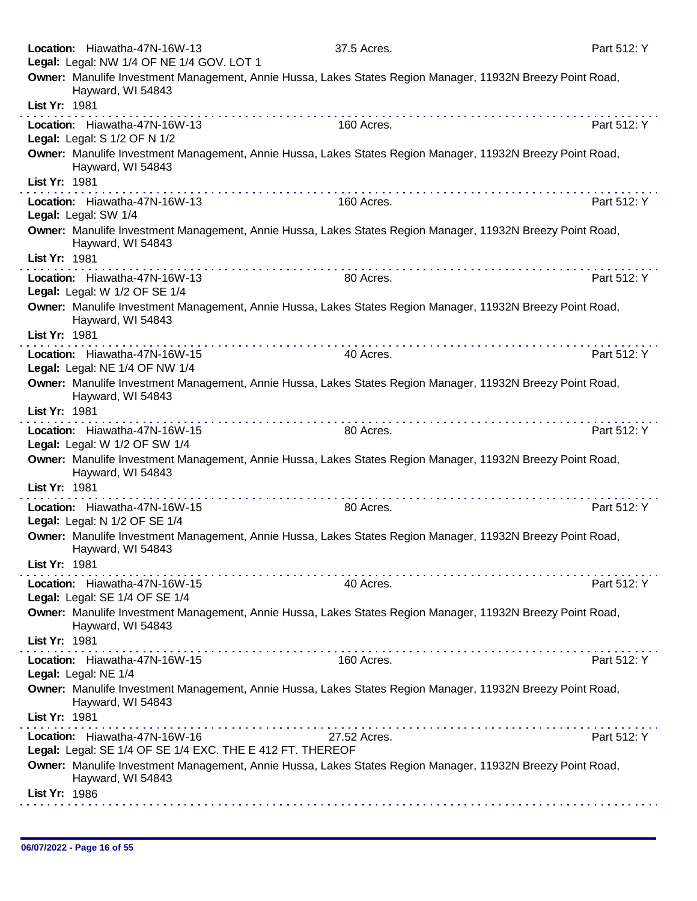**Location:** Hiawatha-47N-16W-13 37.5 Acres. Part 512: Y
**Legal:** Legal: NW 1/4 OF NE 1/4 GOV. LOT 1
**Owner:** Manulife Investment Management, Annie Hussa, Lakes States Region Manager, 11932N Breezy Point Road, Hayward, WI 54843
**List Yr:** 1981

---

**Location:** Hiawatha-47N-16W-13 160 Acres. Part 512: Y
**Legal:** Legal: S 1/2 OF N 1/2
**Owner:** Manulife Investment Management, Annie Hussa, Lakes States Region Manager, 11932N Breezy Point Road, Hayward, WI 54843
**List Yr:** 1981

---

**Location:** Hiawatha-47N-16W-13 160 Acres. Part 512: Y
**Legal:** Legal: SW 1/4
**Owner:** Manulife Investment Management, Annie Hussa, Lakes States Region Manager, 11932N Breezy Point Road, Hayward, WI 54843
**List Yr:** 1981

---

**Location:** Hiawatha-47N-16W-13 80 Acres. Part 512: Y
**Legal:** Legal: W 1/2 OF SE 1/4
**Owner:** Manulife Investment Management, Annie Hussa, Lakes States Region Manager, 11932N Breezy Point Road, Hayward, WI 54843
**List Yr:** 1981

---

**Location:** Hiawatha-47N-16W-15 40 Acres. Part 512: Y
**Legal:** Legal: NE 1/4 OF NW 1/4
**Owner:** Manulife Investment Management, Annie Hussa, Lakes States Region Manager, 11932N Breezy Point Road, Hayward, WI 54843
**List Yr:** 1981

---

**Location:** Hiawatha-47N-16W-15 80 Acres. Part 512: Y
**Legal:** Legal: W 1/2 OF SW 1/4
**Owner:** Manulife Investment Management, Annie Hussa, Lakes States Region Manager, 11932N Breezy Point Road, Hayward, WI 54843
**List Yr:** 1981

---

**Location:** Hiawatha-47N-16W-15 80 Acres. Part 512: Y
**Legal:** Legal: N 1/2 OF SE 1/4
**Owner:** Manulife Investment Management, Annie Hussa, Lakes States Region Manager, 11932N Breezy Point Road, Hayward, WI 54843
**List Yr:** 1981

---

**Location:** Hiawatha-47N-16W-15 40 Acres. Part 512: Y
**Legal:** Legal: SE 1/4 OF SE 1/4
**Owner:** Manulife Investment Management, Annie Hussa, Lakes States Region Manager, 11932N Breezy Point Road, Hayward, WI 54843
**List Yr:** 1981

---

**Location:** Hiawatha-47N-16W-15 160 Acres. Part 512: Y
**Legal:** Legal: NE 1/4
**Owner:** Manulife Investment Management, Annie Hussa, Lakes States Region Manager, 11932N Breezy Point Road, Hayward, WI 54843
**List Yr:** 1981

---

**Location:** Hiawatha-47N-16W-16 27.52 Acres. Part 512: Y
**Legal:** Legal: SE 1/4 OF SE 1/4 EXC. THE E 412 FT. THEREOF
**Owner:** Manulife Investment Management, Annie Hussa, Lakes States Region Manager, 11932N Breezy Point Road, Hayward, WI 54843
**List Yr:** 1986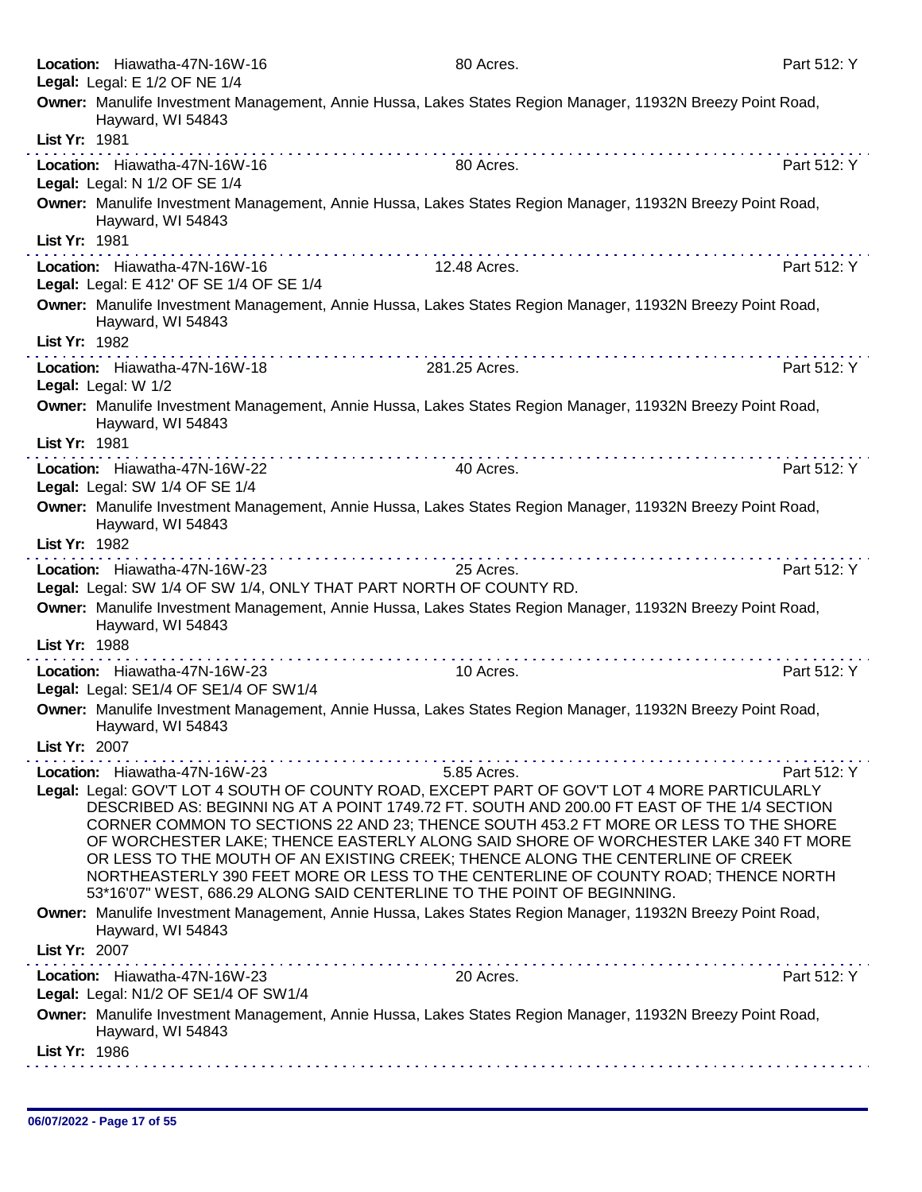**Location:** Hiawatha-47N-16W-16 80 Acres. Part 512: Y
**Legal:** Legal: E 1/2 OF NE 1/4
**Owner:** Manulife Investment Management, Annie Hussa, Lakes States Region Manager, 11932N Breezy Point Road, Hayward, WI 54843
**List Yr:** 1981

---

**Location:** Hiawatha-47N-16W-16 80 Acres. Part 512: Y
**Legal:** Legal: N 1/2 OF SE 1/4
**Owner:** Manulife Investment Management, Annie Hussa, Lakes States Region Manager, 11932N Breezy Point Road, Hayward, WI 54843
**List Yr:** 1981

---

**Location:** Hiawatha-47N-16W-16 12.48 Acres. Part 512: Y
**Legal:** Legal: E 412' OF SE 1/4 OF SE 1/4
**Owner:** Manulife Investment Management, Annie Hussa, Lakes States Region Manager, 11932N Breezy Point Road, Hayward, WI 54843
**List Yr:** 1982

---

**Location:** Hiawatha-47N-16W-18 281.25 Acres. Part 512: Y
**Legal:** Legal: W 1/2
**Owner:** Manulife Investment Management, Annie Hussa, Lakes States Region Manager, 11932N Breezy Point Road, Hayward, WI 54843
**List Yr:** 1981

---

**Location:** Hiawatha-47N-16W-22 40 Acres. Part 512: Y
**Legal:** Legal: SW 1/4 OF SE 1/4
**Owner:** Manulife Investment Management, Annie Hussa, Lakes States Region Manager, 11932N Breezy Point Road, Hayward, WI 54843
**List Yr:** 1982

---

**Location:** Hiawatha-47N-16W-23 25 Acres. Part 512: Y
**Legal:** Legal: SW 1/4 OF SW 1/4, ONLY THAT PART NORTH OF COUNTY RD.
**Owner:** Manulife Investment Management, Annie Hussa, Lakes States Region Manager, 11932N Breezy Point Road, Hayward, WI 54843
**List Yr:** 1988

---

**Location:** Hiawatha-47N-16W-23 10 Acres. Part 512: Y
**Legal:** Legal: SE1/4 OF SE1/4 OF SW1/4
**Owner:** Manulife Investment Management, Annie Hussa, Lakes States Region Manager, 11932N Breezy Point Road, Hayward, WI 54843
**List Yr:** 2007

---

**Location:** Hiawatha-47N-16W-23 5.85 Acres. Part 512: Y
**Legal:** Legal: GOV'T LOT 4 SOUTH OF COUNTY ROAD, EXCEPT PART OF GOV'T LOT 4 MORE PARTICULARLY DESCRIBED AS: BEGINNI NG AT A POINT 1749.72 FT. SOUTH AND 200.00 FT EAST OF THE 1/4 SECTION CORNER COMMON TO SECTIONS 22 AND 23; THENCE SOUTH 453.2 FT MORE OR LESS TO THE SHORE OF WORCHESTER LAKE; THENCE EASTERLY ALONG SAID SHORE OF WORCHESTER LAKE 340 FT MORE OR LESS TO THE MOUTH OF AN EXISTING CREEK; THENCE ALONG THE CENTERLINE OF CREEK NORTHEASTERLY 390 FEET MORE OR LESS TO THE CENTERLINE OF COUNTY ROAD; THENCE NORTH 53*16'07" WEST, 686.29 ALONG SAID CENTERLINE TO THE POINT OF BEGINNING.
**Owner:** Manulife Investment Management, Annie Hussa, Lakes States Region Manager, 11932N Breezy Point Road, Hayward, WI 54843
**List Yr:** 2007

---

**Location:** Hiawatha-47N-16W-23 20 Acres. Part 512: Y
**Legal:** Legal: N1/2 OF SE1/4 OF SW1/4
**Owner:** Manulife Investment Management, Annie Hussa, Lakes States Region Manager, 11932N Breezy Point Road, Hayward, WI 54843
**List Yr:** 1986

06/07/2022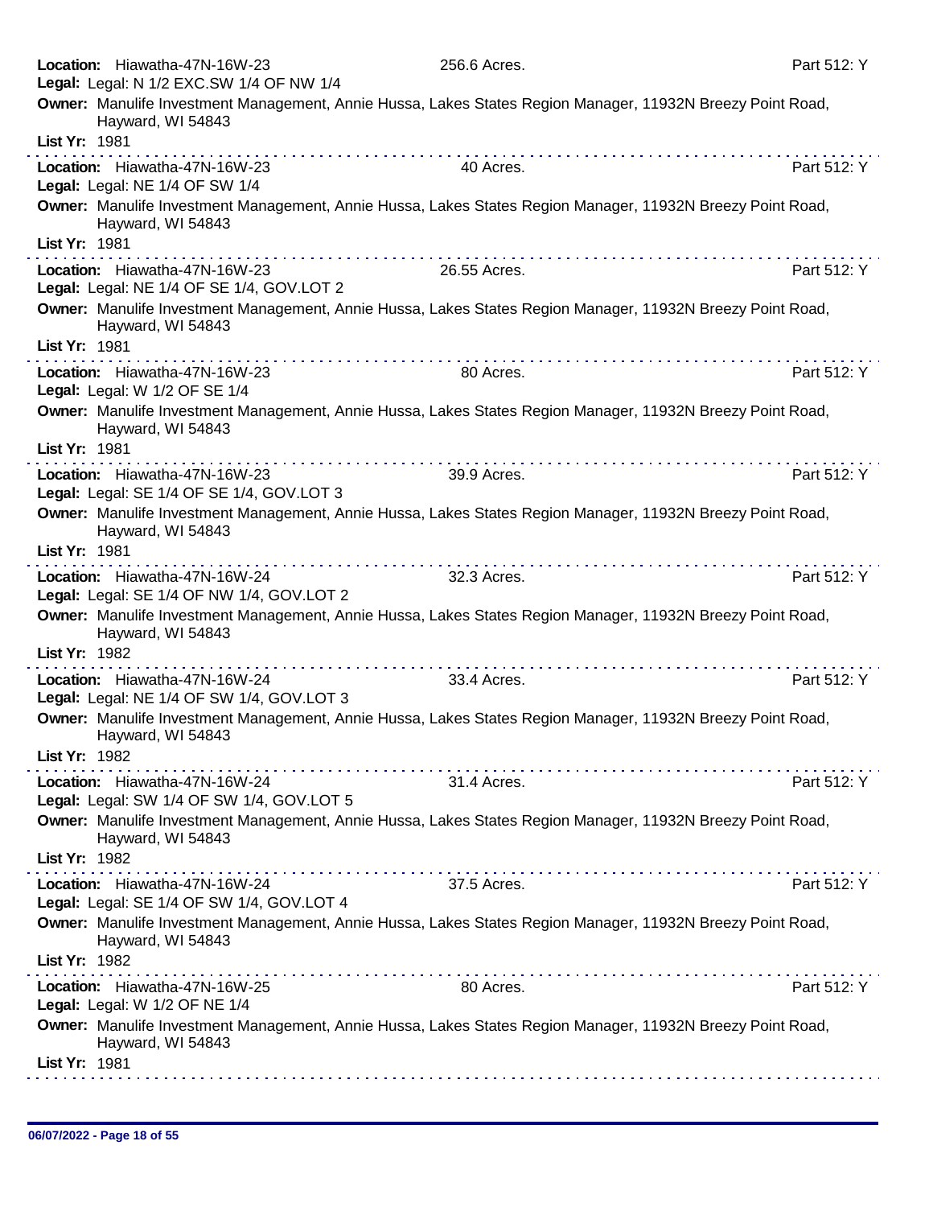**Location:** Hiawatha-47N-16W-23 256.6 Acres. Part 512: Y
**Legal:** Legal: N 1/2 EXC.SW 1/4 OF NW 1/4
**Owner:** Manulife Investment Management, Annie Hussa, Lakes States Region Manager, 11932N Breezy Point Road, Hayward, WI 54843
**List Yr:** 1981

---

**Location:** Hiawatha-47N-16W-23 40 Acres. Part 512: Y
**Legal:** Legal: NE 1/4 OF SW 1/4
**Owner:** Manulife Investment Management, Annie Hussa, Lakes States Region Manager, 11932N Breezy Point Road, Hayward, WI 54843
**List Yr:** 1981

---

**Location:** Hiawatha-47N-16W-23 26.55 Acres. Part 512: Y
**Legal:** Legal: NE 1/4 OF SE 1/4, GOV.LOT 2
**Owner:** Manulife Investment Management, Annie Hussa, Lakes States Region Manager, 11932N Breezy Point Road, Hayward, WI 54843
**List Yr:** 1981

---

**Location:** Hiawatha-47N-16W-23 80 Acres. Part 512: Y
**Legal:** Legal: W 1/2 OF SE 1/4
**Owner:** Manulife Investment Management, Annie Hussa, Lakes States Region Manager, 11932N Breezy Point Road, Hayward, WI 54843
**List Yr:** 1981

---

**Location:** Hiawatha-47N-16W-23 39.9 Acres. Part 512: Y
**Legal:** Legal: SE 1/4 OF SE 1/4, GOV.LOT 3
**Owner:** Manulife Investment Management, Annie Hussa, Lakes States Region Manager, 11932N Breezy Point Road, Hayward, WI 54843
**List Yr:** 1981

---

**Location:** Hiawatha-47N-16W-24 32.3 Acres. Part 512: Y
**Legal:** Legal: SE 1/4 OF NW 1/4, GOV.LOT 2
**Owner:** Manulife Investment Management, Annie Hussa, Lakes States Region Manager, 11932N Breezy Point Road, Hayward, WI 54843
**List Yr:** 1982

---

**Location:** Hiawatha-47N-16W-24 33.4 Acres. Part 512: Y
**Legal:** Legal: NE 1/4 OF SW 1/4, GOV.LOT 3
**Owner:** Manulife Investment Management, Annie Hussa, Lakes States Region Manager, 11932N Breezy Point Road, Hayward, WI 54843
**List Yr:** 1982

---

**Location:** Hiawatha-47N-16W-24 31.4 Acres. Part 512: Y
**Legal:** Legal: SW 1/4 OF SW 1/4, GOV.LOT 5
**Owner:** Manulife Investment Management, Annie Hussa, Lakes States Region Manager, 11932N Breezy Point Road, Hayward, WI 54843
**List Yr:** 1982

---

**Location:** Hiawatha-47N-16W-24 37.5 Acres. Part 512: Y
**Legal:** Legal: SE 1/4 OF SW 1/4, GOV.LOT 4
**Owner:** Manulife Investment Management, Annie Hussa, Lakes States Region Manager, 11932N Breezy Point Road, Hayward, WI 54843
**List Yr:** 1982

---

**Location:** Hiawatha-47N-16W-25 80 Acres. Part 512: Y
**Legal:** Legal: W 1/2 OF NE 1/4
**Owner:** Manulife Investment Management, Annie Hussa, Lakes States Region Manager, 11932N Breezy Point Road, Hayward, WI 54843
**List Yr:** 1981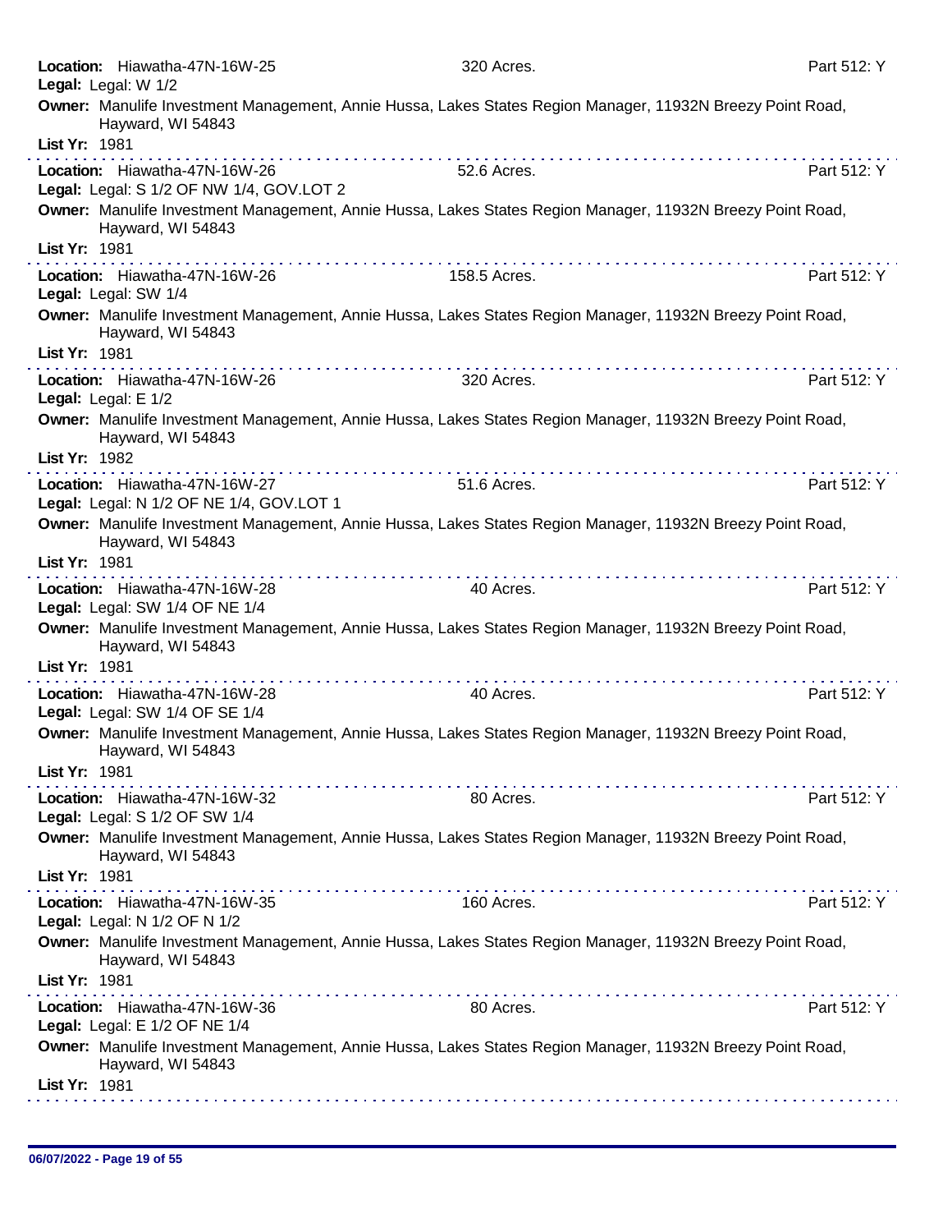**Location:** Hiawatha-47N-16W-25 320 Acres. Part 512: Y
**Legal:** Legal: W 1/2
**Owner:** Manulife Investment Management, Annie Hussa, Lakes States Region Manager, 11932N Breezy Point Road, Hayward, WI 54843
**List Yr:** 1981

---

**Location:** Hiawatha-47N-16W-26 52.6 Acres. Part 512: Y
**Legal:** Legal: S 1/2 OF NW 1/4, GOV.LOT 2
**Owner:** Manulife Investment Management, Annie Hussa, Lakes States Region Manager, 11932N Breezy Point Road, Hayward, WI 54843
**List Yr:** 1981

---

**Location:** Hiawatha-47N-16W-26 158.5 Acres. Part 512: Y
**Legal:** Legal: SW 1/4
**Owner:** Manulife Investment Management, Annie Hussa, Lakes States Region Manager, 11932N Breezy Point Road, Hayward, WI 54843
**List Yr:** 1981

---

**Location:** Hiawatha-47N-16W-26 320 Acres. Part 512: Y
**Legal:** Legal: E 1/2
**Owner:** Manulife Investment Management, Annie Hussa, Lakes States Region Manager, 11932N Breezy Point Road, Hayward, WI 54843
**List Yr:** 1982

---

**Location:** Hiawatha-47N-16W-27 51.6 Acres. Part 512: Y
**Legal:** Legal: N 1/2 OF NE 1/4, GOV.LOT 1
**Owner:** Manulife Investment Management, Annie Hussa, Lakes States Region Manager, 11932N Breezy Point Road, Hayward, WI 54843
**List Yr:** 1981

---

**Location:** Hiawatha-47N-16W-28 40 Acres. Part 512: Y
**Legal:** Legal: SW 1/4 OF NE 1/4
**Owner:** Manulife Investment Management, Annie Hussa, Lakes States Region Manager, 11932N Breezy Point Road, Hayward, WI 54843
**List Yr:** 1981

---

**Location:** Hiawatha-47N-16W-28 40 Acres. Part 512: Y
**Legal:** Legal: SW 1/4 OF SE 1/4
**Owner:** Manulife Investment Management, Annie Hussa, Lakes States Region Manager, 11932N Breezy Point Road, Hayward, WI 54843
**List Yr:** 1981

---

**Location:** Hiawatha-47N-16W-32 80 Acres. Part 512: Y
**Legal:** Legal: S 1/2 OF SW 1/4
**Owner:** Manulife Investment Management, Annie Hussa, Lakes States Region Manager, 11932N Breezy Point Road, Hayward, WI 54843
**List Yr:** 1981

---

**Location:** Hiawatha-47N-16W-35 160 Acres. Part 512: Y
**Legal:** Legal: N 1/2 OF N 1/2
**Owner:** Manulife Investment Management, Annie Hussa, Lakes States Region Manager, 11932N Breezy Point Road, Hayward, WI 54843
**List Yr:** 1981

---

**Location:** Hiawatha-47N-16W-36 80 Acres. Part 512: Y
**Legal:** Legal: E 1/2 OF NE 1/4
**Owner:** Manulife Investment Management, Annie Hussa, Lakes States Region Manager, 11932N Breezy Point Road, Hayward, WI 54843
**List Yr:** 1981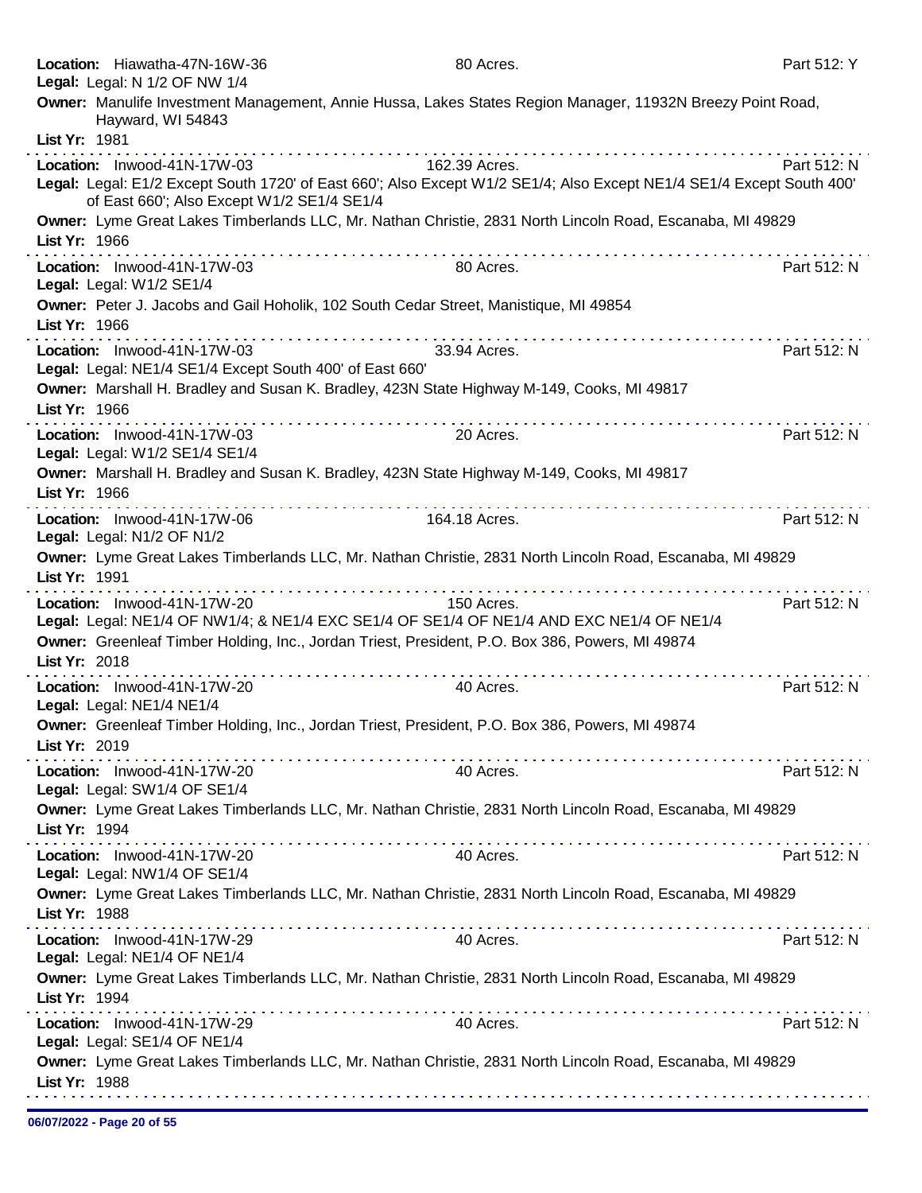**Location:** Hiawatha-47N-16W-36 80 Acres. Part 512: Y
**Legal:** Legal: N 1/2 OF NW 1/4
**Owner:** Manulife Investment Management, Annie Hussa, Lakes States Region Manager, 11932N Breezy Point Road, Hayward, WI 54843
**List Yr:** 1981

---

**Location:** Inwood-41N-17W-03 162.39 Acres. Part 512: N
**Legal:** Legal: E1/2 Except South 1720' of East 660'; Also Except W1/2 SE1/4; Also Except NE1/4 SE1/4 Except South 400' of East 660'; Also Except W1/2 SE1/4 SE1/4
**Owner:** Lyme Great Lakes Timberlands LLC, Mr. Nathan Christie, 2831 North Lincoln Road, Escanaba, MI 49829
**List Yr:** 1966

---

**Location:** Inwood-41N-17W-03 80 Acres. Part 512: N
**Legal:** Legal: W1/2 SE1/4
**Owner:** Peter J. Jacobs and Gail Hoholik, 102 South Cedar Street, Manistique, MI 49854
**List Yr:** 1966

---

**Location:** Inwood-41N-17W-03 33.94 Acres. Part 512: N
**Legal:** Legal: NE1/4 SE1/4 Except South 400' of East 660'
**Owner:** Marshall H. Bradley and Susan K. Bradley, 423N State Highway M-149, Cooks, MI 49817
**List Yr:** 1966

---

**Location:** Inwood-41N-17W-03 20 Acres. Part 512: N
**Legal:** Legal: W1/2 SE1/4 SE1/4
**Owner:** Marshall H. Bradley and Susan K. Bradley, 423N State Highway M-149, Cooks, MI 49817
**List Yr:** 1966

---

**Location:** Inwood-41N-17W-06 164.18 Acres. Part 512: N
**Legal:** Legal: N1/2 OF N1/2
**Owner:** Lyme Great Lakes Timberlands LLC, Mr. Nathan Christie, 2831 North Lincoln Road, Escanaba, MI 49829
**List Yr:** 1991

---

**Location:** Inwood-41N-17W-20 150 Acres. Part 512: N
**Legal:** Legal: NE1/4 OF NW1/4; & NE1/4 EXC SE1/4 OF SE1/4 OF NE1/4 AND EXC NE1/4 OF NE1/4
**Owner:** Greenleaf Timber Holding, Inc., Jordan Triest, President, P.O. Box 386, Powers, MI 49874
**List Yr:** 2018

---

**Location:** Inwood-41N-17W-20 40 Acres. Part 512: N
**Legal:** Legal: NE1/4 NE1/4
**Owner:** Greenleaf Timber Holding, Inc., Jordan Triest, President, P.O. Box 386, Powers, MI 49874
**List Yr:** 2019

---

**Location:** Inwood-41N-17W-20 40 Acres. Part 512: N
**Legal:** Legal: SW1/4 OF SE1/4
**Owner:** Lyme Great Lakes Timberlands LLC, Mr. Nathan Christie, 2831 North Lincoln Road, Escanaba, MI 49829
**List Yr:** 1994

---

**Location:** Inwood-41N-17W-20 40 Acres. Part 512: N
**Legal:** Legal: NW1/4 OF SE1/4
**Owner:** Lyme Great Lakes Timberlands LLC, Mr. Nathan Christie, 2831 North Lincoln Road, Escanaba, MI 49829
**List Yr:** 1988

---

**Location:** Inwood-41N-17W-29 40 Acres. Part 512: N
**Legal:** Legal: NE1/4 OF NE1/4
**Owner:** Lyme Great Lakes Timberlands LLC, Mr. Nathan Christie, 2831 North Lincoln Road, Escanaba, MI 49829
**List Yr:** 1994

---

**Location:** Inwood-41N-17W-29 40 Acres. Part 512: N
**Legal:** Legal: SE1/4 OF NE1/4
**Owner:** Lyme Great Lakes Timberlands LLC, Mr. Nathan Christie, 2831 North Lincoln Road, Escanaba, MI 49829
**List Yr:** 1988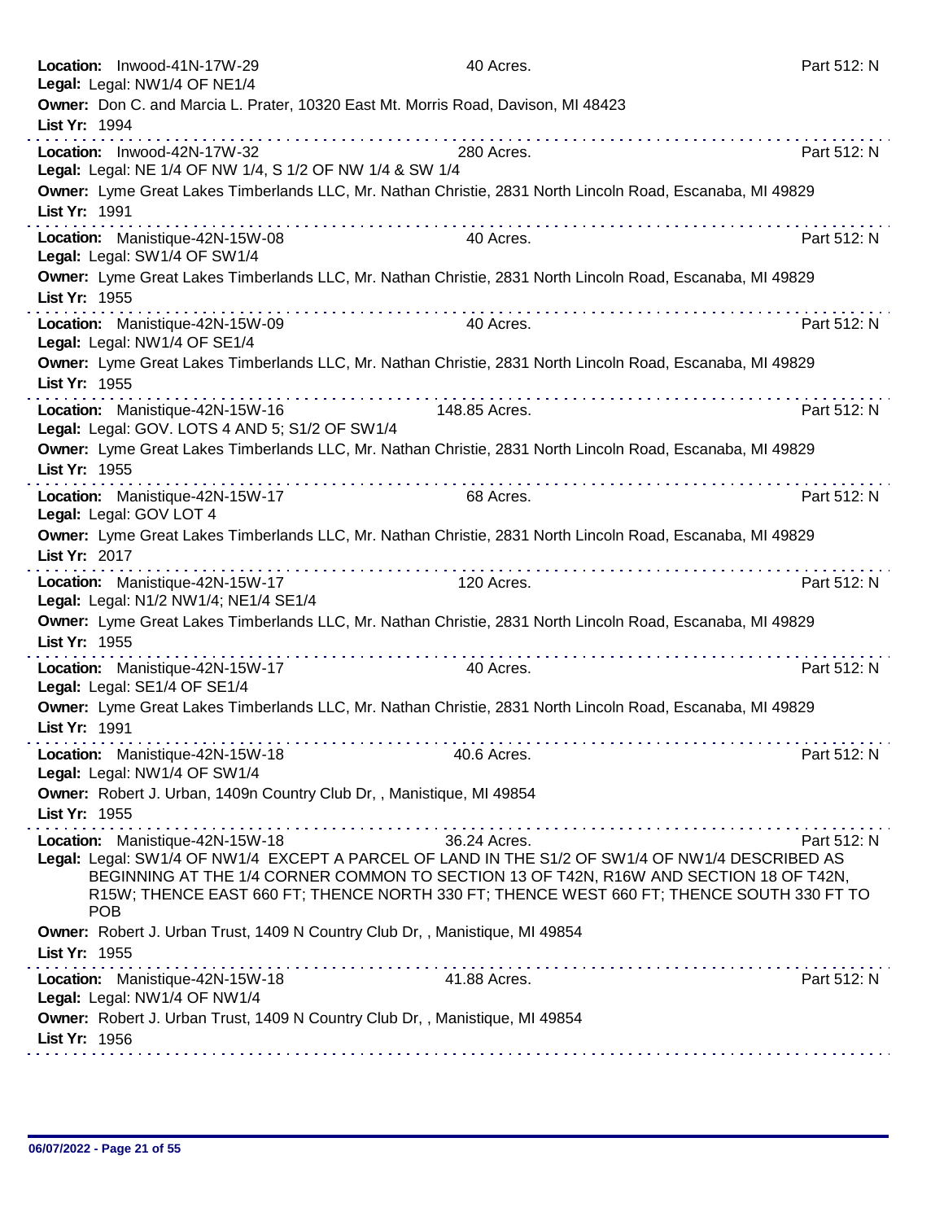**Location:** Inwood-41N-17W-29 40 Acres. Part 512: N
**Legal:** Legal: NW1/4 OF NE1/4
**Owner:** Don C. and Marcia L. Prater, 10320 East Mt. Morris Road, Davison, MI 48423
**List Yr:** 1994

---

**Location:** Inwood-42N-17W-32 280 Acres. Part 512: N
**Legal:** Legal: NE 1/4 OF NW 1/4, S 1/2 OF NW 1/4 & SW 1/4
**Owner:** Lyme Great Lakes Timberlands LLC, Mr. Nathan Christie, 2831 North Lincoln Road, Escanaba, MI 49829
**List Yr:** 1991

---

**Location:** Manistique-42N-15W-08 40 Acres. Part 512: N
**Legal:** Legal: SW1/4 OF SW1/4
**Owner:** Lyme Great Lakes Timberlands LLC, Mr. Nathan Christie, 2831 North Lincoln Road, Escanaba, MI 49829
**List Yr:** 1955

---

**Location:** Manistique-42N-15W-09 40 Acres. Part 512: N
**Legal:** Legal: NW1/4 OF SE1/4
**Owner:** Lyme Great Lakes Timberlands LLC, Mr. Nathan Christie, 2831 North Lincoln Road, Escanaba, MI 49829
**List Yr:** 1955

---

**Location:** Manistique-42N-15W-16 148.85 Acres. Part 512: N
**Legal:** Legal: GOV. LOTS 4 AND 5; S1/2 OF SW1/4
**Owner:** Lyme Great Lakes Timberlands LLC, Mr. Nathan Christie, 2831 North Lincoln Road, Escanaba, MI 49829
**List Yr:** 1955

---

**Location:** Manistique-42N-15W-17 68 Acres. Part 512: N
**Legal:** Legal: GOV LOT 4
**Owner:** Lyme Great Lakes Timberlands LLC, Mr. Nathan Christie, 2831 North Lincoln Road, Escanaba, MI 49829
**List Yr:** 2017

---

**Location:** Manistique-42N-15W-17 120 Acres. Part 512: N
**Legal:** Legal: N1/2 NW1/4; NE1/4 SE1/4
**Owner:** Lyme Great Lakes Timberlands LLC, Mr. Nathan Christie, 2831 North Lincoln Road, Escanaba, MI 49829
**List Yr:** 1955

---

**Location:** Manistique-42N-15W-17 40 Acres. Part 512: N
**Legal:** Legal: SE1/4 OF SE1/4
**Owner:** Lyme Great Lakes Timberlands LLC, Mr. Nathan Christie, 2831 North Lincoln Road, Escanaba, MI 49829
**List Yr:** 1991

---

**Location:** Manistique-42N-15W-18 40.6 Acres. Part 512: N
**Legal:** Legal: NW1/4 OF SW1/4
**Owner:** Robert J. Urban, 1409n Country Club Dr, , Manistique, MI 49854
**List Yr:** 1955

---

**Location:** Manistique-42N-15W-18 36.24 Acres. Part 512: N
**Legal:** Legal: SW1/4 OF NW1/4 EXCEPT A PARCEL OF LAND IN THE S1/2 OF SW1/4 OF NW1/4 DESCRIBED AS BEGINNING AT THE 1/4 CORNER COMMON TO SECTION 13 OF T42N, R16W AND SECTION 18 OF T42N, R15W; THENCE EAST 660 FT; THENCE NORTH 330 FT; THENCE WEST 660 FT; THENCE SOUTH 330 FT TO POB
**Owner:** Robert J. Urban Trust, 1409 N Country Club Dr, , Manistique, MI 49854
**List Yr:** 1955

---

**Location:** Manistique-42N-15W-18 41.88 Acres. Part 512: N
**Legal:** Legal: NW1/4 OF NW1/4
**Owner:** Robert J. Urban Trust, 1409 N Country Club Dr, , Manistique, MI 49854
**List Yr:** 1956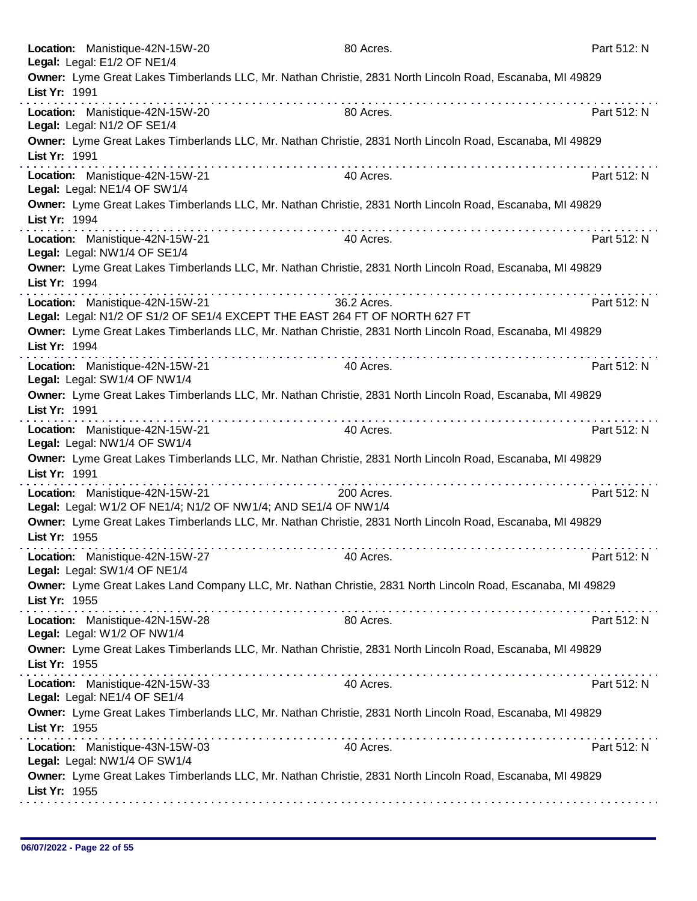**Location:** Manistique-42N-15W-20 80 Acres. Part 512: N
**Legal:** Legal: E1/2 OF NE1/4
**Owner:** Lyme Great Lakes Timberlands LLC, Mr. Nathan Christie, 2831 North Lincoln Road, Escanaba, MI 49829
**List Yr:** 1991

---

**Location:** Manistique-42N-15W-20 80 Acres. Part 512: N
**Legal:** Legal: N1/2 OF SE1/4
**Owner:** Lyme Great Lakes Timberlands LLC, Mr. Nathan Christie, 2831 North Lincoln Road, Escanaba, MI 49829
**List Yr:** 1991

---

**Location:** Manistique-42N-15W-21 40 Acres. Part 512: N
**Legal:** Legal: NE1/4 OF SW1/4
**Owner:** Lyme Great Lakes Timberlands LLC, Mr. Nathan Christie, 2831 North Lincoln Road, Escanaba, MI 49829
**List Yr:** 1994

---

**Location:** Manistique-42N-15W-21 40 Acres. Part 512: N
**Legal:** Legal: NW1/4 OF SE1/4
**Owner:** Lyme Great Lakes Timberlands LLC, Mr. Nathan Christie, 2831 North Lincoln Road, Escanaba, MI 49829
**List Yr:** 1994

---

**Location:** Manistique-42N-15W-21 36.2 Acres. Part 512: N
**Legal:** Legal: N1/2 OF S1/2 OF SE1/4 EXCEPT THE EAST 264 FT OF NORTH 627 FT
**Owner:** Lyme Great Lakes Timberlands LLC, Mr. Nathan Christie, 2831 North Lincoln Road, Escanaba, MI 49829
**List Yr:** 1994

---

**Location:** Manistique-42N-15W-21 40 Acres. Part 512: N
**Legal:** Legal: SW1/4 OF NW1/4
**Owner:** Lyme Great Lakes Timberlands LLC, Mr. Nathan Christie, 2831 North Lincoln Road, Escanaba, MI 49829
**List Yr:** 1991

---

**Location:** Manistique-42N-15W-21 40 Acres. Part 512: N
**Legal:** Legal: NW1/4 OF SW1/4
**Owner:** Lyme Great Lakes Timberlands LLC, Mr. Nathan Christie, 2831 North Lincoln Road, Escanaba, MI 49829
**List Yr:** 1991

---

**Location:** Manistique-42N-15W-21 200 Acres. Part 512: N
**Legal:** Legal: W1/2 OF NE1/4; N1/2 OF NW1/4; AND SE1/4 OF NW1/4
**Owner:** Lyme Great Lakes Timberlands LLC, Mr. Nathan Christie, 2831 North Lincoln Road, Escanaba, MI 49829
**List Yr:** 1955

---

**Location:** Manistique-42N-15W-27 40 Acres. Part 512: N
**Legal:** Legal: SW1/4 OF NE1/4
**Owner:** Lyme Great Lakes Land Company LLC, Mr. Nathan Christie, 2831 North Lincoln Road, Escanaba, MI 49829
**List Yr:** 1955

---

**Location:** Manistique-42N-15W-28 80 Acres. Part 512: N
**Legal:** Legal: W1/2 OF NW1/4
**Owner:** Lyme Great Lakes Timberlands LLC, Mr. Nathan Christie, 2831 North Lincoln Road, Escanaba, MI 49829
**List Yr:** 1955

---

**Location:** Manistique-42N-15W-33 40 Acres. Part 512: N
**Legal:** Legal: NE1/4 OF SE1/4
**Owner:** Lyme Great Lakes Timberlands LLC, Mr. Nathan Christie, 2831 North Lincoln Road, Escanaba, MI 49829
**List Yr:** 1955

---

**Location:** Manistique-43N-15W-03 40 Acres. Part 512: N
**Legal:** Legal: NW1/4 OF SW1/4
**Owner:** Lyme Great Lakes Timberlands LLC, Mr. Nathan Christie, 2831 North Lincoln Road, Escanaba, MI 49829
**List Yr:** 1955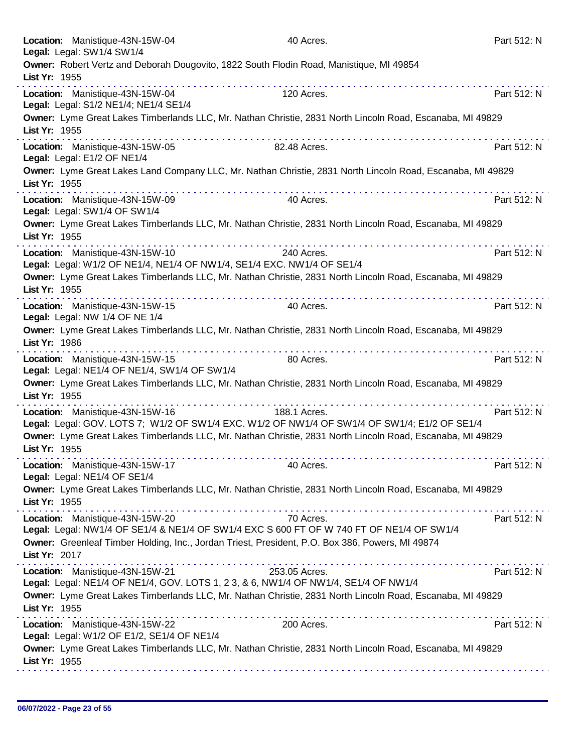**Location:** Manistique-43N-15W-04 40 Acres. Part 512: N
**Legal:** Legal: SW1/4 SW1/4
**Owner:** Robert Vertz and Deborah Dougovito, 1822 South Flodin Road, Manistique, MI 49854
**List Yr:** 1955

---

**Location:** Manistique-43N-15W-04 120 Acres. Part 512: N
**Legal:** Legal: S1/2 NE1/4; NE1/4 SE1/4
**Owner:** Lyme Great Lakes Timberlands LLC, Mr. Nathan Christie, 2831 North Lincoln Road, Escanaba, MI 49829
**List Yr:** 1955

---

**Location:** Manistique-43N-15W-05 82.48 Acres. Part 512: N
**Legal:** Legal: E1/2 OF NE1/4
**Owner:** Lyme Great Lakes Land Company LLC, Mr. Nathan Christie, 2831 North Lincoln Road, Escanaba, MI 49829
**List Yr:** 1955

---

**Location:** Manistique-43N-15W-09 40 Acres. Part 512: N
**Legal:** Legal: SW1/4 OF SW1/4
**Owner:** Lyme Great Lakes Timberlands LLC, Mr. Nathan Christie, 2831 North Lincoln Road, Escanaba, MI 49829
**List Yr:** 1955

---

**Location:** Manistique-43N-15W-10 240 Acres. Part 512: N
**Legal:** Legal: W1/2 OF NE1/4, NE1/4 OF NW1/4, SE1/4 EXC. NW1/4 OF SE1/4
**Owner:** Lyme Great Lakes Timberlands LLC, Mr. Nathan Christie, 2831 North Lincoln Road, Escanaba, MI 49829
**List Yr:** 1955

---

**Location:** Manistique-43N-15W-15 40 Acres. Part 512: N
**Legal:** Legal: NW 1/4 OF NE 1/4
**Owner:** Lyme Great Lakes Timberlands LLC, Mr. Nathan Christie, 2831 North Lincoln Road, Escanaba, MI 49829
**List Yr:** 1986

---

**Location:** Manistique-43N-15W-15 80 Acres. Part 512: N
**Legal:** Legal: NE1/4 OF NE1/4, SW1/4 OF SW1/4
**Owner:** Lyme Great Lakes Timberlands LLC, Mr. Nathan Christie, 2831 North Lincoln Road, Escanaba, MI 49829
**List Yr:** 1955

---

**Location:** Manistique-43N-15W-16 188.1 Acres. Part 512: N
**Legal:** Legal: GOV. LOTS 7; W1/2 OF SW1/4 EXC. W1/2 OF NW1/4 OF SW1/4 OF SW1/4; E1/2 OF SE1/4
**Owner:** Lyme Great Lakes Timberlands LLC, Mr. Nathan Christie, 2831 North Lincoln Road, Escanaba, MI 49829
**List Yr:** 1955

---

**Location:** Manistique-43N-15W-17 40 Acres. Part 512: N
**Legal:** Legal: NE1/4 OF SE1/4
**Owner:** Lyme Great Lakes Timberlands LLC, Mr. Nathan Christie, 2831 North Lincoln Road, Escanaba, MI 49829
**List Yr:** 1955

---

**Location:** Manistique-43N-15W-20 70 Acres. Part 512: N
**Legal:** Legal: NW1/4 OF SE1/4 & NE1/4 OF SW1/4 EXC S 600 FT OF W 740 FT OF NE1/4 OF SW1/4
**Owner:** Greenleaf Timber Holding, Inc., Jordan Triest, President, P.O. Box 386, Powers, MI 49874
**List Yr:** 2017

---

**Location:** Manistique-43N-15W-21 253.05 Acres. Part 512: N
**Legal:** Legal: NE1/4 OF NE1/4, GOV. LOTS 1, 2 3, & 6, NW1/4 OF NW1/4, SE1/4 OF NW1/4
**Owner:** Lyme Great Lakes Timberlands LLC, Mr. Nathan Christie, 2831 North Lincoln Road, Escanaba, MI 49829
**List Yr:** 1955

---

**Location:** Manistique-43N-15W-22 200 Acres. Part 512: N
**Legal:** Legal: W1/2 OF E1/2, SE1/4 OF NE1/4
**Owner:** Lyme Great Lakes Timberlands LLC, Mr. Nathan Christie, 2831 North Lincoln Road, Escanaba, MI 49829
**List Yr:** 1955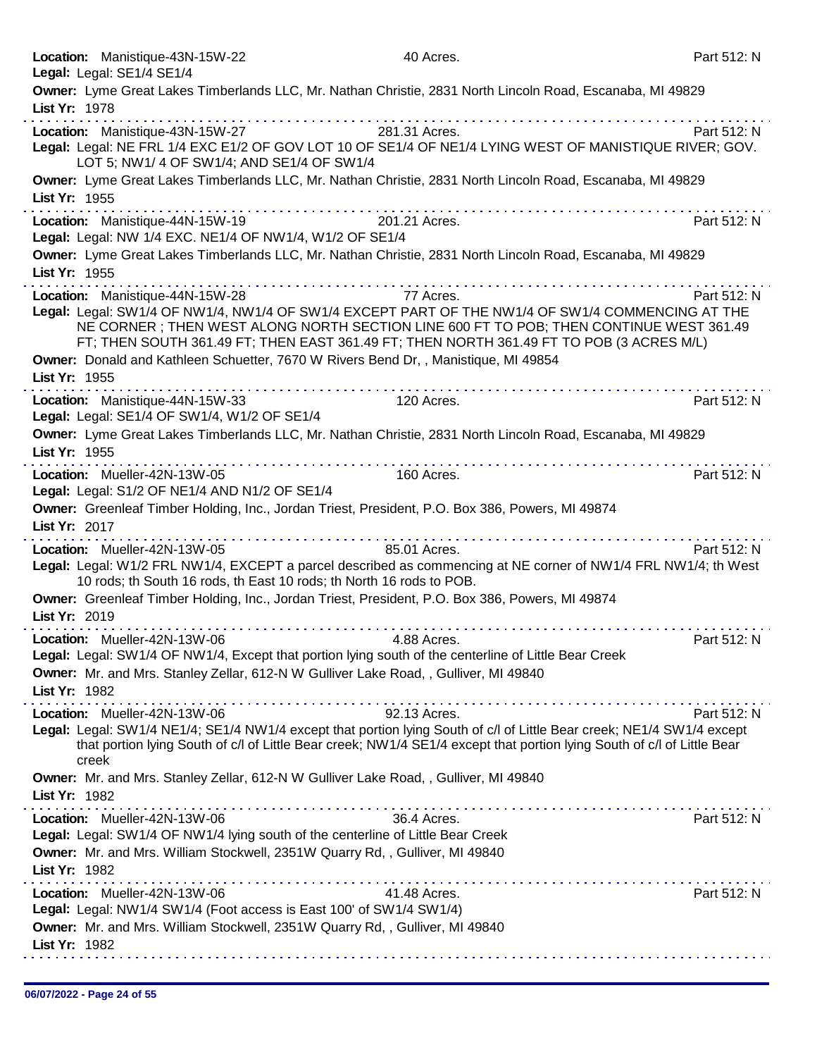**Location:** Manistique-43N-15W-22 40 Acres. Part 512: N

**Legal:** Legal: SE1/4 SE1/4

**Owner:** Lyme Great Lakes Timberlands LLC, Mr. Nathan Christie, 2831 North Lincoln Road, Escanaba, MI 49829

**List Yr:** 1978

---

**Location:** Manistique-43N-15W-27 281.31 Acres. Part 512: N

**Legal:** Legal: NE FRL 1/4 EXC E1/2 OF GOV LOT 10 OF SE1/4 OF NE1/4 LYING WEST OF MANISTIQUE RIVER; GOV. LOT 5; NW1/ 4 OF SW1/4; AND SE1/4 OF SW1/4

**Owner:** Lyme Great Lakes Timberlands LLC, Mr. Nathan Christie, 2831 North Lincoln Road, Escanaba, MI 49829

**List Yr:** 1955

---

**Location:** Manistique-44N-15W-19 201.21 Acres. Part 512: N

**Legal:** Legal: NW 1/4 EXC. NE1/4 OF NW1/4, W1/2 OF SE1/4

**Owner:** Lyme Great Lakes Timberlands LLC, Mr. Nathan Christie, 2831 North Lincoln Road, Escanaba, MI 49829

**List Yr:** 1955

---

**Location:** Manistique-44N-15W-28 77 Acres. Part 512: N

**Legal:** Legal: SW1/4 OF NW1/4, NW1/4 OF SW1/4 EXCEPT PART OF THE NW1/4 OF SW1/4 COMMENCING AT THE NE CORNER ; THEN WEST ALONG NORTH SECTION LINE 600 FT TO POB; THEN CONTINUE WEST 361.49 FT; THEN SOUTH 361.49 FT; THEN EAST 361.49 FT; THEN NORTH 361.49 FT TO POB (3 ACRES M/L)

**Owner:** Donald and Kathleen Schuetter, 7670 W Rivers Bend Dr, , Manistique, MI 49854

**List Yr:** 1955

---

**Location:** Manistique-44N-15W-33 120 Acres. Part 512: N

**Legal:** Legal: SE1/4 OF SW1/4, W1/2 OF SE1/4

**Owner:** Lyme Great Lakes Timberlands LLC, Mr. Nathan Christie, 2831 North Lincoln Road, Escanaba, MI 49829

**List Yr:** 1955

---

**Location:** Mueller-42N-13W-05 160 Acres. Part 512: N

**Legal:** Legal: S1/2 OF NE1/4 AND N1/2 OF SE1/4

**Owner:** Greenleaf Timber Holding, Inc., Jordan Triest, President, P.O. Box 386, Powers, MI 49874

**List Yr:** 2017

---

**Location:** Mueller-42N-13W-05 85.01 Acres. Part 512: N

**Legal:** Legal: W1/2 FRL NW1/4, EXCEPT a parcel described as commencing at NE corner of NW1/4 FRL NW1/4; th West 10 rods; th South 16 rods, th East 10 rods; th North 16 rods to POB.

**Owner:** Greenleaf Timber Holding, Inc., Jordan Triest, President, P.O. Box 386, Powers, MI 49874

**List Yr:** 2019

---

**Location:** Mueller-42N-13W-06 4.88 Acres. Part 512: N

**Legal:** Legal: SW1/4 OF NW1/4, Except that portion lying south of the centerline of Little Bear Creek

**Owner:** Mr. and Mrs. Stanley Zellar, 612-N W Gulliver Lake Road, , Gulliver, MI 49840

**List Yr:** 1982

---

**Location:** Mueller-42N-13W-06 92.13 Acres. Part 512: N

**Legal:** Legal: SW1/4 NE1/4; SE1/4 NW1/4 except that portion lying South of c/l of Little Bear creek; NE1/4 SW1/4 except that portion lying South of c/l of Little Bear creek; NW1/4 SE1/4 except that portion lying South of c/l of Little Bear creek

**Owner:** Mr. and Mrs. Stanley Zellar, 612-N W Gulliver Lake Road, , Gulliver, MI 49840

**List Yr:** 1982

---

**Location:** Mueller-42N-13W-06 36.4 Acres. Part 512: N

**Legal:** Legal: SW1/4 OF NW1/4 lying south of the centerline of Little Bear Creek

**Owner:** Mr. and Mrs. William Stockwell, 2351W Quarry Rd, , Gulliver, MI 49840

**List Yr:** 1982

---

**Location:** Mueller-42N-13W-06 41.48 Acres. Part 512: N

**Legal:** Legal: NW1/4 SW1/4 (Foot access is East 100' of SW1/4 SW1/4)

**Owner:** Mr. and Mrs. William Stockwell, 2351W Quarry Rd, , Gulliver, MI 49840

**List Yr:** 1982

---

**06/07/2022 - Page 24 of 55**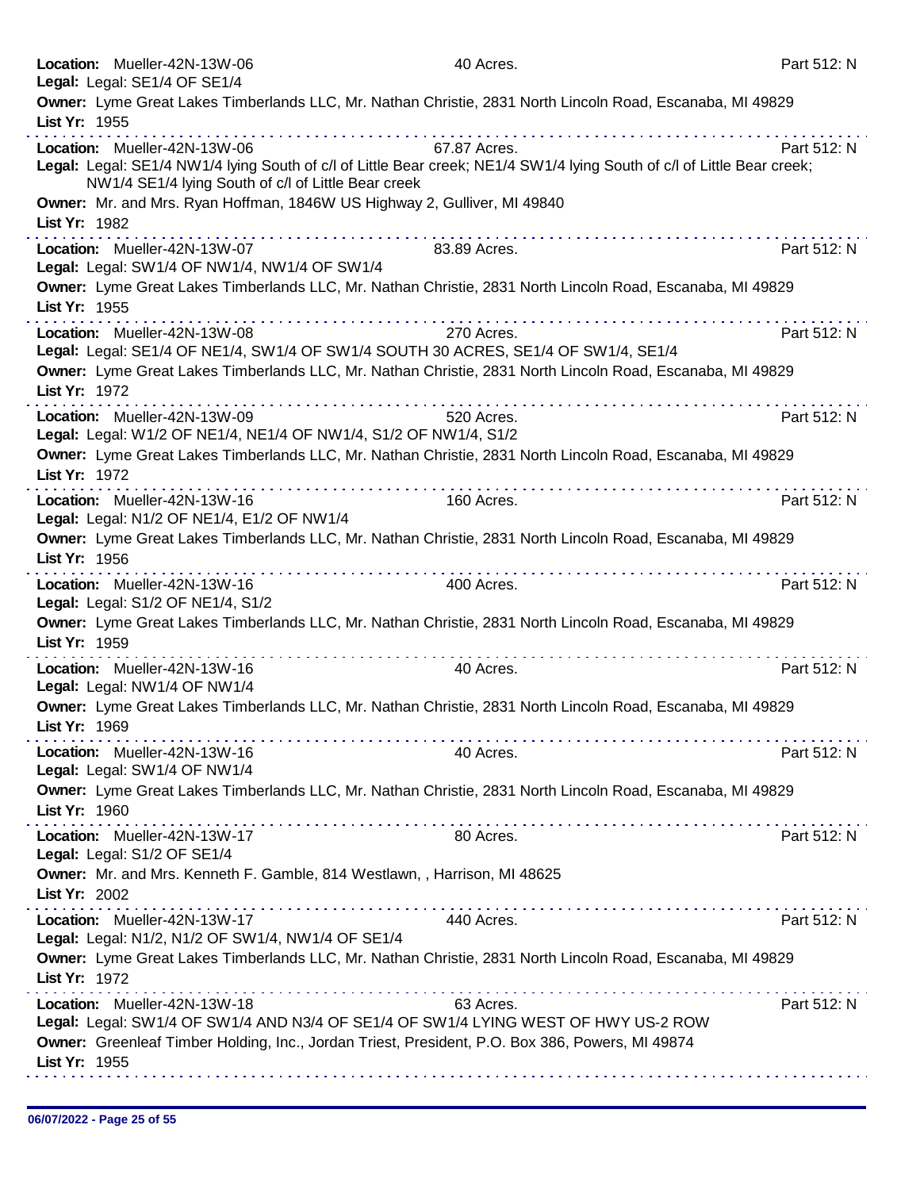**Location:** Mueller-42N-13W-06 40 Acres. Part 512: N
**Legal:** Legal: SE1/4 OF SE1/4
**Owner:** Lyme Great Lakes Timberlands LLC, Mr. Nathan Christie, 2831 North Lincoln Road, Escanaba, MI 49829
**List Yr:** 1955

---

**Location:** Mueller-42N-13W-06 67.87 Acres. Part 512: N
**Legal:** Legal: SE1/4 NW1/4 lying South of c/l of Little Bear creek; NE1/4 SW1/4 lying South of c/l of Little Bear creek; NW1/4 SE1/4 lying South of c/l of Little Bear creek
**Owner:** Mr. and Mrs. Ryan Hoffman, 1846W US Highway 2, Gulliver, MI 49840
**List Yr:** 1982

---

**Location:** Mueller-42N-13W-07 83.89 Acres. Part 512: N
**Legal:** Legal: SW1/4 OF NW1/4, NW1/4 OF SW1/4
**Owner:** Lyme Great Lakes Timberlands LLC, Mr. Nathan Christie, 2831 North Lincoln Road, Escanaba, MI 49829
**List Yr:** 1955

---

**Location:** Mueller-42N-13W-08 270 Acres. Part 512: N
**Legal:** Legal: SE1/4 OF NE1/4, SW1/4 OF SW1/4 SOUTH 30 ACRES, SE1/4 OF SW1/4, SE1/4
**Owner:** Lyme Great Lakes Timberlands LLC, Mr. Nathan Christie, 2831 North Lincoln Road, Escanaba, MI 49829
**List Yr:** 1972

---

**Location:** Mueller-42N-13W-09 520 Acres. Part 512: N
**Legal:** Legal: W1/2 OF NE1/4, NE1/4 OF NW1/4, S1/2 OF NW1/4, S1/2
**Owner:** Lyme Great Lakes Timberlands LLC, Mr. Nathan Christie, 2831 North Lincoln Road, Escanaba, MI 49829
**List Yr:** 1972

---

**Location:** Mueller-42N-13W-16 160 Acres. Part 512: N
**Legal:** Legal: N1/2 OF NE1/4, E1/2 OF NW1/4
**Owner:** Lyme Great Lakes Timberlands LLC, Mr. Nathan Christie, 2831 North Lincoln Road, Escanaba, MI 49829
**List Yr:** 1956

---

**Location:** Mueller-42N-13W-16 400 Acres. Part 512: N
**Legal:** Legal: S1/2 OF NE1/4, S1/2
**Owner:** Lyme Great Lakes Timberlands LLC, Mr. Nathan Christie, 2831 North Lincoln Road, Escanaba, MI 49829
**List Yr:** 1959

---

**Location:** Mueller-42N-13W-16 40 Acres. Part 512: N
**Legal:** Legal: NW1/4 OF NW1/4
**Owner:** Lyme Great Lakes Timberlands LLC, Mr. Nathan Christie, 2831 North Lincoln Road, Escanaba, MI 49829
**List Yr:** 1969

---

**Location:** Mueller-42N-13W-16 40 Acres. Part 512: N
**Legal:** Legal: SW1/4 OF NW1/4
**Owner:** Lyme Great Lakes Timberlands LLC, Mr. Nathan Christie, 2831 North Lincoln Road, Escanaba, MI 49829
**List Yr:** 1960

---

**Location:** Mueller-42N-13W-17 80 Acres. Part 512: N
**Legal:** Legal: S1/2 OF SE1/4
**Owner:** Mr. and Mrs. Kenneth F. Gamble, 814 Westlawn, , Harrison, MI 48625
**List Yr:** 2002

---

**Location:** Mueller-42N-13W-17 440 Acres. Part 512: N
**Legal:** Legal: N1/2, N1/2 OF SW1/4, NW1/4 OF SE1/4
**Owner:** Lyme Great Lakes Timberlands LLC, Mr. Nathan Christie, 2831 North Lincoln Road, Escanaba, MI 49829
**List Yr:** 1972

---

**Location:** Mueller-42N-13W-18 63 Acres. Part 512: N
**Legal:** Legal: SW1/4 OF SW1/4 AND N3/4 OF SE1/4 OF SW1/4 LYING WEST OF HWY US-2 ROW
**Owner:** Greenleaf Timber Holding, Inc., Jordan Triest, President, P.O. Box 386, Powers, MI 49874
**List Yr:** 1955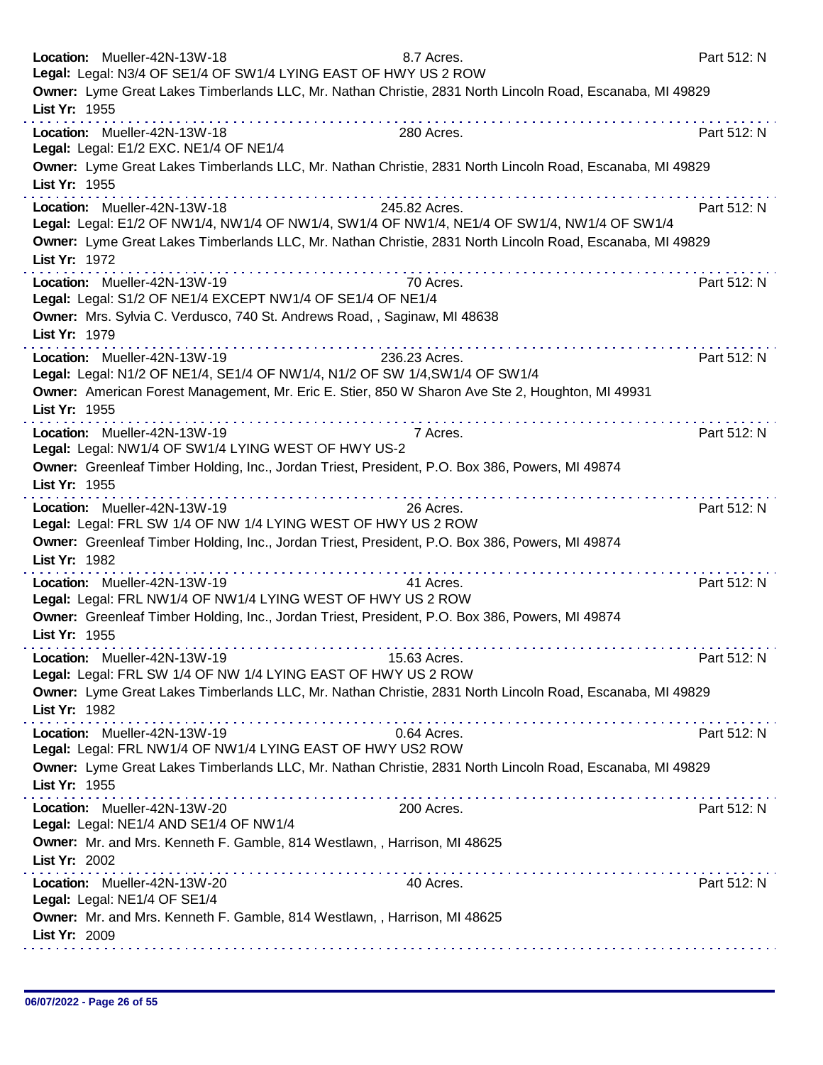**Location:** Mueller-42N-13W-18 8.7 Acres. Part 512: N
**Legal:** Legal: N3/4 OF SE1/4 OF SW1/4 LYING EAST OF HWY US 2 ROW
**Owner:** Lyme Great Lakes Timberlands LLC, Mr. Nathan Christie, 2831 North Lincoln Road, Escanaba, MI 49829
**List Yr:** 1955

---

**Location:** Mueller-42N-13W-18 280 Acres. Part 512: N
**Legal:** Legal: E1/2 EXC. NE1/4 OF NE1/4
**Owner:** Lyme Great Lakes Timberlands LLC, Mr. Nathan Christie, 2831 North Lincoln Road, Escanaba, MI 49829
**List Yr:** 1955

---

**Location:** Mueller-42N-13W-18 245.82 Acres. Part 512: N
**Legal:** Legal: E1/2 OF NW1/4, NW1/4 OF NW1/4, SW1/4 OF NW1/4, NE1/4 OF SW1/4, NW1/4 OF SW1/4
**Owner:** Lyme Great Lakes Timberlands LLC, Mr. Nathan Christie, 2831 North Lincoln Road, Escanaba, MI 49829
**List Yr:** 1972

---

**Location:** Mueller-42N-13W-19 70 Acres. Part 512: N
**Legal:** Legal: S1/2 OF NE1/4 EXCEPT NW1/4 OF SE1/4 OF NE1/4
**Owner:** Mrs. Sylvia C. Verdusco, 740 St. Andrews Road, , Saginaw, MI 48638
**List Yr:** 1979

---

**Location:** Mueller-42N-13W-19 236.23 Acres. Part 512: N
**Legal:** Legal: N1/2 OF NE1/4, SE1/4 OF NW1/4, N1/2 OF SW 1/4,SW1/4 OF SW1/4
**Owner:** American Forest Management, Mr. Eric E. Stier, 850 W Sharon Ave Ste 2, Houghton, MI 49931
**List Yr:** 1955

---

**Location:** Mueller-42N-13W-19 7 Acres. Part 512: N
**Legal:** Legal: NW1/4 OF SW1/4 LYING WEST OF HWY US-2
**Owner:** Greenleaf Timber Holding, Inc., Jordan Triest, President, P.O. Box 386, Powers, MI 49874
**List Yr:** 1955

---

**Location:** Mueller-42N-13W-19 26 Acres. Part 512: N
**Legal:** Legal: FRL SW 1/4 OF NW 1/4 LYING WEST OF HWY US 2 ROW
**Owner:** Greenleaf Timber Holding, Inc., Jordan Triest, President, P.O. Box 386, Powers, MI 49874
**List Yr:** 1982

---

**Location:** Mueller-42N-13W-19 41 Acres. Part 512: N
**Legal:** Legal: FRL NW1/4 OF NW1/4 LYING WEST OF HWY US 2 ROW
**Owner:** Greenleaf Timber Holding, Inc., Jordan Triest, President, P.O. Box 386, Powers, MI 49874
**List Yr:** 1955

---

**Location:** Mueller-42N-13W-19 15.63 Acres. Part 512: N
**Legal:** Legal: FRL SW 1/4 OF NW 1/4 LYING EAST OF HWY US 2 ROW
**Owner:** Lyme Great Lakes Timberlands LLC, Mr. Nathan Christie, 2831 North Lincoln Road, Escanaba, MI 49829
**List Yr:** 1982

---

**Location:** Mueller-42N-13W-19 0.64 Acres. Part 512: N
**Legal:** Legal: FRL NW1/4 OF NW1/4 LYING EAST OF HWY US2 ROW
**Owner:** Lyme Great Lakes Timberlands LLC, Mr. Nathan Christie, 2831 North Lincoln Road, Escanaba, MI 49829
**List Yr:** 1955

---

**Location:** Mueller-42N-13W-20 200 Acres. Part 512: N
**Legal:** Legal: NE1/4 AND SE1/4 OF NW1/4
**Owner:** Mr. and Mrs. Kenneth F. Gamble, 814 Westlawn, , Harrison, MI 48625
**List Yr:** 2002

---

**Location:** Mueller-42N-13W-20 40 Acres. Part 512: N
**Legal:** Legal: NE1/4 OF SE1/4
**Owner:** Mr. and Mrs. Kenneth F. Gamble, 814 Westlawn, , Harrison, MI 48625
**List Yr:** 2009

06/07/2022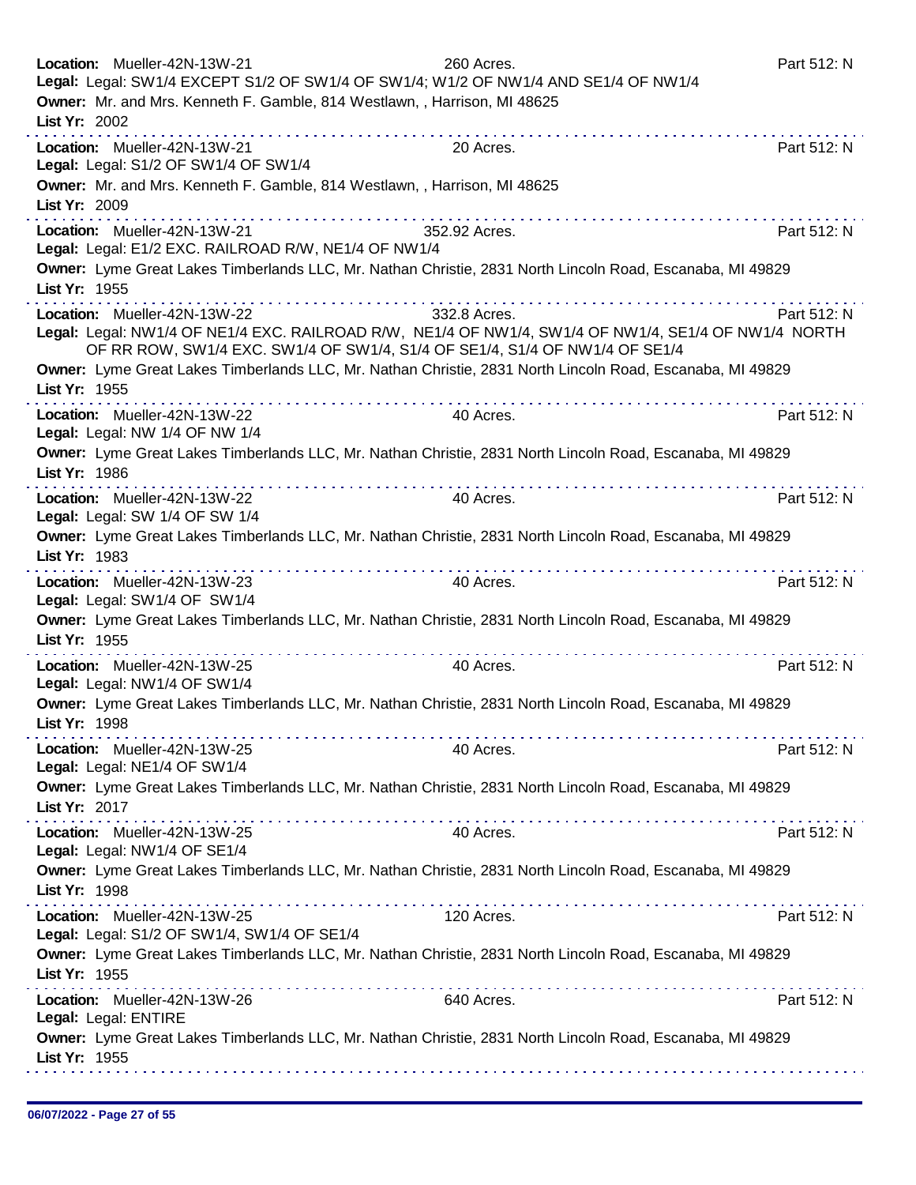**Location:** Mueller-42N-13W-21 260 Acres. Part 512: N
**Legal:** Legal: SW1/4 EXCEPT S1/2 OF SW1/4 OF SW1/4; W1/2 OF NW1/4 AND SE1/4 OF NW1/4
**Owner:** Mr. and Mrs. Kenneth F. Gamble, 814 Westlawn, , Harrison, MI 48625
**List Yr:** 2002

---

**Location:** Mueller-42N-13W-21 20 Acres. Part 512: N
**Legal:** Legal: S1/2 OF SW1/4 OF SW1/4
**Owner:** Mr. and Mrs. Kenneth F. Gamble, 814 Westlawn, , Harrison, MI 48625
**List Yr:** 2009

---

**Location:** Mueller-42N-13W-21 352.92 Acres. Part 512: N
**Legal:** Legal: E1/2 EXC. RAILROAD R/W, NE1/4 OF NW1/4
**Owner:** Lyme Great Lakes Timberlands LLC, Mr. Nathan Christie, 2831 North Lincoln Road, Escanaba, MI 49829
**List Yr:** 1955

---

**Location:** Mueller-42N-13W-22 332.8 Acres. Part 512: N
**Legal:** Legal: NW1/4 OF NE1/4 EXC. RAILROAD R/W, NE1/4 OF NW1/4, SW1/4 OF NW1/4, SE1/4 OF NW1/4 NORTH OF RR ROW, SW1/4 EXC. SW1/4 OF SW1/4, S1/4 OF SE1/4, S1/4 OF NW1/4 OF SE1/4
**Owner:** Lyme Great Lakes Timberlands LLC, Mr. Nathan Christie, 2831 North Lincoln Road, Escanaba, MI 49829
**List Yr:** 1955

---

**Location:** Mueller-42N-13W-22 40 Acres. Part 512: N
**Legal:** Legal: NW 1/4 OF NW 1/4
**Owner:** Lyme Great Lakes Timberlands LLC, Mr. Nathan Christie, 2831 North Lincoln Road, Escanaba, MI 49829
**List Yr:** 1986

---

**Location:** Mueller-42N-13W-22 40 Acres. Part 512: N
**Legal:** Legal: SW 1/4 OF SW 1/4
**Owner:** Lyme Great Lakes Timberlands LLC, Mr. Nathan Christie, 2831 North Lincoln Road, Escanaba, MI 49829
**List Yr:** 1983

---

**Location:** Mueller-42N-13W-23 40 Acres. Part 512: N
**Legal:** Legal: SW1/4 OF SW1/4
**Owner:** Lyme Great Lakes Timberlands LLC, Mr. Nathan Christie, 2831 North Lincoln Road, Escanaba, MI 49829
**List Yr:** 1955

---

**Location:** Mueller-42N-13W-25 40 Acres. Part 512: N
**Legal:** Legal: NW1/4 OF SW1/4
**Owner:** Lyme Great Lakes Timberlands LLC, Mr. Nathan Christie, 2831 North Lincoln Road, Escanaba, MI 49829
**List Yr:** 1998

---

**Location:** Mueller-42N-13W-25 40 Acres. Part 512: N
**Legal:** Legal: NE1/4 OF SW1/4
**Owner:** Lyme Great Lakes Timberlands LLC, Mr. Nathan Christie, 2831 North Lincoln Road, Escanaba, MI 49829
**List Yr:** 2017

---

**Location:** Mueller-42N-13W-25 40 Acres. Part 512: N
**Legal:** Legal: NW1/4 OF SE1/4
**Owner:** Lyme Great Lakes Timberlands LLC, Mr. Nathan Christie, 2831 North Lincoln Road, Escanaba, MI 49829
**List Yr:** 1998

---

**Location:** Mueller-42N-13W-25 120 Acres. Part 512: N
**Legal:** Legal: S1/2 OF SW1/4, SW1/4 OF SE1/4
**Owner:** Lyme Great Lakes Timberlands LLC, Mr. Nathan Christie, 2831 North Lincoln Road, Escanaba, MI 49829
**List Yr:** 1955

---

**Location:** Mueller-42N-13W-26 640 Acres. Part 512: N
**Legal:** Legal: ENTIRE
**Owner:** Lyme Great Lakes Timberlands LLC, Mr. Nathan Christie, 2831 North Lincoln Road, Escanaba, MI 49829
**List Yr:** 1955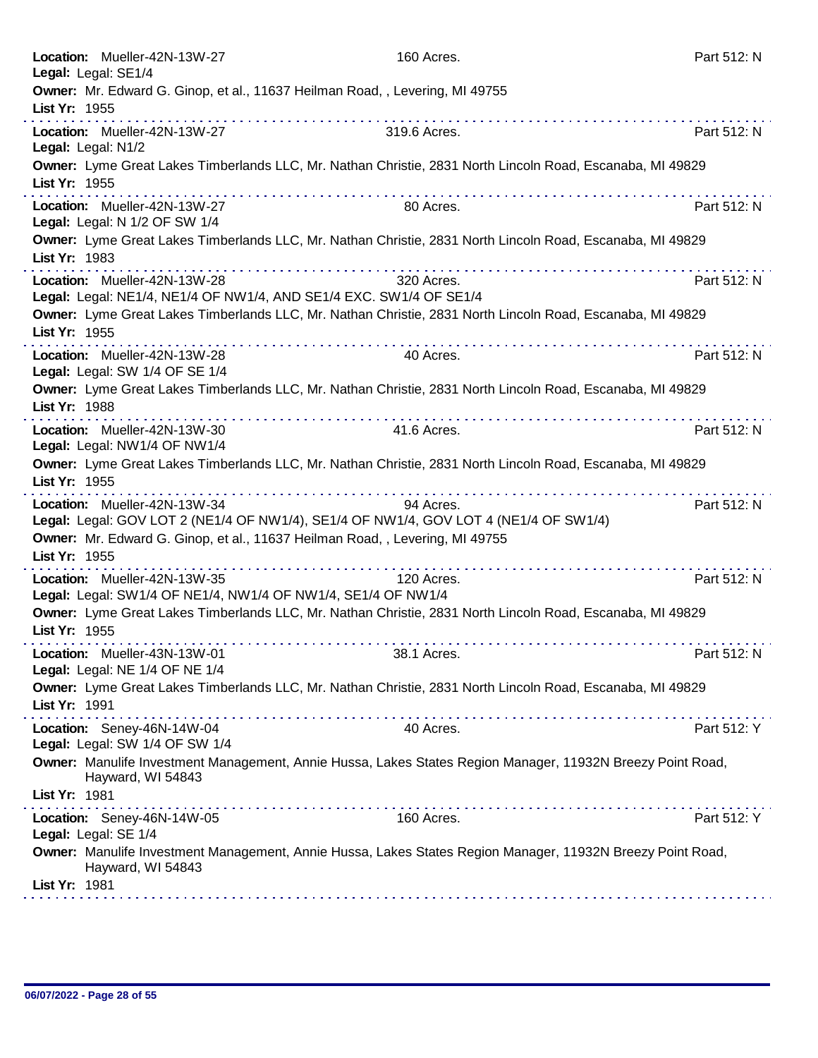**Location:** Mueller-42N-13W-27 160 Acres. Part 512: N
**Legal:** Legal: SE1/4
**Owner:** Mr. Edward G. Ginop, et al., 11637 Heilman Road, , Levering, MI 49755
**List Yr:** 1955

---

**Location:** Mueller-42N-13W-27 319.6 Acres. Part 512: N
**Legal:** Legal: N1/2
**Owner:** Lyme Great Lakes Timberlands LLC, Mr. Nathan Christie, 2831 North Lincoln Road, Escanaba, MI 49829
**List Yr:** 1955

---

**Location:** Mueller-42N-13W-27 80 Acres. Part 512: N
**Legal:** Legal: N 1/2 OF SW 1/4
**Owner:** Lyme Great Lakes Timberlands LLC, Mr. Nathan Christie, 2831 North Lincoln Road, Escanaba, MI 49829
**List Yr:** 1983

---

**Location:** Mueller-42N-13W-28 320 Acres. Part 512: N
**Legal:** Legal: NE1/4, NE1/4 OF NW1/4, AND SE1/4 EXC. SW1/4 OF SE1/4
**Owner:** Lyme Great Lakes Timberlands LLC, Mr. Nathan Christie, 2831 North Lincoln Road, Escanaba, MI 49829
**List Yr:** 1955

---

**Location:** Mueller-42N-13W-28 40 Acres. Part 512: N
**Legal:** Legal: SW 1/4 OF SE 1/4
**Owner:** Lyme Great Lakes Timberlands LLC, Mr. Nathan Christie, 2831 North Lincoln Road, Escanaba, MI 49829
**List Yr:** 1988

---

**Location:** Mueller-42N-13W-30 41.6 Acres. Part 512: N
**Legal:** Legal: NW1/4 OF NW1/4
**Owner:** Lyme Great Lakes Timberlands LLC, Mr. Nathan Christie, 2831 North Lincoln Road, Escanaba, MI 49829
**List Yr:** 1955

---

**Location:** Mueller-42N-13W-34 94 Acres. Part 512: N
**Legal:** Legal: GOV LOT 2 (NE1/4 OF NW1/4), SE1/4 OF NW1/4, GOV LOT 4 (NE1/4 OF SW1/4)
**Owner:** Mr. Edward G. Ginop, et al., 11637 Heilman Road, , Levering, MI 49755
**List Yr:** 1955

---

**Location:** Mueller-42N-13W-35 120 Acres. Part 512: N
**Legal:** Legal: SW1/4 OF NE1/4, NW1/4 OF NW1/4, SE1/4 OF NW1/4
**Owner:** Lyme Great Lakes Timberlands LLC, Mr. Nathan Christie, 2831 North Lincoln Road, Escanaba, MI 49829
**List Yr:** 1955

---

**Location:** Mueller-43N-13W-01 38.1 Acres. Part 512: N
**Legal:** Legal: NE 1/4 OF NE 1/4
**Owner:** Lyme Great Lakes Timberlands LLC, Mr. Nathan Christie, 2831 North Lincoln Road, Escanaba, MI 49829
**List Yr:** 1991

---

**Location:** Seney-46N-14W-04 40 Acres. Part 512: Y
**Legal:** Legal: SW 1/4 OF SW 1/4
**Owner:** Manulife Investment Management, Annie Hussa, Lakes States Region Manager, 11932N Breezy Point Road, Hayward, WI 54843
**List Yr:** 1981

---

**Location:** Seney-46N-14W-05 160 Acres. Part 512: Y
**Legal:** Legal: SE 1/4
**Owner:** Manulife Investment Management, Annie Hussa, Lakes States Region Manager, 11932N Breezy Point Road, Hayward, WI 54843
**List Yr:** 1981

---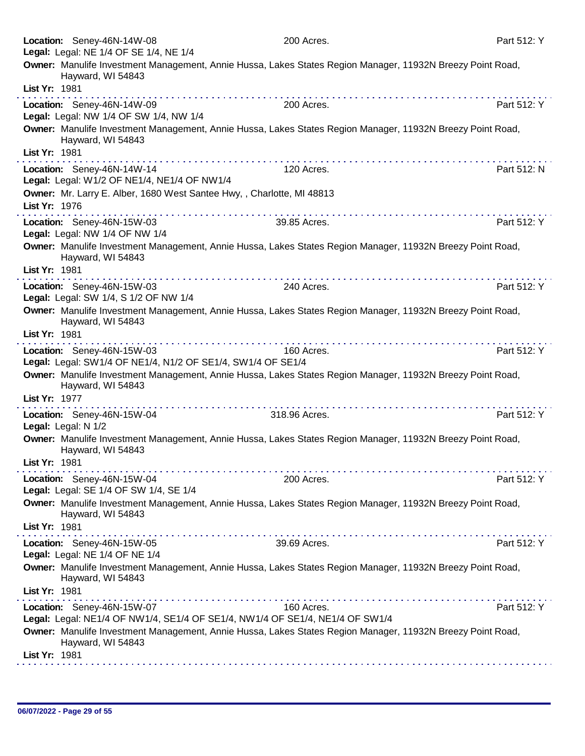**Location:** Seney-46N-14W-08 200 Acres. Part 512: Y
**Legal:** Legal: NE 1/4 OF SE 1/4, NE 1/4
**Owner:** Manulife Investment Management, Annie Hussa, Lakes States Region Manager, 11932N Breezy Point Road, Hayward, WI 54843
**List Yr:** 1981

---

**Location:** Seney-46N-14W-09 200 Acres. Part 512: Y
**Legal:** Legal: NW 1/4 OF SW 1/4, NW 1/4
**Owner:** Manulife Investment Management, Annie Hussa, Lakes States Region Manager, 11932N Breezy Point Road, Hayward, WI 54843
**List Yr:** 1981

---

**Location:** Seney-46N-14W-14 120 Acres. Part 512: N
**Legal:** Legal: W1/2 OF NE1/4, NE1/4 OF NW1/4
**Owner:** Mr. Larry E. Alber, 1680 West Santee Hwy, , Charlotte, MI 48813
**List Yr:** 1976

---

**Location:** Seney-46N-15W-03 39.85 Acres. Part 512: Y
**Legal:** Legal: NW 1/4 OF NW 1/4
**Owner:** Manulife Investment Management, Annie Hussa, Lakes States Region Manager, 11932N Breezy Point Road, Hayward, WI 54843
**List Yr:** 1981

---

**Location:** Seney-46N-15W-03 240 Acres. Part 512: Y
**Legal:** Legal: SW 1/4, S 1/2 OF NW 1/4
**Owner:** Manulife Investment Management, Annie Hussa, Lakes States Region Manager, 11932N Breezy Point Road, Hayward, WI 54843
**List Yr:** 1981

---

**Location:** Seney-46N-15W-03 160 Acres. Part 512: Y
**Legal:** Legal: SW1/4 OF NE1/4, N1/2 OF SE1/4, SW1/4 OF SE1/4
**Owner:** Manulife Investment Management, Annie Hussa, Lakes States Region Manager, 11932N Breezy Point Road, Hayward, WI 54843
**List Yr:** 1977

---

**Location:** Seney-46N-15W-04 318.96 Acres. Part 512: Y
**Legal:** Legal: N 1/2
**Owner:** Manulife Investment Management, Annie Hussa, Lakes States Region Manager, 11932N Breezy Point Road, Hayward, WI 54843
**List Yr:** 1981

---

**Location:** Seney-46N-15W-04 200 Acres. Part 512: Y
**Legal:** Legal: SE 1/4 OF SW 1/4, SE 1/4
**Owner:** Manulife Investment Management, Annie Hussa, Lakes States Region Manager, 11932N Breezy Point Road, Hayward, WI 54843
**List Yr:** 1981

---

**Location:** Seney-46N-15W-05 39.69 Acres. Part 512: Y
**Legal:** Legal: NE 1/4 OF NE 1/4
**Owner:** Manulife Investment Management, Annie Hussa, Lakes States Region Manager, 11932N Breezy Point Road, Hayward, WI 54843
**List Yr:** 1981

---

**Location:** Seney-46N-15W-07 160 Acres. Part 512: Y
**Legal:** Legal: NE1/4 OF NW1/4, SE1/4 OF SE1/4, NW1/4 OF SE1/4, NE1/4 OF SW1/4
**Owner:** Manulife Investment Management, Annie Hussa, Lakes States Region Manager, 11932N Breezy Point Road, Hayward, WI 54843
**List Yr:** 1981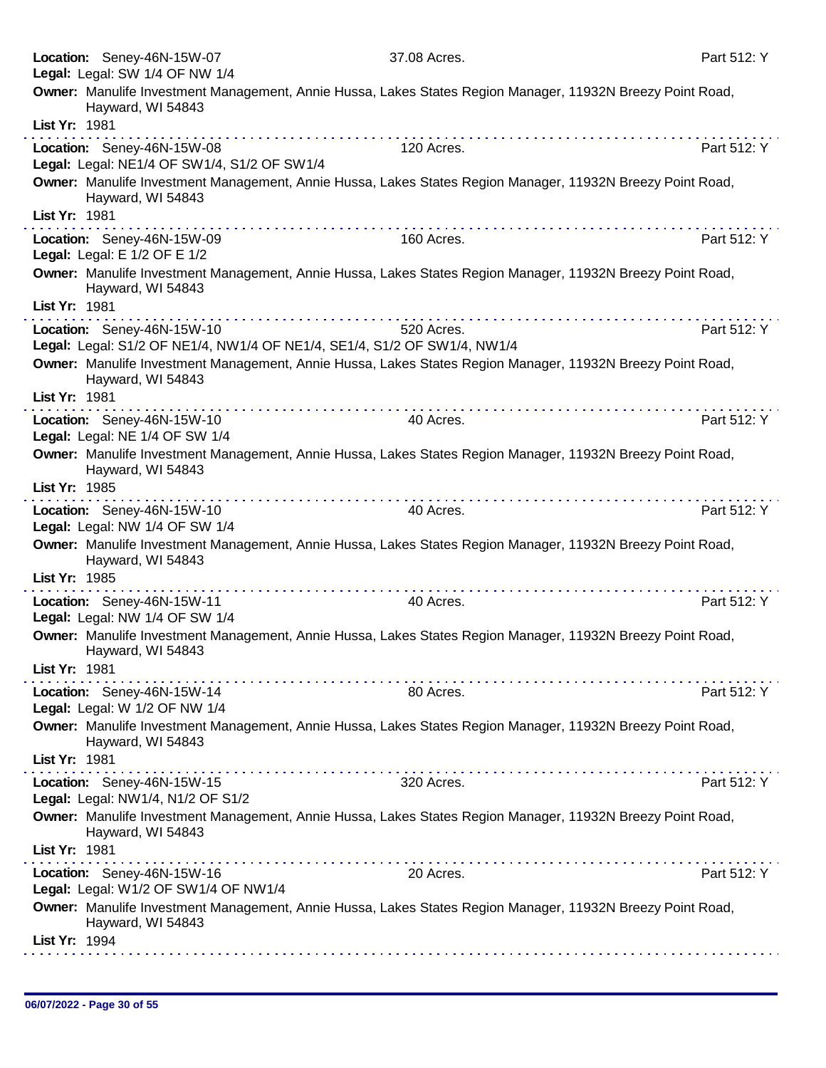**Location:** Seney-46N-15W-07 37.08 Acres. Part 512: Y
**Legal:** Legal: SW 1/4 OF NW 1/4
**Owner:** Manulife Investment Management, Annie Hussa, Lakes States Region Manager, 11932N Breezy Point Road, Hayward, WI 54843
**List Yr:** 1981

---

**Location:** Seney-46N-15W-08 120 Acres. Part 512: Y
**Legal:** Legal: NE1/4 OF SW1/4, S1/2 OF SW1/4
**Owner:** Manulife Investment Management, Annie Hussa, Lakes States Region Manager, 11932N Breezy Point Road, Hayward, WI 54843
**List Yr:** 1981

---

**Location:** Seney-46N-15W-09 160 Acres. Part 512: Y
**Legal:** Legal: E 1/2 OF E 1/2
**Owner:** Manulife Investment Management, Annie Hussa, Lakes States Region Manager, 11932N Breezy Point Road, Hayward, WI 54843
**List Yr:** 1981

---

**Location:** Seney-46N-15W-10 520 Acres. Part 512: Y
**Legal:** Legal: S1/2 OF NE1/4, NW1/4 OF NE1/4, SE1/4, S1/2 OF SW1/4, NW1/4
**Owner:** Manulife Investment Management, Annie Hussa, Lakes States Region Manager, 11932N Breezy Point Road, Hayward, WI 54843
**List Yr:** 1981

---

**Location:** Seney-46N-15W-10 40 Acres. Part 512: Y
**Legal:** Legal: NE 1/4 OF SW 1/4
**Owner:** Manulife Investment Management, Annie Hussa, Lakes States Region Manager, 11932N Breezy Point Road, Hayward, WI 54843
**List Yr:** 1985

---

**Location:** Seney-46N-15W-10 40 Acres. Part 512: Y
**Legal:** Legal: NW 1/4 OF SW 1/4
**Owner:** Manulife Investment Management, Annie Hussa, Lakes States Region Manager, 11932N Breezy Point Road, Hayward, WI 54843
**List Yr:** 1985

---

**Location:** Seney-46N-15W-11 40 Acres. Part 512: Y
**Legal:** Legal: NW 1/4 OF SW 1/4
**Owner:** Manulife Investment Management, Annie Hussa, Lakes States Region Manager, 11932N Breezy Point Road, Hayward, WI 54843
**List Yr:** 1981

---

**Location:** Seney-46N-15W-14 80 Acres. Part 512: Y
**Legal:** Legal: W 1/2 OF NW 1/4
**Owner:** Manulife Investment Management, Annie Hussa, Lakes States Region Manager, 11932N Breezy Point Road, Hayward, WI 54843
**List Yr:** 1981

---

**Location:** Seney-46N-15W-15 320 Acres. Part 512: Y
**Legal:** Legal: NW1/4, N1/2 OF S1/2
**Owner:** Manulife Investment Management, Annie Hussa, Lakes States Region Manager, 11932N Breezy Point Road, Hayward, WI 54843
**List Yr:** 1981

---

**Location:** Seney-46N-15W-16 20 Acres. Part 512: Y
**Legal:** Legal: W1/2 OF SW1/4 OF NW1/4
**Owner:** Manulife Investment Management, Annie Hussa, Lakes States Region Manager, 11932N Breezy Point Road, Hayward, WI 54843
**List Yr:** 1994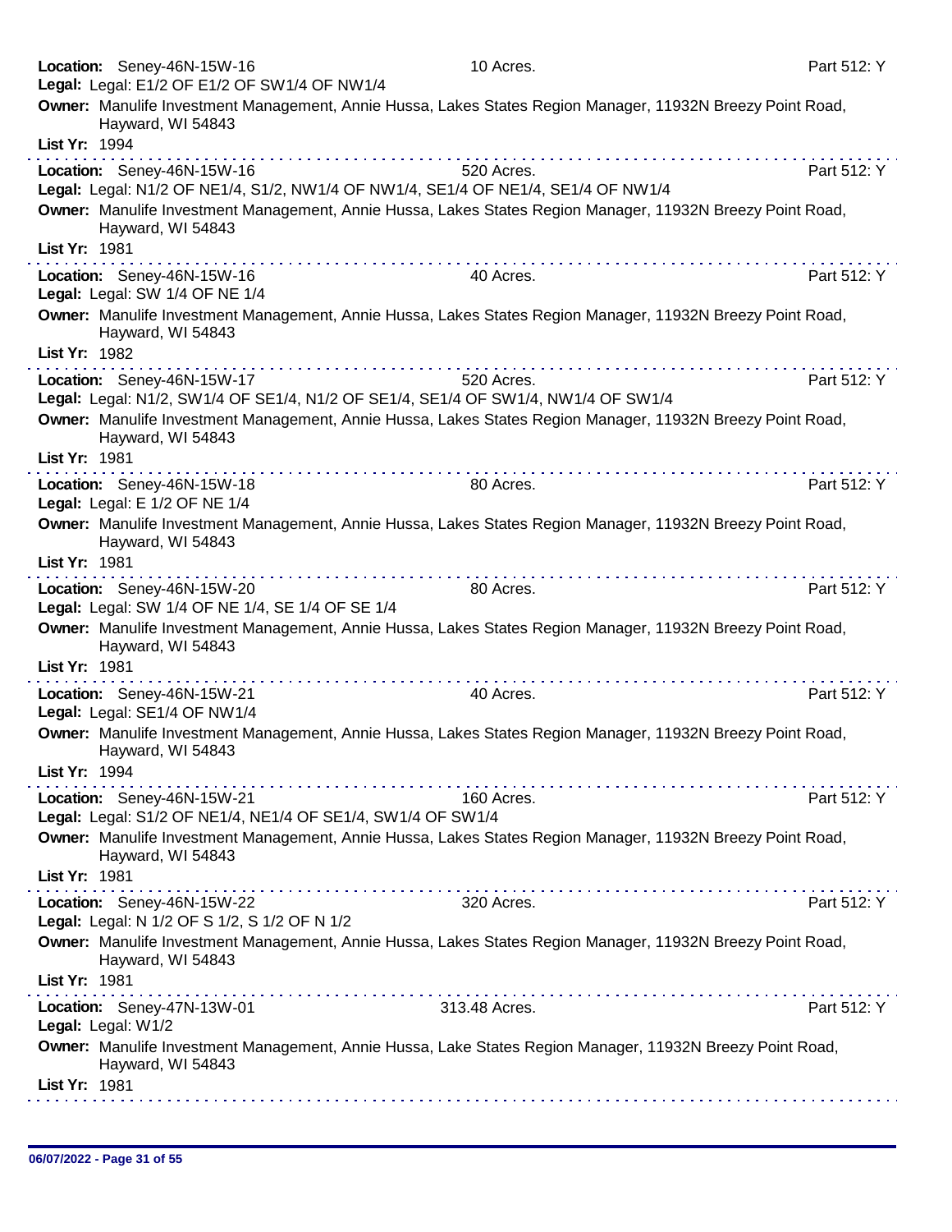**Location:** Seney-46N-15W-16 10 Acres. Part 512: Y
**Legal:** Legal: E1/2 OF E1/2 OF SW1/4 OF NW1/4
**Owner:** Manulife Investment Management, Annie Hussa, Lakes States Region Manager, 11932N Breezy Point Road, Hayward, WI 54843
**List Yr:** 1994

---

**Location:** Seney-46N-15W-16 520 Acres. Part 512: Y
**Legal:** Legal: N1/2 OF NE1/4, S1/2, NW1/4 OF NW1/4, SE1/4 OF NE1/4, SE1/4 OF NW1/4
**Owner:** Manulife Investment Management, Annie Hussa, Lakes States Region Manager, 11932N Breezy Point Road, Hayward, WI 54843
**List Yr:** 1981

---

**Location:** Seney-46N-15W-16 40 Acres. Part 512: Y
**Legal:** Legal: SW 1/4 OF NE 1/4
**Owner:** Manulife Investment Management, Annie Hussa, Lakes States Region Manager, 11932N Breezy Point Road, Hayward, WI 54843
**List Yr:** 1982

---

**Location:** Seney-46N-15W-17 520 Acres. Part 512: Y
**Legal:** Legal: N1/2, SW1/4 OF SE1/4, N1/2 OF SE1/4, SE1/4 OF SW1/4, NW1/4 OF SW1/4
**Owner:** Manulife Investment Management, Annie Hussa, Lakes States Region Manager, 11932N Breezy Point Road, Hayward, WI 54843
**List Yr:** 1981

---

**Location:** Seney-46N-15W-18 80 Acres. Part 512: Y
**Legal:** Legal: E 1/2 OF NE 1/4
**Owner:** Manulife Investment Management, Annie Hussa, Lakes States Region Manager, 11932N Breezy Point Road, Hayward, WI 54843
**List Yr:** 1981

---

**Location:** Seney-46N-15W-20 80 Acres. Part 512: Y
**Legal:** Legal: SW 1/4 OF NE 1/4, SE 1/4 OF SE 1/4
**Owner:** Manulife Investment Management, Annie Hussa, Lakes States Region Manager, 11932N Breezy Point Road, Hayward, WI 54843
**List Yr:** 1981

---

**Location:** Seney-46N-15W-21 40 Acres. Part 512: Y
**Legal:** Legal: SE1/4 OF NW1/4
**Owner:** Manulife Investment Management, Annie Hussa, Lakes States Region Manager, 11932N Breezy Point Road, Hayward, WI 54843
**List Yr:** 1994

---

**Location:** Seney-46N-15W-21 160 Acres. Part 512: Y
**Legal:** Legal: S1/2 OF NE1/4, NE1/4 OF SE1/4, SW1/4 OF SW1/4
**Owner:** Manulife Investment Management, Annie Hussa, Lakes States Region Manager, 11932N Breezy Point Road, Hayward, WI 54843
**List Yr:** 1981

---

**Location:** Seney-46N-15W-22 320 Acres. Part 512: Y
**Legal:** Legal: N 1/2 OF S 1/2, S 1/2 OF N 1/2
**Owner:** Manulife Investment Management, Annie Hussa, Lakes States Region Manager, 11932N Breezy Point Road, Hayward, WI 54843
**List Yr:** 1981

---

**Location:** Seney-47N-13W-01 313.48 Acres. Part 512: Y
**Legal:** Legal: W1/2
**Owner:** Manulife Investment Management, Annie Hussa, Lake States Region Manager, 11932N Breezy Point Road, Hayward, WI 54843
**List Yr:** 1981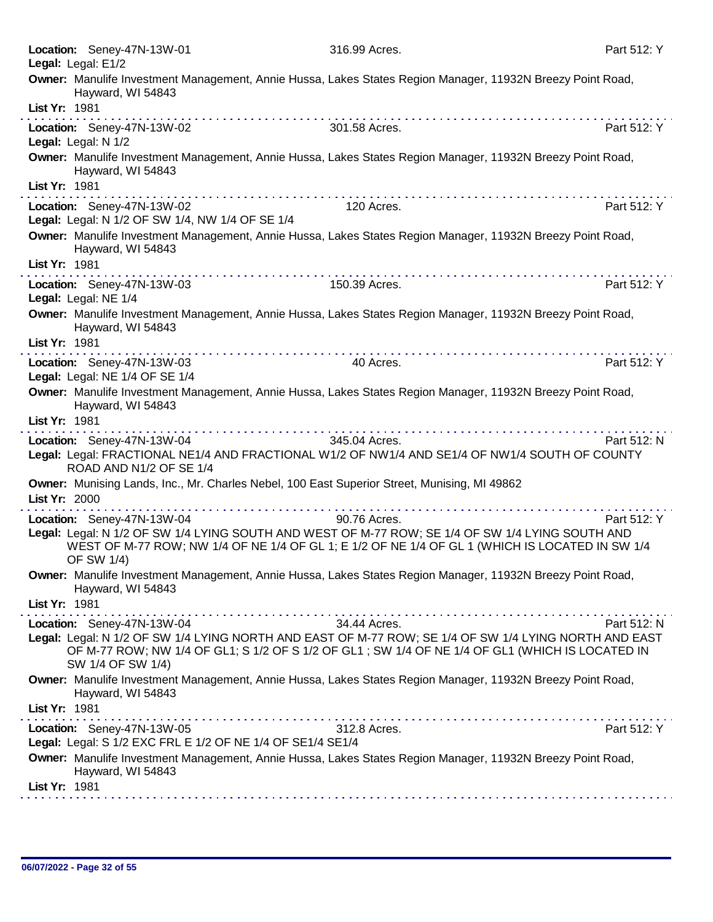**Location:** Seney-47N-13W-01 316.99 Acres. Part 512: Y
**Legal:** Legal: E1/2
**Owner:** Manulife Investment Management, Annie Hussa, Lakes States Region Manager, 11932N Breezy Point Road, Hayward, WI 54843
**List Yr:** 1981

---

**Location:** Seney-47N-13W-02 301.58 Acres. Part 512: Y
**Legal:** Legal: N 1/2
**Owner:** Manulife Investment Management, Annie Hussa, Lakes States Region Manager, 11932N Breezy Point Road, Hayward, WI 54843
**List Yr:** 1981

---

**Location:** Seney-47N-13W-02 120 Acres. Part 512: Y
**Legal:** Legal: N 1/2 OF SW 1/4, NW 1/4 OF SE 1/4
**Owner:** Manulife Investment Management, Annie Hussa, Lakes States Region Manager, 11932N Breezy Point Road, Hayward, WI 54843
**List Yr:** 1981

---

**Location:** Seney-47N-13W-03 150.39 Acres. Part 512: Y
**Legal:** Legal: NE 1/4
**Owner:** Manulife Investment Management, Annie Hussa, Lakes States Region Manager, 11932N Breezy Point Road, Hayward, WI 54843
**List Yr:** 1981

---

**Location:** Seney-47N-13W-03 40 Acres. Part 512: Y
**Legal:** Legal: NE 1/4 OF SE 1/4
**Owner:** Manulife Investment Management, Annie Hussa, Lakes States Region Manager, 11932N Breezy Point Road, Hayward, WI 54843
**List Yr:** 1981

---

**Location:** Seney-47N-13W-04 345.04 Acres. Part 512: N
**Legal:** Legal: FRACTIONAL NE1/4 AND FRACTIONAL W1/2 OF NW1/4 AND SE1/4 OF NW1/4 SOUTH OF COUNTY ROAD AND N1/2 OF SE 1/4
**Owner:** Munising Lands, Inc., Mr. Charles Nebel, 100 East Superior Street, Munising, MI 49862
**List Yr:** 2000

---

**Location:** Seney-47N-13W-04 90.76 Acres. Part 512: Y
**Legal:** Legal: N 1/2 OF SW 1/4 LYING SOUTH AND WEST OF M-77 ROW; SE 1/4 OF SW 1/4 LYING SOUTH AND WEST OF M-77 ROW; NW 1/4 OF NE 1/4 OF GL 1; E 1/2 OF NE 1/4 OF GL 1 (WHICH IS LOCATED IN SW 1/4 OF SW 1/4)
**Owner:** Manulife Investment Management, Annie Hussa, Lakes States Region Manager, 11932N Breezy Point Road, Hayward, WI 54843
**List Yr:** 1981

---

**Location:** Seney-47N-13W-04 34.44 Acres. Part 512: N
**Legal:** Legal: N 1/2 OF SW 1/4 LYING NORTH AND EAST OF M-77 ROW; SE 1/4 OF SW 1/4 LYING NORTH AND EAST OF M-77 ROW; NW 1/4 OF GL1; S 1/2 OF S 1/2 OF GL1 ; SW 1/4 OF NE 1/4 OF GL1 (WHICH IS LOCATED IN SW 1/4 OF SW 1/4)
**Owner:** Manulife Investment Management, Annie Hussa, Lakes States Region Manager, 11932N Breezy Point Road, Hayward, WI 54843
**List Yr:** 1981

---

**Location:** Seney-47N-13W-05 312.8 Acres. Part 512: Y
**Legal:** Legal: S 1/2 EXC FRL E 1/2 OF NE 1/4 OF SE1/4 SE1/4
**Owner:** Manulife Investment Management, Annie Hussa, Lakes States Region Manager, 11932N Breezy Point Road, Hayward, WI 54843
**List Yr:** 1981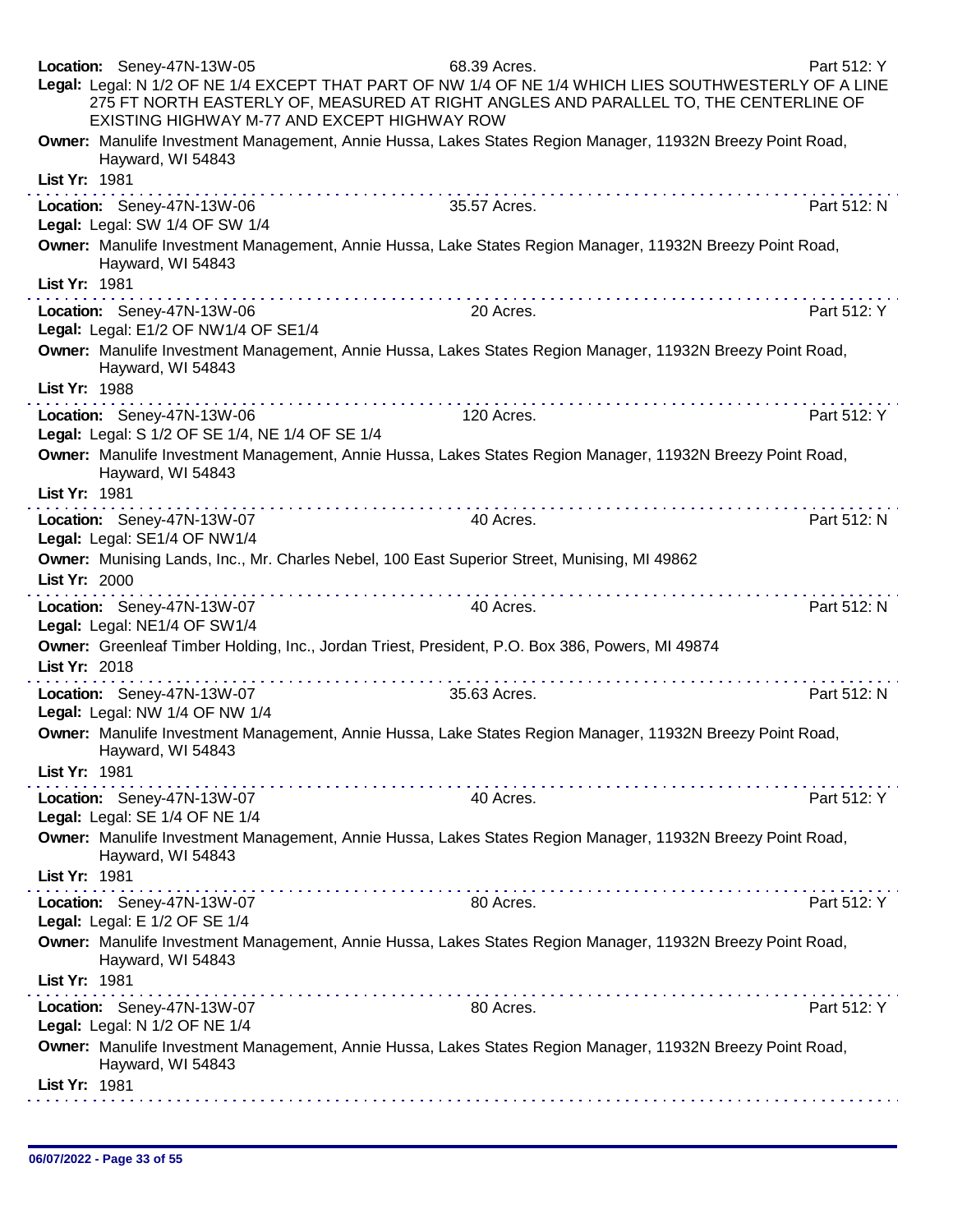**Location:** Seney-47N-13W-05 68.39 Acres. Part 512: Y

**Legal:** Legal: N 1/2 OF NE 1/4 EXCEPT THAT PART OF NW 1/4 OF NE 1/4 WHICH LIES SOUTHWESTERLY OF A LINE 275 FT NORTH EASTERLY OF, MEASURED AT RIGHT ANGLES AND PARALLEL TO, THE CENTERLINE OF EXISTING HIGHWAY M-77 AND EXCEPT HIGHWAY ROW

**Owner:** Manulife Investment Management, Annie Hussa, Lakes States Region Manager, 11932N Breezy Point Road, Hayward, WI 54843

**List Yr:** 1981

---

**Location:** Seney-47N-13W-06 35.57 Acres. Part 512: N

**Legal:** Legal: SW 1/4 OF SW 1/4

**Owner:** Manulife Investment Management, Annie Hussa, Lake States Region Manager, 11932N Breezy Point Road, Hayward, WI 54843

**List Yr:** 1981

---

**Location:** Seney-47N-13W-06 20 Acres. Part 512: Y

**Legal:** Legal: E1/2 OF NW1/4 OF SE1/4

**Owner:** Manulife Investment Management, Annie Hussa, Lakes States Region Manager, 11932N Breezy Point Road, Hayward, WI 54843

**List Yr:** 1988

---

**Location:** Seney-47N-13W-06 120 Acres. Part 512: Y

**Legal:** Legal: S 1/2 OF SE 1/4, NE 1/4 OF SE 1/4

**Owner:** Manulife Investment Management, Annie Hussa, Lakes States Region Manager, 11932N Breezy Point Road, Hayward, WI 54843

**List Yr:** 1981

---

**Location:** Seney-47N-13W-07 40 Acres. Part 512: N

**Legal:** Legal: SE1/4 OF NW1/4

**Owner:** Munising Lands, Inc., Mr. Charles Nebel, 100 East Superior Street, Munising, MI 49862

**List Yr:** 2000

---

**Location:** Seney-47N-13W-07 40 Acres. Part 512: N

**Legal:** Legal: NE1/4 OF SW1/4

**Owner:** Greenleaf Timber Holding, Inc., Jordan Triest, President, P.O. Box 386, Powers, MI 49874

**List Yr:** 2018

---

**Location:** Seney-47N-13W-07 35.63 Acres. Part 512: N

**Legal:** Legal: NW 1/4 OF NW 1/4

**Owner:** Manulife Investment Management, Annie Hussa, Lake States Region Manager, 11932N Breezy Point Road, Hayward, WI 54843

**List Yr:** 1981

---

**Location:** Seney-47N-13W-07 40 Acres. Part 512: Y

**Legal:** Legal: SE 1/4 OF NE 1/4

**Owner:** Manulife Investment Management, Annie Hussa, Lakes States Region Manager, 11932N Breezy Point Road, Hayward, WI 54843

**List Yr:** 1981

---

**Location:** Seney-47N-13W-07 80 Acres. Part 512: Y

**Legal:** Legal: E 1/2 OF SE 1/4

**Owner:** Manulife Investment Management, Annie Hussa, Lakes States Region Manager, 11932N Breezy Point Road, Hayward, WI 54843

**List Yr:** 1981

---

**Location:** Seney-47N-13W-07 80 Acres. Part 512: Y

**Legal:** Legal: N 1/2 OF NE 1/4

**Owner:** Manulife Investment Management, Annie Hussa, Lakes States Region Manager, 11932N Breezy Point Road, Hayward, WI 54843

**List Yr:** 1981

---

06/07/2022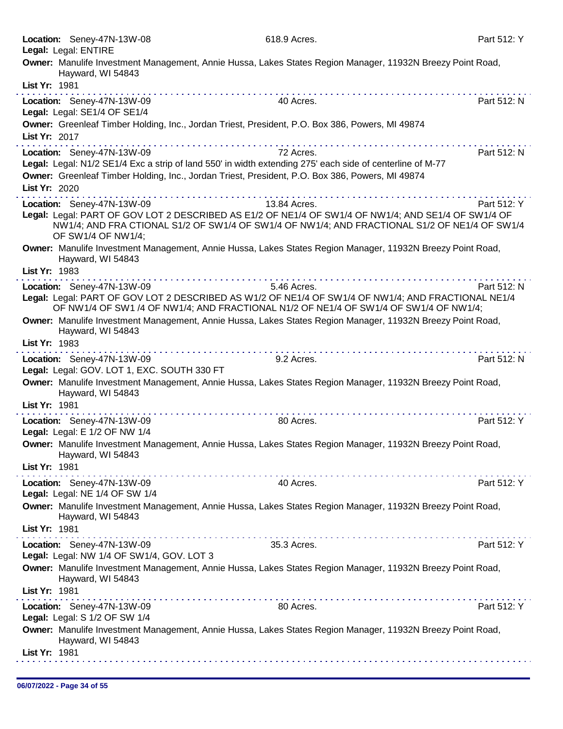**Location:** Seney-47N-13W-08 618.9 Acres. Part 512: Y
**Legal:** Legal: ENTIRE
**Owner:** Manulife Investment Management, Annie Hussa, Lakes States Region Manager, 11932N Breezy Point Road, Hayward, WI 54843
**List Yr:** 1981

---

**Location:** Seney-47N-13W-09 40 Acres. Part 512: N
**Legal:** Legal: SE1/4 OF SE1/4
**Owner:** Greenleaf Timber Holding, Inc., Jordan Triest, President, P.O. Box 386, Powers, MI 49874
**List Yr:** 2017

---

**Location:** Seney-47N-13W-09 72 Acres. Part 512: N
**Legal:** Legal: N1/2 SE1/4 Exc a strip of land 550' in width extending 275' each side of centerline of M-77
**Owner:** Greenleaf Timber Holding, Inc., Jordan Triest, President, P.O. Box 386, Powers, MI 49874
**List Yr:** 2020

---

**Location:** Seney-47N-13W-09 13.84 Acres. Part 512: Y
**Legal:** Legal: PART OF GOV LOT 2 DESCRIBED AS E1/2 OF NE1/4 OF SW1/4 OF NW1/4; AND SE1/4 OF SW1/4 OF NW1/4; AND FRA CTIONAL S1/2 OF SW1/4 OF SW1/4 OF NW1/4; AND FRACTIONAL S1/2 OF NE1/4 OF SW1/4 OF SW1/4 OF NW1/4;
**Owner:** Manulife Investment Management, Annie Hussa, Lakes States Region Manager, 11932N Breezy Point Road, Hayward, WI 54843
**List Yr:** 1983

---

**Location:** Seney-47N-13W-09 5.46 Acres. Part 512: N
**Legal:** Legal: PART OF GOV LOT 2 DESCRIBED AS W1/2 OF NE1/4 OF SW1/4 OF NW1/4; AND FRACTIONAL NE1/4 OF NW1/4 OF SW1 /4 OF NW1/4; AND FRACTIONAL N1/2 OF NE1/4 OF SW1/4 OF SW1/4 OF NW1/4;
**Owner:** Manulife Investment Management, Annie Hussa, Lakes States Region Manager, 11932N Breezy Point Road, Hayward, WI 54843
**List Yr:** 1983

---

**Location:** Seney-47N-13W-09 9.2 Acres. Part 512: N
**Legal:** Legal: GOV. LOT 1, EXC. SOUTH 330 FT
**Owner:** Manulife Investment Management, Annie Hussa, Lakes States Region Manager, 11932N Breezy Point Road, Hayward, WI 54843
**List Yr:** 1981

---

**Location:** Seney-47N-13W-09 80 Acres. Part 512: Y
**Legal:** Legal: E 1/2 OF NW 1/4
**Owner:** Manulife Investment Management, Annie Hussa, Lakes States Region Manager, 11932N Breezy Point Road, Hayward, WI 54843
**List Yr:** 1981

---

**Location:** Seney-47N-13W-09 40 Acres. Part 512: Y
**Legal:** Legal: NE 1/4 OF SW 1/4
**Owner:** Manulife Investment Management, Annie Hussa, Lakes States Region Manager, 11932N Breezy Point Road, Hayward, WI 54843
**List Yr:** 1981

---

**Location:** Seney-47N-13W-09 35.3 Acres. Part 512: Y
**Legal:** Legal: NW 1/4 OF SW1/4, GOV. LOT 3
**Owner:** Manulife Investment Management, Annie Hussa, Lakes States Region Manager, 11932N Breezy Point Road, Hayward, WI 54843
**List Yr:** 1981

---

**Location:** Seney-47N-13W-09 80 Acres. Part 512: Y
**Legal:** Legal: S 1/2 OF SW 1/4
**Owner:** Manulife Investment Management, Annie Hussa, Lakes States Region Manager, 11932N Breezy Point Road, Hayward, WI 54843
**List Yr:** 1981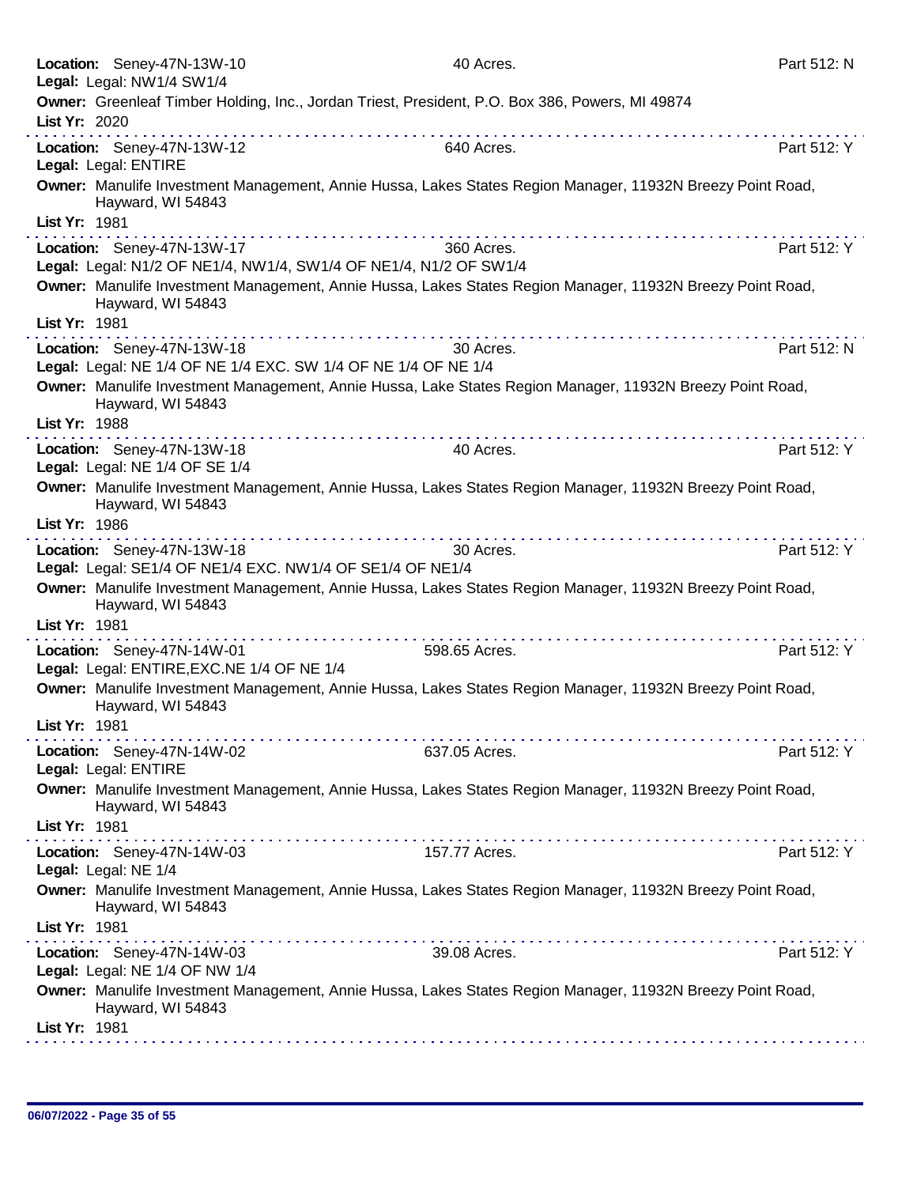**Location:** Seney-47N-13W-10 — 40 Acres. — Part 512: N
**Legal:** Legal: NW1/4 SW1/4
**Owner:** Greenleaf Timber Holding, Inc., Jordan Triest, President, P.O. Box 386, Powers, MI 49874
**List Yr:** 2020

---

**Location:** Seney-47N-13W-12 — 640 Acres. — Part 512: Y
**Legal:** Legal: ENTIRE
**Owner:** Manulife Investment Management, Annie Hussa, Lakes States Region Manager, 11932N Breezy Point Road, Hayward, WI 54843
**List Yr:** 1981

---

**Location:** Seney-47N-13W-17 — 360 Acres. — Part 512: Y
**Legal:** Legal: N1/2 OF NE1/4, NW1/4, SW1/4 OF NE1/4, N1/2 OF SW1/4
**Owner:** Manulife Investment Management, Annie Hussa, Lakes States Region Manager, 11932N Breezy Point Road, Hayward, WI 54843
**List Yr:** 1981

---

**Location:** Seney-47N-13W-18 — 30 Acres. — Part 512: N
**Legal:** Legal: NE 1/4 OF NE 1/4 EXC. SW 1/4 OF NE 1/4 OF NE 1/4
**Owner:** Manulife Investment Management, Annie Hussa, Lake States Region Manager, 11932N Breezy Point Road, Hayward, WI 54843
**List Yr:** 1988

---

**Location:** Seney-47N-13W-18 — 40 Acres. — Part 512: Y
**Legal:** Legal: NE 1/4 OF SE 1/4
**Owner:** Manulife Investment Management, Annie Hussa, Lakes States Region Manager, 11932N Breezy Point Road, Hayward, WI 54843
**List Yr:** 1986

---

**Location:** Seney-47N-13W-18 — 30 Acres. — Part 512: Y
**Legal:** Legal: SE1/4 OF NE1/4 EXC. NW1/4 OF SE1/4 OF NE1/4
**Owner:** Manulife Investment Management, Annie Hussa, Lakes States Region Manager, 11932N Breezy Point Road, Hayward, WI 54843
**List Yr:** 1981

---

**Location:** Seney-47N-14W-01 — 598.65 Acres. — Part 512: Y
**Legal:** Legal: ENTIRE,EXC.NE 1/4 OF NE 1/4
**Owner:** Manulife Investment Management, Annie Hussa, Lakes States Region Manager, 11932N Breezy Point Road, Hayward, WI 54843
**List Yr:** 1981

---

**Location:** Seney-47N-14W-02 — 637.05 Acres. — Part 512: Y
**Legal:** Legal: ENTIRE
**Owner:** Manulife Investment Management, Annie Hussa, Lakes States Region Manager, 11932N Breezy Point Road, Hayward, WI 54843
**List Yr:** 1981

---

**Location:** Seney-47N-14W-03 — 157.77 Acres. — Part 512: Y
**Legal:** Legal: NE 1/4
**Owner:** Manulife Investment Management, Annie Hussa, Lakes States Region Manager, 11932N Breezy Point Road, Hayward, WI 54843
**List Yr:** 1981

---

**Location:** Seney-47N-14W-03 — 39.08 Acres. — Part 512: Y
**Legal:** Legal: NE 1/4 OF NW 1/4
**Owner:** Manulife Investment Management, Annie Hussa, Lakes States Region Manager, 11932N Breezy Point Road, Hayward, WI 54843
**List Yr:** 1981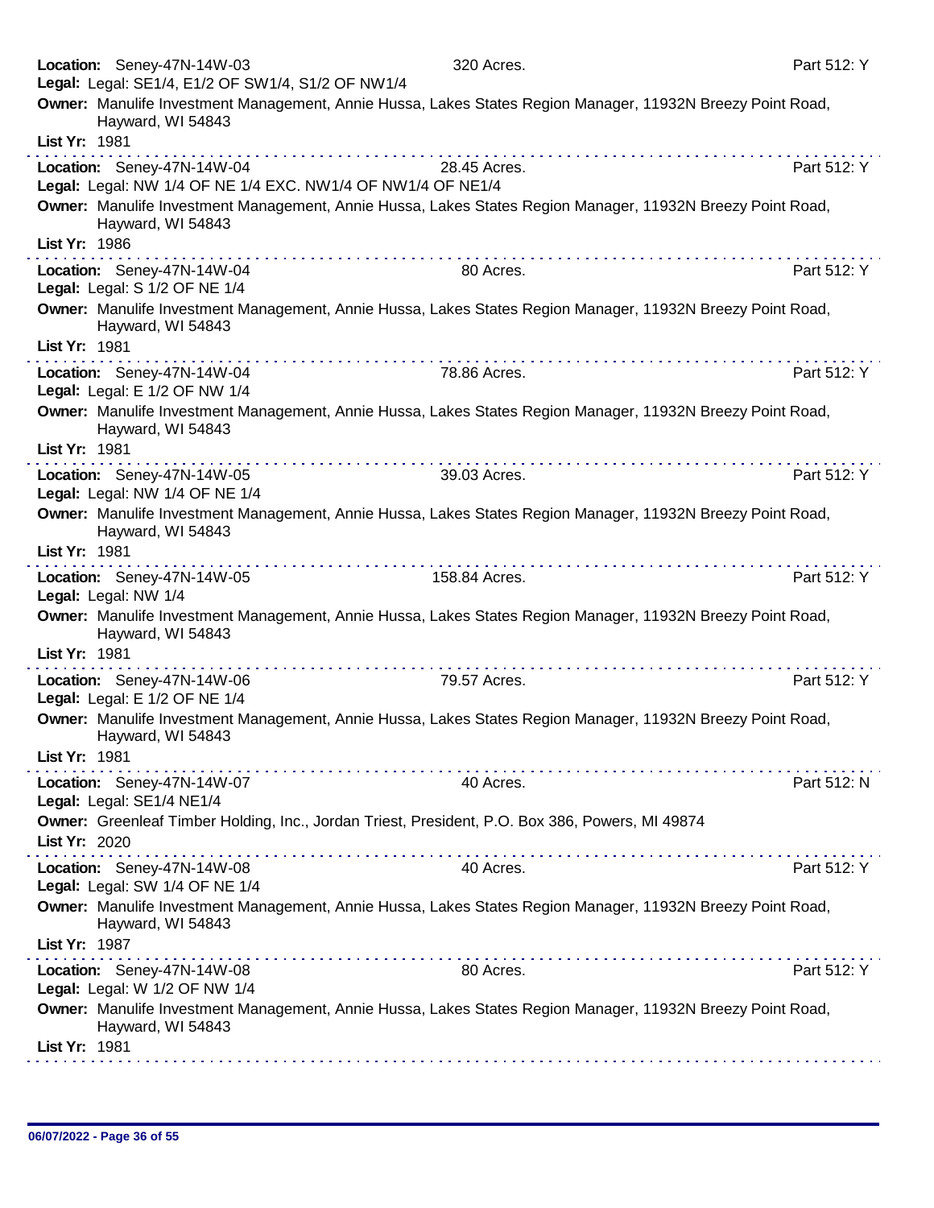**Location:** Seney-47N-14W-03 320 Acres. Part 512: Y
**Legal:** Legal: SE1/4, E1/2 OF SW1/4, S1/2 OF NW1/4
**Owner:** Manulife Investment Management, Annie Hussa, Lakes States Region Manager, 11932N Breezy Point Road, Hayward, WI 54843
**List Yr:** 1981

---

**Location:** Seney-47N-14W-04 28.45 Acres. Part 512: Y
**Legal:** Legal: NW 1/4 OF NE 1/4 EXC. NW1/4 OF NW1/4 OF NE1/4
**Owner:** Manulife Investment Management, Annie Hussa, Lakes States Region Manager, 11932N Breezy Point Road, Hayward, WI 54843
**List Yr:** 1986

---

**Location:** Seney-47N-14W-04 80 Acres. Part 512: Y
**Legal:** Legal: S 1/2 OF NE 1/4
**Owner:** Manulife Investment Management, Annie Hussa, Lakes States Region Manager, 11932N Breezy Point Road, Hayward, WI 54843
**List Yr:** 1981

---

**Location:** Seney-47N-14W-04 78.86 Acres. Part 512: Y
**Legal:** Legal: E 1/2 OF NW 1/4
**Owner:** Manulife Investment Management, Annie Hussa, Lakes States Region Manager, 11932N Breezy Point Road, Hayward, WI 54843
**List Yr:** 1981

---

**Location:** Seney-47N-14W-05 39.03 Acres. Part 512: Y
**Legal:** Legal: NW 1/4 OF NE 1/4
**Owner:** Manulife Investment Management, Annie Hussa, Lakes States Region Manager, 11932N Breezy Point Road, Hayward, WI 54843
**List Yr:** 1981

---

**Location:** Seney-47N-14W-05 158.84 Acres. Part 512: Y
**Legal:** Legal: NW 1/4
**Owner:** Manulife Investment Management, Annie Hussa, Lakes States Region Manager, 11932N Breezy Point Road, Hayward, WI 54843
**List Yr:** 1981

---

**Location:** Seney-47N-14W-06 79.57 Acres. Part 512: Y
**Legal:** Legal: E 1/2 OF NE 1/4
**Owner:** Manulife Investment Management, Annie Hussa, Lakes States Region Manager, 11932N Breezy Point Road, Hayward, WI 54843
**List Yr:** 1981

---

**Location:** Seney-47N-14W-07 40 Acres. Part 512: N
**Legal:** Legal: SE1/4 NE1/4
**Owner:** Greenleaf Timber Holding, Inc., Jordan Triest, President, P.O. Box 386, Powers, MI 49874
**List Yr:** 2020

---

**Location:** Seney-47N-14W-08 40 Acres. Part 512: Y
**Legal:** Legal: SW 1/4 OF NE 1/4
**Owner:** Manulife Investment Management, Annie Hussa, Lakes States Region Manager, 11932N Breezy Point Road, Hayward, WI 54843
**List Yr:** 1987

---

**Location:** Seney-47N-14W-08 80 Acres. Part 512: Y
**Legal:** Legal: W 1/2 OF NW 1/4
**Owner:** Manulife Investment Management, Annie Hussa, Lakes States Region Manager, 11932N Breezy Point Road, Hayward, WI 54843
**List Yr:** 1981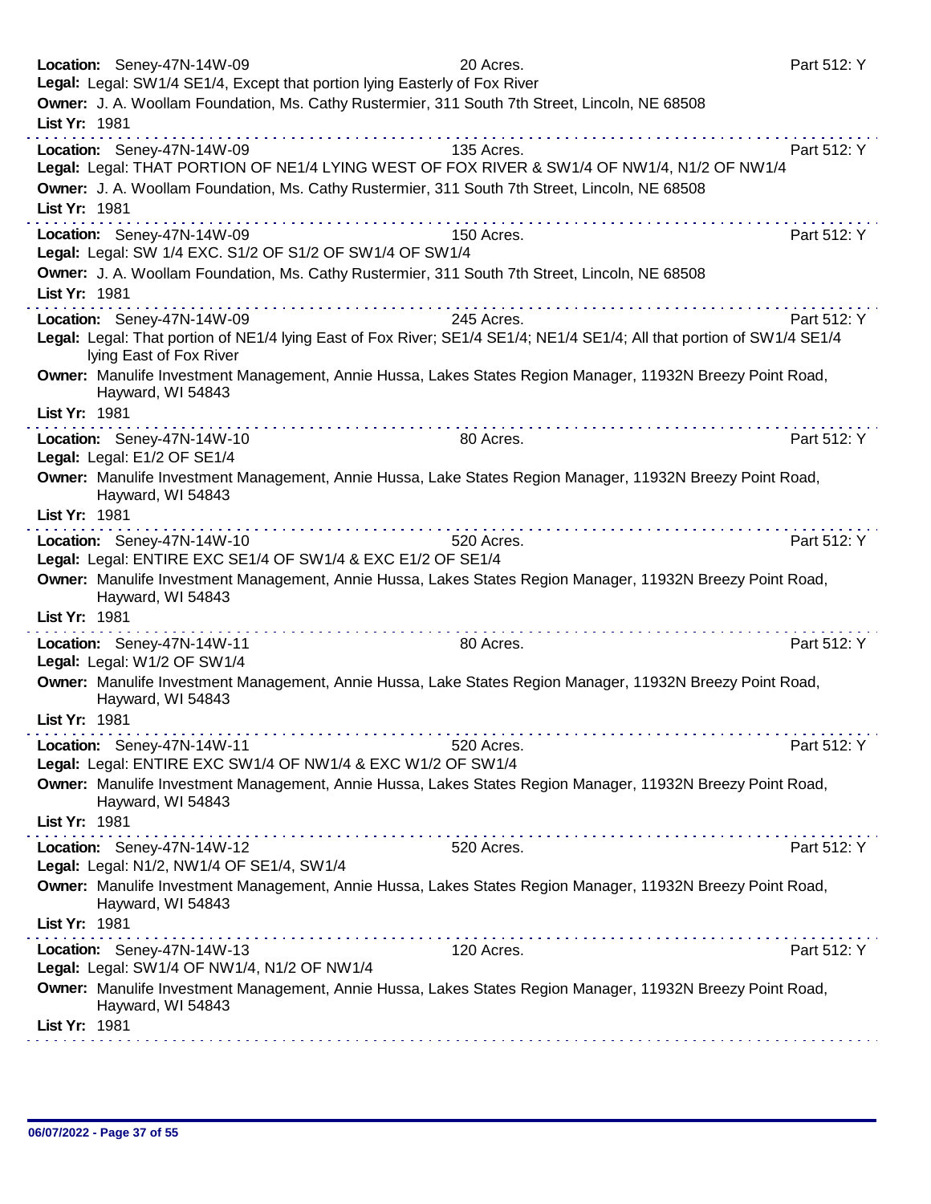**Location:** Seney-47N-14W-09 20 Acres. Part 512: Y
**Legal:** Legal: SW1/4 SE1/4, Except that portion lying Easterly of Fox River
**Owner:** J. A. Woollam Foundation, Ms. Cathy Rustermier, 311 South 7th Street, Lincoln, NE 68508
**List Yr:** 1981

---

**Location:** Seney-47N-14W-09 135 Acres. Part 512: Y
**Legal:** Legal: THAT PORTION OF NE1/4 LYING WEST OF FOX RIVER & SW1/4 OF NW1/4, N1/2 OF NW1/4
**Owner:** J. A. Woollam Foundation, Ms. Cathy Rustermier, 311 South 7th Street, Lincoln, NE 68508
**List Yr:** 1981

---

**Location:** Seney-47N-14W-09 150 Acres. Part 512: Y
**Legal:** Legal: SW 1/4 EXC. S1/2 OF S1/2 OF SW1/4 OF SW1/4
**Owner:** J. A. Woollam Foundation, Ms. Cathy Rustermier, 311 South 7th Street, Lincoln, NE 68508
**List Yr:** 1981

---

**Location:** Seney-47N-14W-09 245 Acres. Part 512: Y
**Legal:** Legal: That portion of NE1/4 lying East of Fox River; SE1/4 SE1/4; NE1/4 SE1/4; All that portion of SW1/4 SE1/4 lying East of Fox River
**Owner:** Manulife Investment Management, Annie Hussa, Lakes States Region Manager, 11932N Breezy Point Road, Hayward, WI 54843
**List Yr:** 1981

---

**Location:** Seney-47N-14W-10 80 Acres. Part 512: Y
**Legal:** Legal: E1/2 OF SE1/4
**Owner:** Manulife Investment Management, Annie Hussa, Lake States Region Manager, 11932N Breezy Point Road, Hayward, WI 54843
**List Yr:** 1981

---

**Location:** Seney-47N-14W-10 520 Acres. Part 512: Y
**Legal:** Legal: ENTIRE EXC SE1/4 OF SW1/4 & EXC E1/2 OF SE1/4
**Owner:** Manulife Investment Management, Annie Hussa, Lakes States Region Manager, 11932N Breezy Point Road, Hayward, WI 54843
**List Yr:** 1981

---

**Location:** Seney-47N-14W-11 80 Acres. Part 512: Y
**Legal:** Legal: W1/2 OF SW1/4
**Owner:** Manulife Investment Management, Annie Hussa, Lake States Region Manager, 11932N Breezy Point Road, Hayward, WI 54843
**List Yr:** 1981

---

**Location:** Seney-47N-14W-11 520 Acres. Part 512: Y
**Legal:** Legal: ENTIRE EXC SW1/4 OF NW1/4 & EXC W1/2 OF SW1/4
**Owner:** Manulife Investment Management, Annie Hussa, Lakes States Region Manager, 11932N Breezy Point Road, Hayward, WI 54843
**List Yr:** 1981

---

**Location:** Seney-47N-14W-12 520 Acres. Part 512: Y
**Legal:** Legal: N1/2, NW1/4 OF SE1/4, SW1/4
**Owner:** Manulife Investment Management, Annie Hussa, Lakes States Region Manager, 11932N Breezy Point Road, Hayward, WI 54843
**List Yr:** 1981

---

**Location:** Seney-47N-14W-13 120 Acres. Part 512: Y
**Legal:** Legal: SW1/4 OF NW1/4, N1/2 OF NW1/4
**Owner:** Manulife Investment Management, Annie Hussa, Lakes States Region Manager, 11932N Breezy Point Road, Hayward, WI 54843
**List Yr:** 1981

---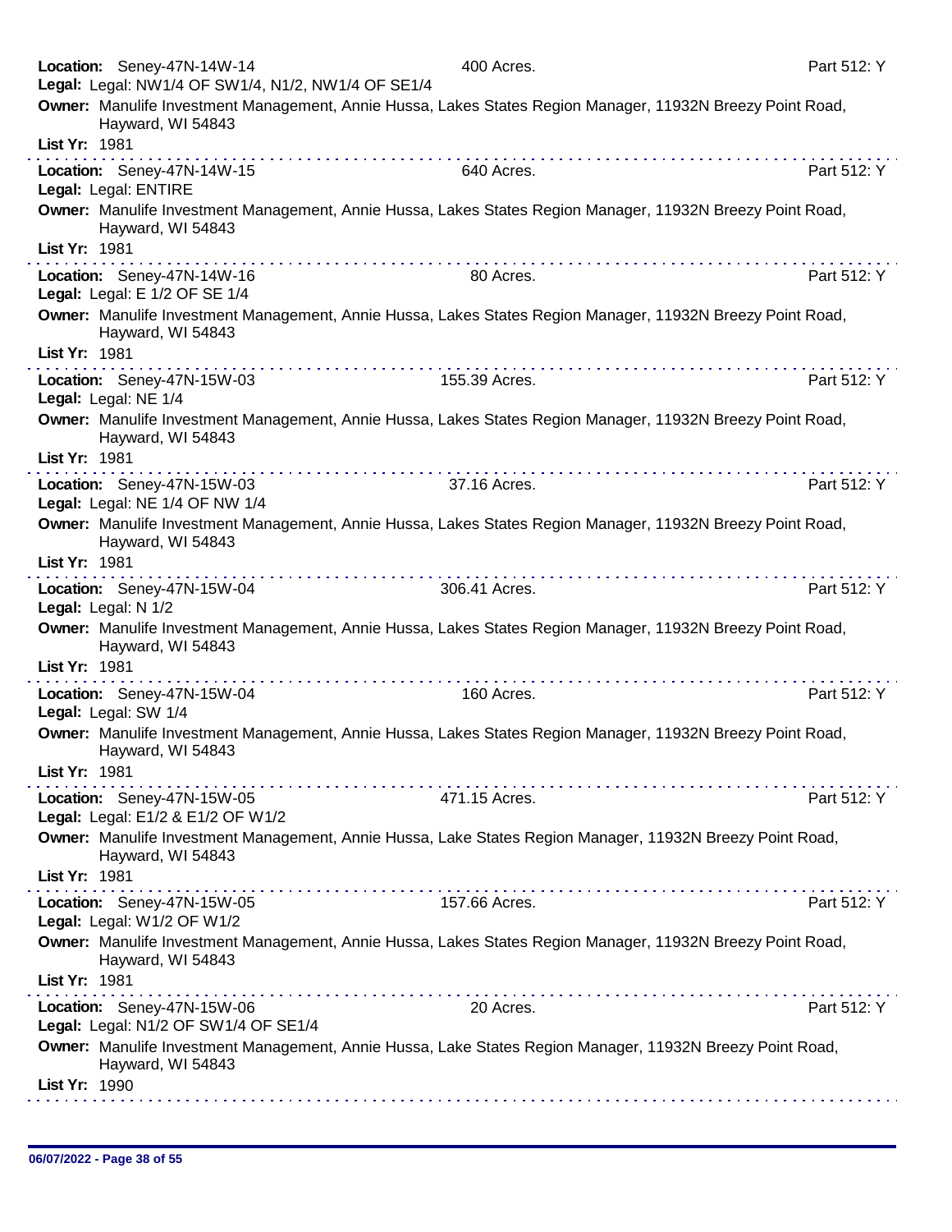**Location:** Seney-47N-14W-14 400 Acres. Part 512: Y
**Legal:** Legal: NW1/4 OF SW1/4, N1/2, NW1/4 OF SE1/4
**Owner:** Manulife Investment Management, Annie Hussa, Lakes States Region Manager, 11932N Breezy Point Road, Hayward, WI 54843
**List Yr:** 1981

---

**Location:** Seney-47N-14W-15 640 Acres. Part 512: Y
**Legal:** Legal: ENTIRE
**Owner:** Manulife Investment Management, Annie Hussa, Lakes States Region Manager, 11932N Breezy Point Road, Hayward, WI 54843
**List Yr:** 1981

---

**Location:** Seney-47N-14W-16 80 Acres. Part 512: Y
**Legal:** Legal: E 1/2 OF SE 1/4
**Owner:** Manulife Investment Management, Annie Hussa, Lakes States Region Manager, 11932N Breezy Point Road, Hayward, WI 54843
**List Yr:** 1981

---

**Location:** Seney-47N-15W-03 155.39 Acres. Part 512: Y
**Legal:** Legal: NE 1/4
**Owner:** Manulife Investment Management, Annie Hussa, Lakes States Region Manager, 11932N Breezy Point Road, Hayward, WI 54843
**List Yr:** 1981

---

**Location:** Seney-47N-15W-03 37.16 Acres. Part 512: Y
**Legal:** Legal: NE 1/4 OF NW 1/4
**Owner:** Manulife Investment Management, Annie Hussa, Lakes States Region Manager, 11932N Breezy Point Road, Hayward, WI 54843
**List Yr:** 1981

---

**Location:** Seney-47N-15W-04 306.41 Acres. Part 512: Y
**Legal:** Legal: N 1/2
**Owner:** Manulife Investment Management, Annie Hussa, Lakes States Region Manager, 11932N Breezy Point Road, Hayward, WI 54843
**List Yr:** 1981

---

**Location:** Seney-47N-15W-04 160 Acres. Part 512: Y
**Legal:** Legal: SW 1/4
**Owner:** Manulife Investment Management, Annie Hussa, Lakes States Region Manager, 11932N Breezy Point Road, Hayward, WI 54843
**List Yr:** 1981

---

**Location:** Seney-47N-15W-05 471.15 Acres. Part 512: Y
**Legal:** Legal: E1/2 & E1/2 OF W1/2
**Owner:** Manulife Investment Management, Annie Hussa, Lake States Region Manager, 11932N Breezy Point Road, Hayward, WI 54843
**List Yr:** 1981

---

**Location:** Seney-47N-15W-05 157.66 Acres. Part 512: Y
**Legal:** Legal: W1/2 OF W1/2
**Owner:** Manulife Investment Management, Annie Hussa, Lakes States Region Manager, 11932N Breezy Point Road, Hayward, WI 54843
**List Yr:** 1981

---

**Location:** Seney-47N-15W-06 20 Acres. Part 512: Y
**Legal:** Legal: N1/2 OF SW1/4 OF SE1/4
**Owner:** Manulife Investment Management, Annie Hussa, Lake States Region Manager, 11932N Breezy Point Road, Hayward, WI 54843
**List Yr:** 1990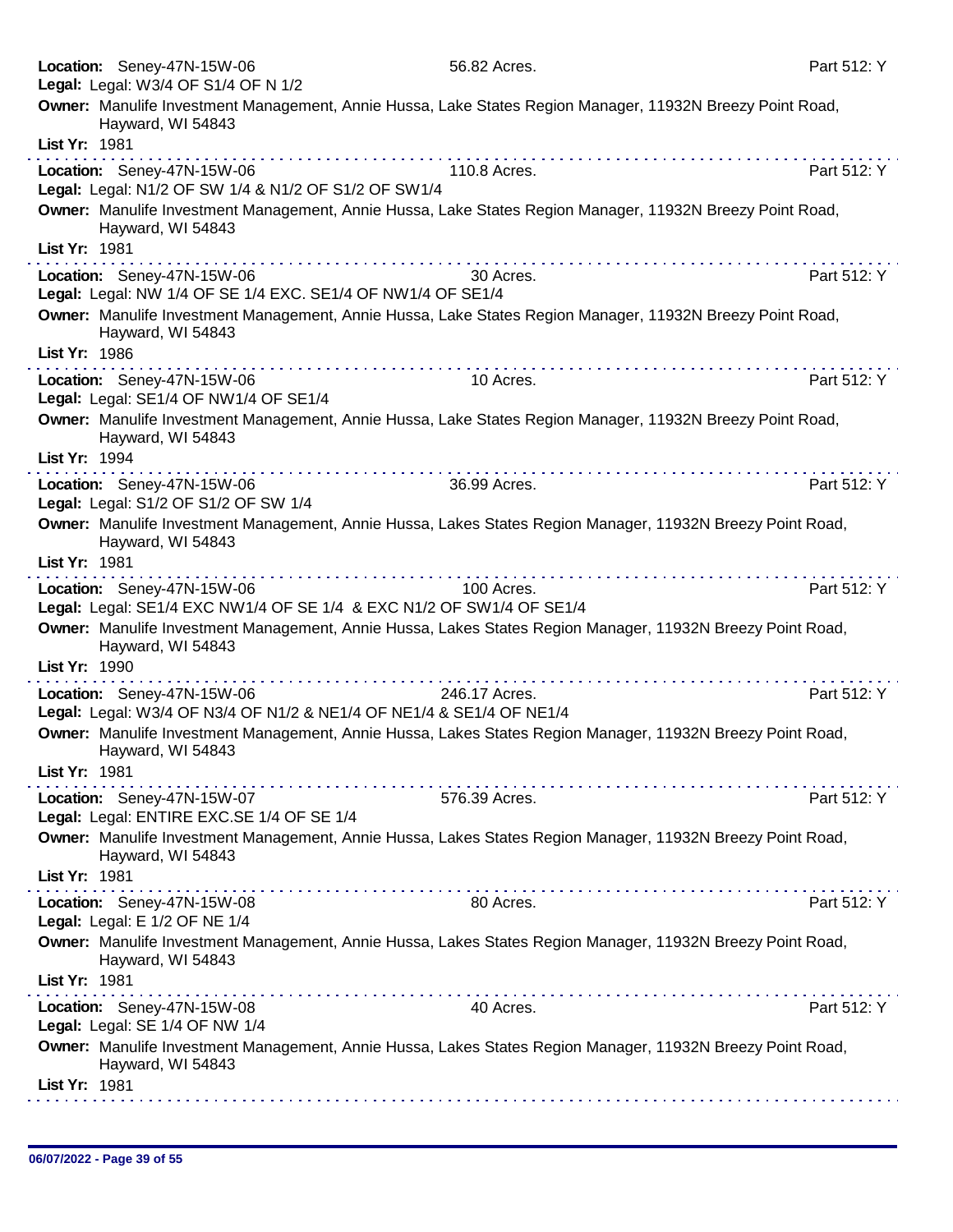**Location:** Seney-47N-15W-06 56.82 Acres. Part 512: Y
**Legal:** Legal: W3/4 OF S1/4 OF N 1/2
**Owner:** Manulife Investment Management, Annie Hussa, Lake States Region Manager, 11932N Breezy Point Road, Hayward, WI 54843
**List Yr:** 1981

---

**Location:** Seney-47N-15W-06 110.8 Acres. Part 512: Y
**Legal:** Legal: N1/2 OF SW 1/4 & N1/2 OF S1/2 OF SW1/4
**Owner:** Manulife Investment Management, Annie Hussa, Lake States Region Manager, 11932N Breezy Point Road, Hayward, WI 54843
**List Yr:** 1981

---

**Location:** Seney-47N-15W-06 30 Acres. Part 512: Y
**Legal:** Legal: NW 1/4 OF SE 1/4 EXC. SE1/4 OF NW1/4 OF SE1/4
**Owner:** Manulife Investment Management, Annie Hussa, Lake States Region Manager, 11932N Breezy Point Road, Hayward, WI 54843
**List Yr:** 1986

---

**Location:** Seney-47N-15W-06 10 Acres. Part 512: Y
**Legal:** Legal: SE1/4 OF NW1/4 OF SE1/4
**Owner:** Manulife Investment Management, Annie Hussa, Lake States Region Manager, 11932N Breezy Point Road, Hayward, WI 54843
**List Yr:** 1994

---

**Location:** Seney-47N-15W-06 36.99 Acres. Part 512: Y
**Legal:** Legal: S1/2 OF S1/2 OF SW 1/4
**Owner:** Manulife Investment Management, Annie Hussa, Lakes States Region Manager, 11932N Breezy Point Road, Hayward, WI 54843
**List Yr:** 1981

---

**Location:** Seney-47N-15W-06 100 Acres. Part 512: Y
**Legal:** Legal: SE1/4 EXC NW1/4 OF SE 1/4 & EXC N1/2 OF SW1/4 OF SE1/4
**Owner:** Manulife Investment Management, Annie Hussa, Lakes States Region Manager, 11932N Breezy Point Road, Hayward, WI 54843
**List Yr:** 1990

---

**Location:** Seney-47N-15W-06 246.17 Acres. Part 512: Y
**Legal:** Legal: W3/4 OF N3/4 OF N1/2 & NE1/4 OF NE1/4 & SE1/4 OF NE1/4
**Owner:** Manulife Investment Management, Annie Hussa, Lakes States Region Manager, 11932N Breezy Point Road, Hayward, WI 54843
**List Yr:** 1981

---

**Location:** Seney-47N-15W-07 576.39 Acres. Part 512: Y
**Legal:** Legal: ENTIRE EXC.SE 1/4 OF SE 1/4
**Owner:** Manulife Investment Management, Annie Hussa, Lakes States Region Manager, 11932N Breezy Point Road, Hayward, WI 54843
**List Yr:** 1981

---

**Location:** Seney-47N-15W-08 80 Acres. Part 512: Y
**Legal:** Legal: E 1/2 OF NE 1/4
**Owner:** Manulife Investment Management, Annie Hussa, Lakes States Region Manager, 11932N Breezy Point Road, Hayward, WI 54843
**List Yr:** 1981

---

**Location:** Seney-47N-15W-08 40 Acres. Part 512: Y
**Legal:** Legal: SE 1/4 OF NW 1/4
**Owner:** Manulife Investment Management, Annie Hussa, Lakes States Region Manager, 11932N Breezy Point Road, Hayward, WI 54843
**List Yr:** 1981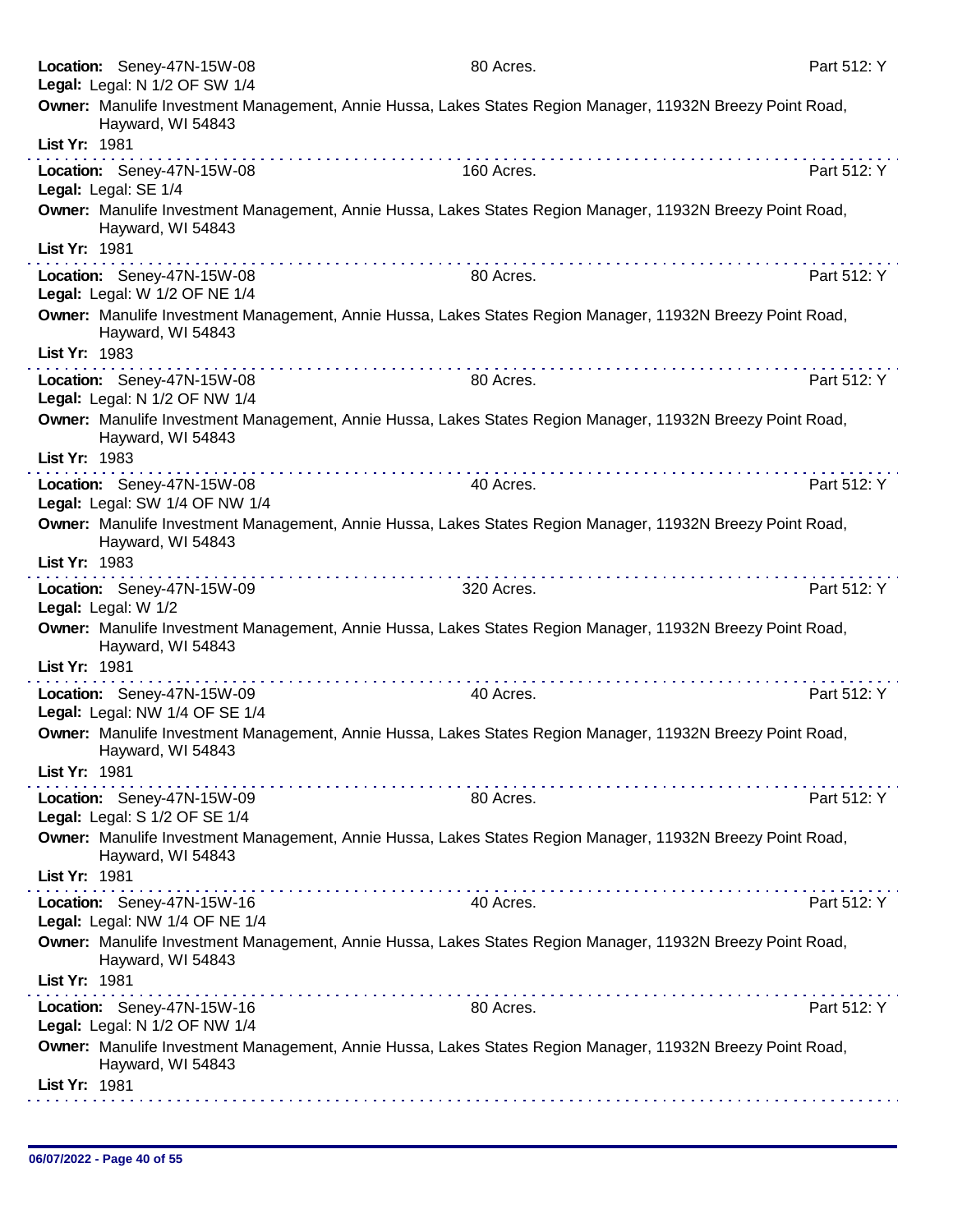**Location:** Seney-47N-15W-08 80 Acres. Part 512: Y
**Legal:** Legal: N 1/2 OF SW 1/4
**Owner:** Manulife Investment Management, Annie Hussa, Lakes States Region Manager, 11932N Breezy Point Road, Hayward, WI 54843
**List Yr:** 1981

---

**Location:** Seney-47N-15W-08 160 Acres. Part 512: Y
**Legal:** Legal: SE 1/4
**Owner:** Manulife Investment Management, Annie Hussa, Lakes States Region Manager, 11932N Breezy Point Road, Hayward, WI 54843
**List Yr:** 1981

---

**Location:** Seney-47N-15W-08 80 Acres. Part 512: Y
**Legal:** Legal: W 1/2 OF NE 1/4
**Owner:** Manulife Investment Management, Annie Hussa, Lakes States Region Manager, 11932N Breezy Point Road, Hayward, WI 54843
**List Yr:** 1983

---

**Location:** Seney-47N-15W-08 80 Acres. Part 512: Y
**Legal:** Legal: N 1/2 OF NW 1/4
**Owner:** Manulife Investment Management, Annie Hussa, Lakes States Region Manager, 11932N Breezy Point Road, Hayward, WI 54843
**List Yr:** 1983

---

**Location:** Seney-47N-15W-08 40 Acres. Part 512: Y
**Legal:** Legal: SW 1/4 OF NW 1/4
**Owner:** Manulife Investment Management, Annie Hussa, Lakes States Region Manager, 11932N Breezy Point Road, Hayward, WI 54843
**List Yr:** 1983

---

**Location:** Seney-47N-15W-09 320 Acres. Part 512: Y
**Legal:** Legal: W 1/2
**Owner:** Manulife Investment Management, Annie Hussa, Lakes States Region Manager, 11932N Breezy Point Road, Hayward, WI 54843
**List Yr:** 1981

---

**Location:** Seney-47N-15W-09 40 Acres. Part 512: Y
**Legal:** Legal: NW 1/4 OF SE 1/4
**Owner:** Manulife Investment Management, Annie Hussa, Lakes States Region Manager, 11932N Breezy Point Road, Hayward, WI 54843
**List Yr:** 1981

---

**Location:** Seney-47N-15W-09 80 Acres. Part 512: Y
**Legal:** Legal: S 1/2 OF SE 1/4
**Owner:** Manulife Investment Management, Annie Hussa, Lakes States Region Manager, 11932N Breezy Point Road, Hayward, WI 54843
**List Yr:** 1981

---

**Location:** Seney-47N-15W-16 40 Acres. Part 512: Y
**Legal:** Legal: NW 1/4 OF NE 1/4
**Owner:** Manulife Investment Management, Annie Hussa, Lakes States Region Manager, 11932N Breezy Point Road, Hayward, WI 54843
**List Yr:** 1981

---

**Location:** Seney-47N-15W-16 80 Acres. Part 512: Y
**Legal:** Legal: N 1/2 OF NW 1/4
**Owner:** Manulife Investment Management, Annie Hussa, Lakes States Region Manager, 11932N Breezy Point Road, Hayward, WI 54843
**List Yr:** 1981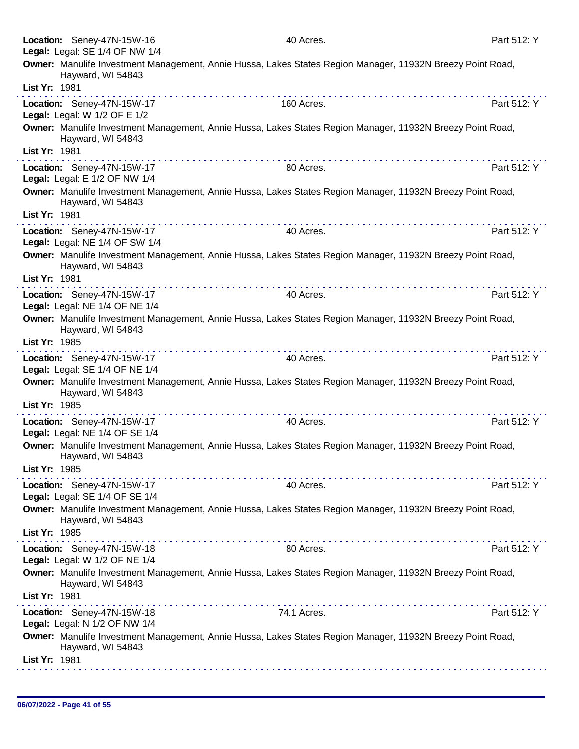**Location:** Seney-47N-15W-16 40 Acres. Part 512: Y
**Legal:** Legal: SE 1/4 OF NW 1/4
**Owner:** Manulife Investment Management, Annie Hussa, Lakes States Region Manager, 11932N Breezy Point Road, Hayward, WI 54843
**List Yr:** 1981

---

**Location:** Seney-47N-15W-17 160 Acres. Part 512: Y
**Legal:** Legal: W 1/2 OF E 1/2
**Owner:** Manulife Investment Management, Annie Hussa, Lakes States Region Manager, 11932N Breezy Point Road, Hayward, WI 54843
**List Yr:** 1981

---

**Location:** Seney-47N-15W-17 80 Acres. Part 512: Y
**Legal:** Legal: E 1/2 OF NW 1/4
**Owner:** Manulife Investment Management, Annie Hussa, Lakes States Region Manager, 11932N Breezy Point Road, Hayward, WI 54843
**List Yr:** 1981

---

**Location:** Seney-47N-15W-17 40 Acres. Part 512: Y
**Legal:** Legal: NE 1/4 OF SW 1/4
**Owner:** Manulife Investment Management, Annie Hussa, Lakes States Region Manager, 11932N Breezy Point Road, Hayward, WI 54843
**List Yr:** 1981

---

**Location:** Seney-47N-15W-17 40 Acres. Part 512: Y
**Legal:** Legal: NE 1/4 OF NE 1/4
**Owner:** Manulife Investment Management, Annie Hussa, Lakes States Region Manager, 11932N Breezy Point Road, Hayward, WI 54843
**List Yr:** 1985

---

**Location:** Seney-47N-15W-17 40 Acres. Part 512: Y
**Legal:** Legal: SE 1/4 OF NE 1/4
**Owner:** Manulife Investment Management, Annie Hussa, Lakes States Region Manager, 11932N Breezy Point Road, Hayward, WI 54843
**List Yr:** 1985

---

**Location:** Seney-47N-15W-17 40 Acres. Part 512: Y
**Legal:** Legal: NE 1/4 OF SE 1/4
**Owner:** Manulife Investment Management, Annie Hussa, Lakes States Region Manager, 11932N Breezy Point Road, Hayward, WI 54843
**List Yr:** 1985

---

**Location:** Seney-47N-15W-17 40 Acres. Part 512: Y
**Legal:** Legal: SE 1/4 OF SE 1/4
**Owner:** Manulife Investment Management, Annie Hussa, Lakes States Region Manager, 11932N Breezy Point Road, Hayward, WI 54843
**List Yr:** 1985

---

**Location:** Seney-47N-15W-18 80 Acres. Part 512: Y
**Legal:** Legal: W 1/2 OF NE 1/4
**Owner:** Manulife Investment Management, Annie Hussa, Lakes States Region Manager, 11932N Breezy Point Road, Hayward, WI 54843
**List Yr:** 1981

---

**Location:** Seney-47N-15W-18 74.1 Acres. Part 512: Y
**Legal:** Legal: N 1/2 OF NW 1/4
**Owner:** Manulife Investment Management, Annie Hussa, Lakes States Region Manager, 11932N Breezy Point Road, Hayward, WI 54843
**List Yr:** 1981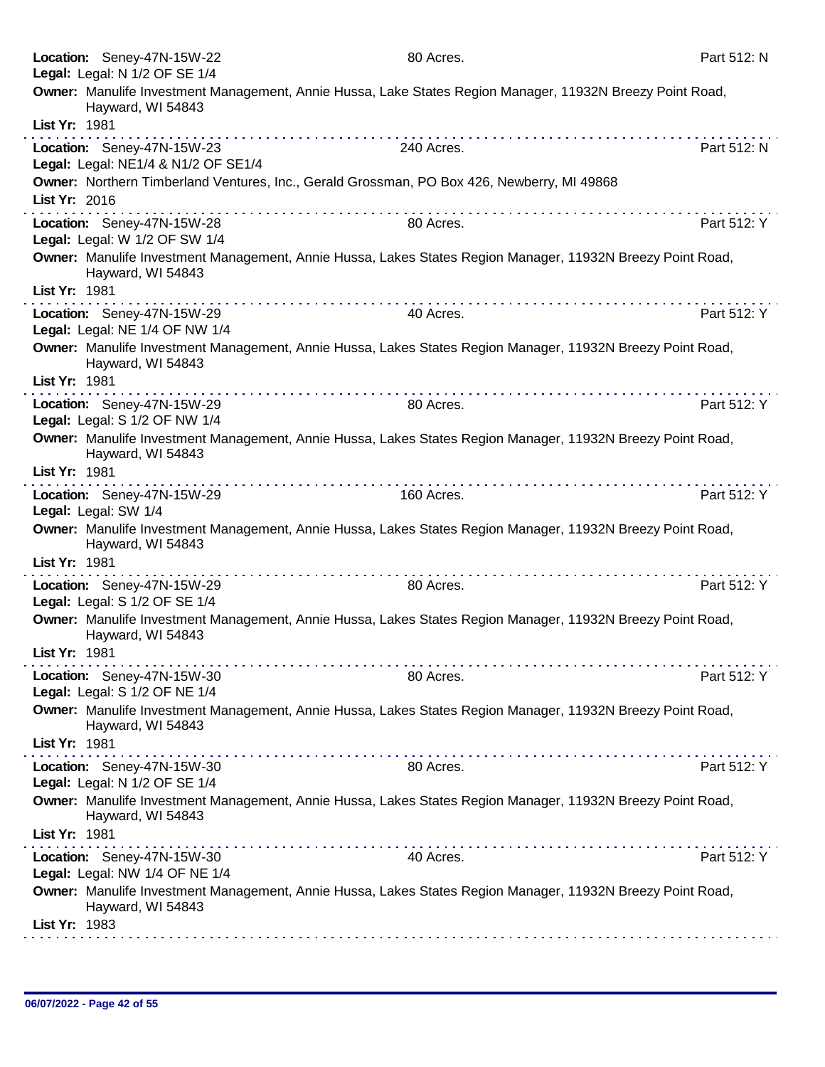**Location:** Seney-47N-15W-22 80 Acres. Part 512: N
**Legal:** Legal: N 1/2 OF SE 1/4
**Owner:** Manulife Investment Management, Annie Hussa, Lake States Region Manager, 11932N Breezy Point Road, Hayward, WI 54843
**List Yr:** 1981

---

**Location:** Seney-47N-15W-23 240 Acres. Part 512: N
**Legal:** Legal: NE1/4 & N1/2 OF SE1/4
**Owner:** Northern Timberland Ventures, Inc., Gerald Grossman, PO Box 426, Newberry, MI 49868
**List Yr:** 2016

---

**Location:** Seney-47N-15W-28 80 Acres. Part 512: Y
**Legal:** Legal: W 1/2 OF SW 1/4
**Owner:** Manulife Investment Management, Annie Hussa, Lakes States Region Manager, 11932N Breezy Point Road, Hayward, WI 54843
**List Yr:** 1981

---

**Location:** Seney-47N-15W-29 40 Acres. Part 512: Y
**Legal:** Legal: NE 1/4 OF NW 1/4
**Owner:** Manulife Investment Management, Annie Hussa, Lakes States Region Manager, 11932N Breezy Point Road, Hayward, WI 54843
**List Yr:** 1981

---

**Location:** Seney-47N-15W-29 80 Acres. Part 512: Y
**Legal:** Legal: S 1/2 OF NW 1/4
**Owner:** Manulife Investment Management, Annie Hussa, Lakes States Region Manager, 11932N Breezy Point Road, Hayward, WI 54843
**List Yr:** 1981

---

**Location:** Seney-47N-15W-29 160 Acres. Part 512: Y
**Legal:** Legal: SW 1/4
**Owner:** Manulife Investment Management, Annie Hussa, Lakes States Region Manager, 11932N Breezy Point Road, Hayward, WI 54843
**List Yr:** 1981

---

**Location:** Seney-47N-15W-29 80 Acres. Part 512: Y
**Legal:** Legal: S 1/2 OF SE 1/4
**Owner:** Manulife Investment Management, Annie Hussa, Lakes States Region Manager, 11932N Breezy Point Road, Hayward, WI 54843
**List Yr:** 1981

---

**Location:** Seney-47N-15W-30 80 Acres. Part 512: Y
**Legal:** Legal: S 1/2 OF NE 1/4
**Owner:** Manulife Investment Management, Annie Hussa, Lakes States Region Manager, 11932N Breezy Point Road, Hayward, WI 54843
**List Yr:** 1981

---

**Location:** Seney-47N-15W-30 80 Acres. Part 512: Y
**Legal:** Legal: N 1/2 OF SE 1/4
**Owner:** Manulife Investment Management, Annie Hussa, Lakes States Region Manager, 11932N Breezy Point Road, Hayward, WI 54843
**List Yr:** 1981

---

**Location:** Seney-47N-15W-30 40 Acres. Part 512: Y
**Legal:** Legal: NW 1/4 OF NE 1/4
**Owner:** Manulife Investment Management, Annie Hussa, Lakes States Region Manager, 11932N Breezy Point Road, Hayward, WI 54843
**List Yr:** 1983

---

06/07/2022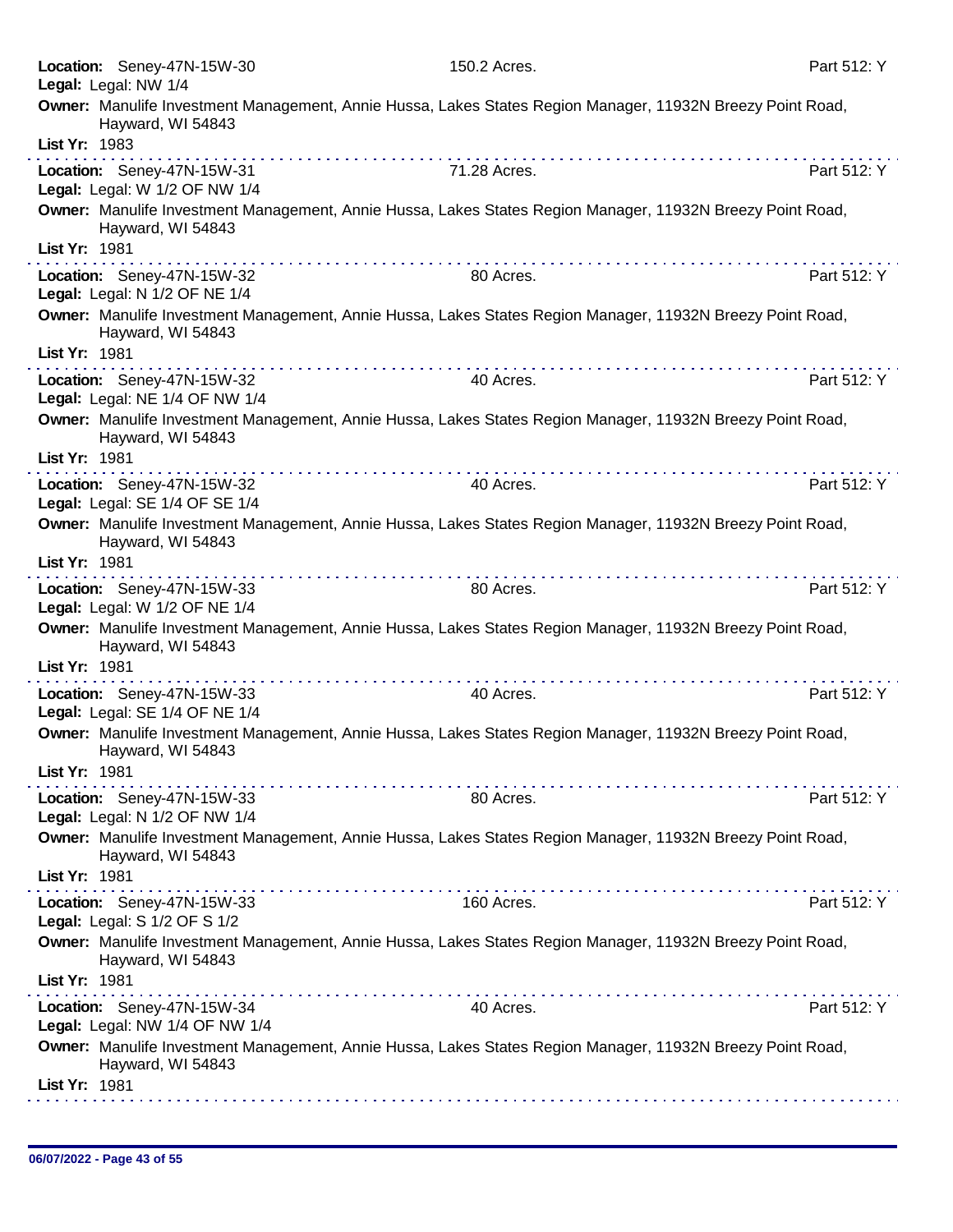**Location:** Seney-47N-15W-30 150.2 Acres. Part 512: Y
**Legal:** Legal: NW 1/4
**Owner:** Manulife Investment Management, Annie Hussa, Lakes States Region Manager, 11932N Breezy Point Road, Hayward, WI 54843
**List Yr:** 1983

---

**Location:** Seney-47N-15W-31 71.28 Acres. Part 512: Y
**Legal:** Legal: W 1/2 OF NW 1/4
**Owner:** Manulife Investment Management, Annie Hussa, Lakes States Region Manager, 11932N Breezy Point Road, Hayward, WI 54843
**List Yr:** 1981

---

**Location:** Seney-47N-15W-32 80 Acres. Part 512: Y
**Legal:** Legal: N 1/2 OF NE 1/4
**Owner:** Manulife Investment Management, Annie Hussa, Lakes States Region Manager, 11932N Breezy Point Road, Hayward, WI 54843
**List Yr:** 1981

---

**Location:** Seney-47N-15W-32 40 Acres. Part 512: Y
**Legal:** Legal: NE 1/4 OF NW 1/4
**Owner:** Manulife Investment Management, Annie Hussa, Lakes States Region Manager, 11932N Breezy Point Road, Hayward, WI 54843
**List Yr:** 1981

---

**Location:** Seney-47N-15W-32 40 Acres. Part 512: Y
**Legal:** Legal: SE 1/4 OF SE 1/4
**Owner:** Manulife Investment Management, Annie Hussa, Lakes States Region Manager, 11932N Breezy Point Road, Hayward, WI 54843
**List Yr:** 1981

---

**Location:** Seney-47N-15W-33 80 Acres. Part 512: Y
**Legal:** Legal: W 1/2 OF NE 1/4
**Owner:** Manulife Investment Management, Annie Hussa, Lakes States Region Manager, 11932N Breezy Point Road, Hayward, WI 54843
**List Yr:** 1981

---

**Location:** Seney-47N-15W-33 40 Acres. Part 512: Y
**Legal:** Legal: SE 1/4 OF NE 1/4
**Owner:** Manulife Investment Management, Annie Hussa, Lakes States Region Manager, 11932N Breezy Point Road, Hayward, WI 54843
**List Yr:** 1981

---

**Location:** Seney-47N-15W-33 80 Acres. Part 512: Y
**Legal:** Legal: N 1/2 OF NW 1/4
**Owner:** Manulife Investment Management, Annie Hussa, Lakes States Region Manager, 11932N Breezy Point Road, Hayward, WI 54843
**List Yr:** 1981

---

**Location:** Seney-47N-15W-33 160 Acres. Part 512: Y
**Legal:** Legal: S 1/2 OF S 1/2
**Owner:** Manulife Investment Management, Annie Hussa, Lakes States Region Manager, 11932N Breezy Point Road, Hayward, WI 54843
**List Yr:** 1981

---

**Location:** Seney-47N-15W-34 40 Acres. Part 512: Y
**Legal:** Legal: NW 1/4 OF NW 1/4
**Owner:** Manulife Investment Management, Annie Hussa, Lakes States Region Manager, 11932N Breezy Point Road, Hayward, WI 54843
**List Yr:** 1981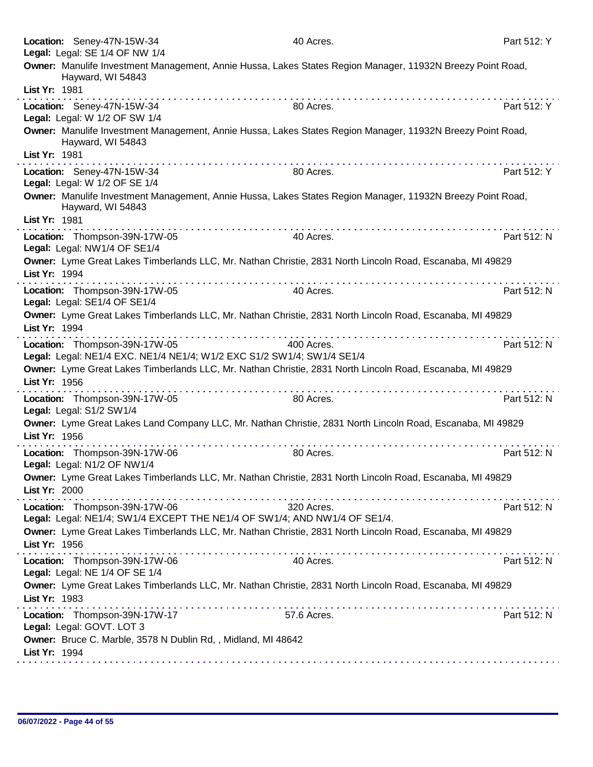**Location:** Seney-47N-15W-34 | 40 Acres. | Part 512: Y
**Legal:** Legal: SE 1/4 OF NW 1/4
**Owner:** Manulife Investment Management, Annie Hussa, Lakes States Region Manager, 11932N Breezy Point Road, Hayward, WI 54843
**List Yr:** 1981

---

**Location:** Seney-47N-15W-34 | 80 Acres. | Part 512: Y
**Legal:** Legal: W 1/2 OF SW 1/4
**Owner:** Manulife Investment Management, Annie Hussa, Lakes States Region Manager, 11932N Breezy Point Road, Hayward, WI 54843
**List Yr:** 1981

---

**Location:** Seney-47N-15W-34 | 80 Acres. | Part 512: Y
**Legal:** Legal: W 1/2 OF SE 1/4
**Owner:** Manulife Investment Management, Annie Hussa, Lakes States Region Manager, 11932N Breezy Point Road, Hayward, WI 54843
**List Yr:** 1981

---

**Location:** Thompson-39N-17W-05 | 40 Acres. | Part 512: N
**Legal:** Legal: NW1/4 OF SE1/4
**Owner:** Lyme Great Lakes Timberlands LLC, Mr. Nathan Christie, 2831 North Lincoln Road, Escanaba, MI 49829
**List Yr:** 1994

---

**Location:** Thompson-39N-17W-05 | 40 Acres. | Part 512: N
**Legal:** Legal: SE1/4 OF SE1/4
**Owner:** Lyme Great Lakes Timberlands LLC, Mr. Nathan Christie, 2831 North Lincoln Road, Escanaba, MI 49829
**List Yr:** 1994

---

**Location:** Thompson-39N-17W-05 | 400 Acres. | Part 512: N
**Legal:** Legal: NE1/4 EXC. NE1/4 NE1/4; W1/2 EXC S1/2 SW1/4; SW1/4 SE1/4
**Owner:** Lyme Great Lakes Timberlands LLC, Mr. Nathan Christie, 2831 North Lincoln Road, Escanaba, MI 49829
**List Yr:** 1956

---

**Location:** Thompson-39N-17W-05 | 80 Acres. | Part 512: N
**Legal:** Legal: S1/2 SW1/4
**Owner:** Lyme Great Lakes Land Company LLC, Mr. Nathan Christie, 2831 North Lincoln Road, Escanaba, MI 49829
**List Yr:** 1956

---

**Location:** Thompson-39N-17W-06 | 80 Acres. | Part 512: N
**Legal:** Legal: N1/2 OF NW1/4
**Owner:** Lyme Great Lakes Timberlands LLC, Mr. Nathan Christie, 2831 North Lincoln Road, Escanaba, MI 49829
**List Yr:** 2000

---

**Location:** Thompson-39N-17W-06 | 320 Acres. | Part 512: N
**Legal:** Legal: NE1/4; SW1/4 EXCEPT THE NE1/4 OF SW1/4; AND NW1/4 OF SE1/4.
**Owner:** Lyme Great Lakes Timberlands LLC, Mr. Nathan Christie, 2831 North Lincoln Road, Escanaba, MI 49829
**List Yr:** 1956

---

**Location:** Thompson-39N-17W-06 | 40 Acres. | Part 512: N
**Legal:** Legal: NE 1/4 OF SE 1/4
**Owner:** Lyme Great Lakes Timberlands LLC, Mr. Nathan Christie, 2831 North Lincoln Road, Escanaba, MI 49829
**List Yr:** 1983

---

**Location:** Thompson-39N-17W-17 | 57.6 Acres. | Part 512: N
**Legal:** Legal: GOVT. LOT 3
**Owner:** Bruce C. Marble, 3578 N Dublin Rd, , Midland, MI 48642
**List Yr:** 1994

---

06/07/2022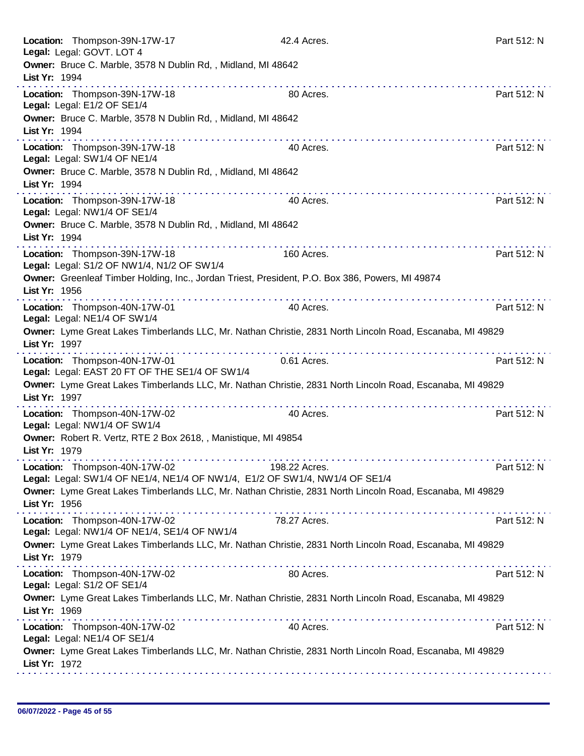**Location:** Thompson-39N-17W-17 42.4 Acres. Part 512: N
**Legal:** Legal: GOVT. LOT 4
**Owner:** Bruce C. Marble, 3578 N Dublin Rd, , Midland, MI 48642
**List Yr:** 1994

---

**Location:** Thompson-39N-17W-18 80 Acres. Part 512: N
**Legal:** Legal: E1/2 OF SE1/4
**Owner:** Bruce C. Marble, 3578 N Dublin Rd, , Midland, MI 48642
**List Yr:** 1994

---

**Location:** Thompson-39N-17W-18 40 Acres. Part 512: N
**Legal:** Legal: SW1/4 OF NE1/4
**Owner:** Bruce C. Marble, 3578 N Dublin Rd, , Midland, MI 48642
**List Yr:** 1994

---

**Location:** Thompson-39N-17W-18 40 Acres. Part 512: N
**Legal:** Legal: NW1/4 OF SE1/4
**Owner:** Bruce C. Marble, 3578 N Dublin Rd, , Midland, MI 48642
**List Yr:** 1994

---

**Location:** Thompson-39N-17W-18 160 Acres. Part 512: N
**Legal:** Legal: S1/2 OF NW1/4, N1/2 OF SW1/4
**Owner:** Greenleaf Timber Holding, Inc., Jordan Triest, President, P.O. Box 386, Powers, MI 49874
**List Yr:** 1956

---

**Location:** Thompson-40N-17W-01 40 Acres. Part 512: N
**Legal:** Legal: NE1/4 OF SW1/4
**Owner:** Lyme Great Lakes Timberlands LLC, Mr. Nathan Christie, 2831 North Lincoln Road, Escanaba, MI 49829
**List Yr:** 1997

---

**Location:** Thompson-40N-17W-01 0.61 Acres. Part 512: N
**Legal:** Legal: EAST 20 FT OF THE SE1/4 OF SW1/4
**Owner:** Lyme Great Lakes Timberlands LLC, Mr. Nathan Christie, 2831 North Lincoln Road, Escanaba, MI 49829
**List Yr:** 1997

---

**Location:** Thompson-40N-17W-02 40 Acres. Part 512: N
**Legal:** Legal: NW1/4 OF SW1/4
**Owner:** Robert R. Vertz, RTE 2 Box 2618, , Manistique, MI 49854
**List Yr:** 1979

---

**Location:** Thompson-40N-17W-02 198.22 Acres. Part 512: N
**Legal:** Legal: SW1/4 OF NE1/4, NE1/4 OF NW1/4, E1/2 OF SW1/4, NW1/4 OF SE1/4
**Owner:** Lyme Great Lakes Timberlands LLC, Mr. Nathan Christie, 2831 North Lincoln Road, Escanaba, MI 49829
**List Yr:** 1956

---

**Location:** Thompson-40N-17W-02 78.27 Acres. Part 512: N
**Legal:** Legal: NW1/4 OF NE1/4, SE1/4 OF NW1/4
**Owner:** Lyme Great Lakes Timberlands LLC, Mr. Nathan Christie, 2831 North Lincoln Road, Escanaba, MI 49829
**List Yr:** 1979

---

**Location:** Thompson-40N-17W-02 80 Acres. Part 512: N
**Legal:** Legal: S1/2 OF SE1/4
**Owner:** Lyme Great Lakes Timberlands LLC, Mr. Nathan Christie, 2831 North Lincoln Road, Escanaba, MI 49829
**List Yr:** 1969

---

**Location:** Thompson-40N-17W-02 40 Acres. Part 512: N
**Legal:** Legal: NE1/4 OF SE1/4
**Owner:** Lyme Great Lakes Timberlands LLC, Mr. Nathan Christie, 2831 North Lincoln Road, Escanaba, MI 49829
**List Yr:** 1972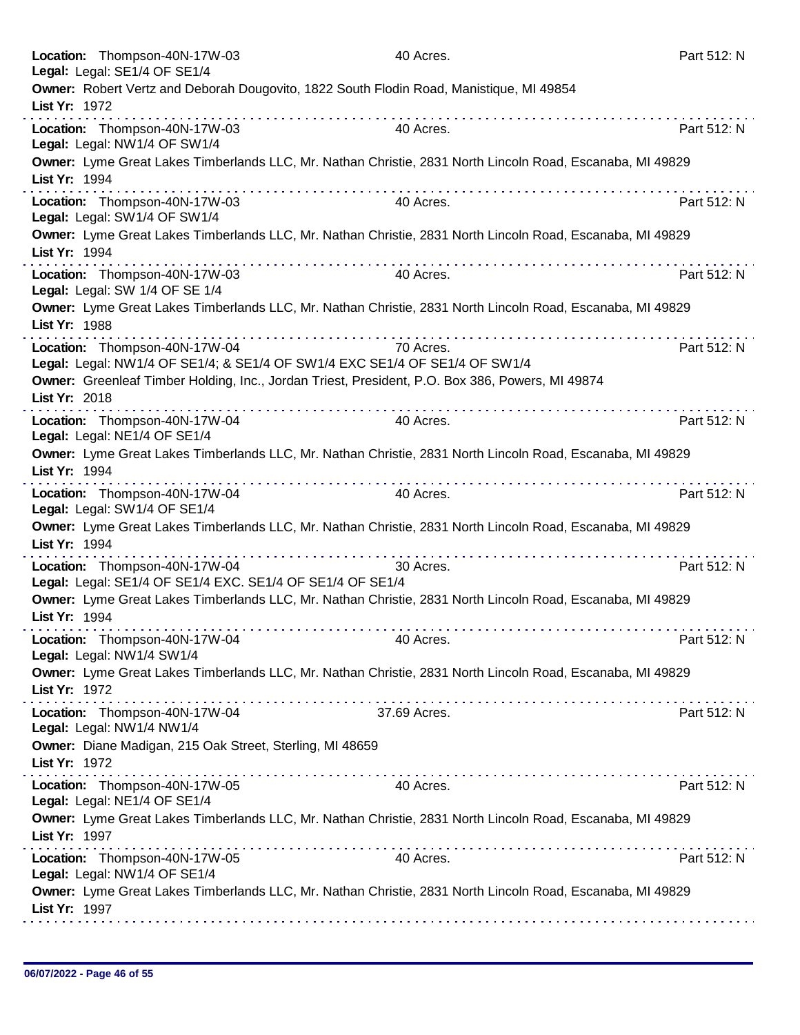**Location:** Thompson-40N-17W-03 40 Acres. Part 512: N
**Legal:** Legal: SE1/4 OF SE1/4
**Owner:** Robert Vertz and Deborah Dougovito, 1822 South Flodin Road, Manistique, MI 49854
**List Yr:** 1972

---

**Location:** Thompson-40N-17W-03 40 Acres. Part 512: N
**Legal:** Legal: NW1/4 OF SW1/4
**Owner:** Lyme Great Lakes Timberlands LLC, Mr. Nathan Christie, 2831 North Lincoln Road, Escanaba, MI 49829
**List Yr:** 1994

---

**Location:** Thompson-40N-17W-03 40 Acres. Part 512: N
**Legal:** Legal: SW1/4 OF SW1/4
**Owner:** Lyme Great Lakes Timberlands LLC, Mr. Nathan Christie, 2831 North Lincoln Road, Escanaba, MI 49829
**List Yr:** 1994

---

**Location:** Thompson-40N-17W-03 40 Acres. Part 512: N
**Legal:** Legal: SW 1/4 OF SE 1/4
**Owner:** Lyme Great Lakes Timberlands LLC, Mr. Nathan Christie, 2831 North Lincoln Road, Escanaba, MI 49829
**List Yr:** 1988

---

**Location:** Thompson-40N-17W-04 70 Acres. Part 512: N
**Legal:** Legal: NW1/4 OF SE1/4; & SE1/4 OF SW1/4 EXC SE1/4 OF SE1/4 OF SW1/4
**Owner:** Greenleaf Timber Holding, Inc., Jordan Triest, President, P.O. Box 386, Powers, MI 49874
**List Yr:** 2018

---

**Location:** Thompson-40N-17W-04 40 Acres. Part 512: N
**Legal:** Legal: NE1/4 OF SE1/4
**Owner:** Lyme Great Lakes Timberlands LLC, Mr. Nathan Christie, 2831 North Lincoln Road, Escanaba, MI 49829
**List Yr:** 1994

---

**Location:** Thompson-40N-17W-04 40 Acres. Part 512: N
**Legal:** Legal: SW1/4 OF SE1/4
**Owner:** Lyme Great Lakes Timberlands LLC, Mr. Nathan Christie, 2831 North Lincoln Road, Escanaba, MI 49829
**List Yr:** 1994

---

**Location:** Thompson-40N-17W-04 30 Acres. Part 512: N
**Legal:** Legal: SE1/4 OF SE1/4 EXC. SE1/4 OF SE1/4 OF SE1/4
**Owner:** Lyme Great Lakes Timberlands LLC, Mr. Nathan Christie, 2831 North Lincoln Road, Escanaba, MI 49829
**List Yr:** 1994

---

**Location:** Thompson-40N-17W-04 40 Acres. Part 512: N
**Legal:** Legal: NW1/4 SW1/4
**Owner:** Lyme Great Lakes Timberlands LLC, Mr. Nathan Christie, 2831 North Lincoln Road, Escanaba, MI 49829
**List Yr:** 1972

---

**Location:** Thompson-40N-17W-04 37.69 Acres. Part 512: N
**Legal:** Legal: NW1/4 NW1/4
**Owner:** Diane Madigan, 215 Oak Street, Sterling, MI 48659
**List Yr:** 1972

---

**Location:** Thompson-40N-17W-05 40 Acres. Part 512: N
**Legal:** Legal: NE1/4 OF SE1/4
**Owner:** Lyme Great Lakes Timberlands LLC, Mr. Nathan Christie, 2831 North Lincoln Road, Escanaba, MI 49829
**List Yr:** 1997

---

**Location:** Thompson-40N-17W-05 40 Acres. Part 512: N
**Legal:** Legal: NW1/4 OF SE1/4
**Owner:** Lyme Great Lakes Timberlands LLC, Mr. Nathan Christie, 2831 North Lincoln Road, Escanaba, MI 49829
**List Yr:** 1997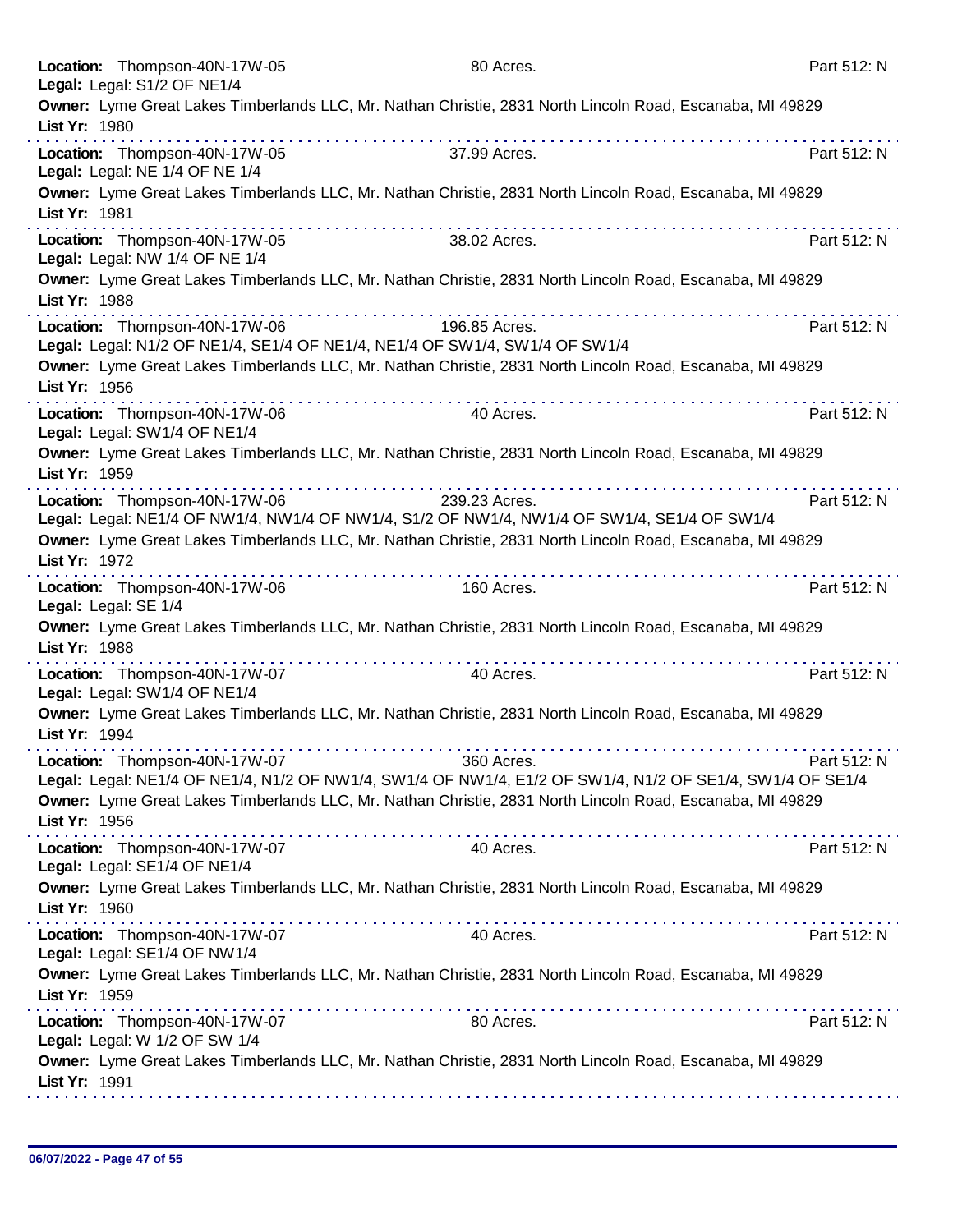**Location:** Thompson-40N-17W-05 80 Acres. Part 512: N
**Legal:** Legal: S1/2 OF NE1/4
**Owner:** Lyme Great Lakes Timberlands LLC, Mr. Nathan Christie, 2831 North Lincoln Road, Escanaba, MI 49829
**List Yr:** 1980

---

**Location:** Thompson-40N-17W-05 37.99 Acres. Part 512: N
**Legal:** Legal: NE 1/4 OF NE 1/4
**Owner:** Lyme Great Lakes Timberlands LLC, Mr. Nathan Christie, 2831 North Lincoln Road, Escanaba, MI 49829
**List Yr:** 1981

---

**Location:** Thompson-40N-17W-05 38.02 Acres. Part 512: N
**Legal:** Legal: NW 1/4 OF NE 1/4
**Owner:** Lyme Great Lakes Timberlands LLC, Mr. Nathan Christie, 2831 North Lincoln Road, Escanaba, MI 49829
**List Yr:** 1988

---

**Location:** Thompson-40N-17W-06 196.85 Acres. Part 512: N
**Legal:** Legal: N1/2 OF NE1/4, SE1/4 OF NE1/4, NE1/4 OF SW1/4, SW1/4 OF SW1/4
**Owner:** Lyme Great Lakes Timberlands LLC, Mr. Nathan Christie, 2831 North Lincoln Road, Escanaba, MI 49829
**List Yr:** 1956

---

**Location:** Thompson-40N-17W-06 40 Acres. Part 512: N
**Legal:** Legal: SW1/4 OF NE1/4
**Owner:** Lyme Great Lakes Timberlands LLC, Mr. Nathan Christie, 2831 North Lincoln Road, Escanaba, MI 49829
**List Yr:** 1959

---

**Location:** Thompson-40N-17W-06 239.23 Acres. Part 512: N
**Legal:** Legal: NE1/4 OF NW1/4, NW1/4 OF NW1/4, S1/2 OF NW1/4, NW1/4 OF SW1/4, SE1/4 OF SW1/4
**Owner:** Lyme Great Lakes Timberlands LLC, Mr. Nathan Christie, 2831 North Lincoln Road, Escanaba, MI 49829
**List Yr:** 1972

---

**Location:** Thompson-40N-17W-06 160 Acres. Part 512: N
**Legal:** Legal: SE 1/4
**Owner:** Lyme Great Lakes Timberlands LLC, Mr. Nathan Christie, 2831 North Lincoln Road, Escanaba, MI 49829
**List Yr:** 1988

---

**Location:** Thompson-40N-17W-07 40 Acres. Part 512: N
**Legal:** Legal: SW1/4 OF NE1/4
**Owner:** Lyme Great Lakes Timberlands LLC, Mr. Nathan Christie, 2831 North Lincoln Road, Escanaba, MI 49829
**List Yr:** 1994

---

**Location:** Thompson-40N-17W-07 360 Acres. Part 512: N
**Legal:** Legal: NE1/4 OF NE1/4, N1/2 OF NW1/4, SW1/4 OF NW1/4, E1/2 OF SW1/4, N1/2 OF SE1/4, SW1/4 OF SE1/4
**Owner:** Lyme Great Lakes Timberlands LLC, Mr. Nathan Christie, 2831 North Lincoln Road, Escanaba, MI 49829
**List Yr:** 1956

---

**Location:** Thompson-40N-17W-07 40 Acres. Part 512: N
**Legal:** Legal: SE1/4 OF NE1/4
**Owner:** Lyme Great Lakes Timberlands LLC, Mr. Nathan Christie, 2831 North Lincoln Road, Escanaba, MI 49829
**List Yr:** 1960

---

**Location:** Thompson-40N-17W-07 40 Acres. Part 512: N
**Legal:** Legal: SE1/4 OF NW1/4
**Owner:** Lyme Great Lakes Timberlands LLC, Mr. Nathan Christie, 2831 North Lincoln Road, Escanaba, MI 49829
**List Yr:** 1959

---

**Location:** Thompson-40N-17W-07 80 Acres. Part 512: N
**Legal:** Legal: W 1/2 OF SW 1/4
**Owner:** Lyme Great Lakes Timberlands LLC, Mr. Nathan Christie, 2831 North Lincoln Road, Escanaba, MI 49829
**List Yr:** 1991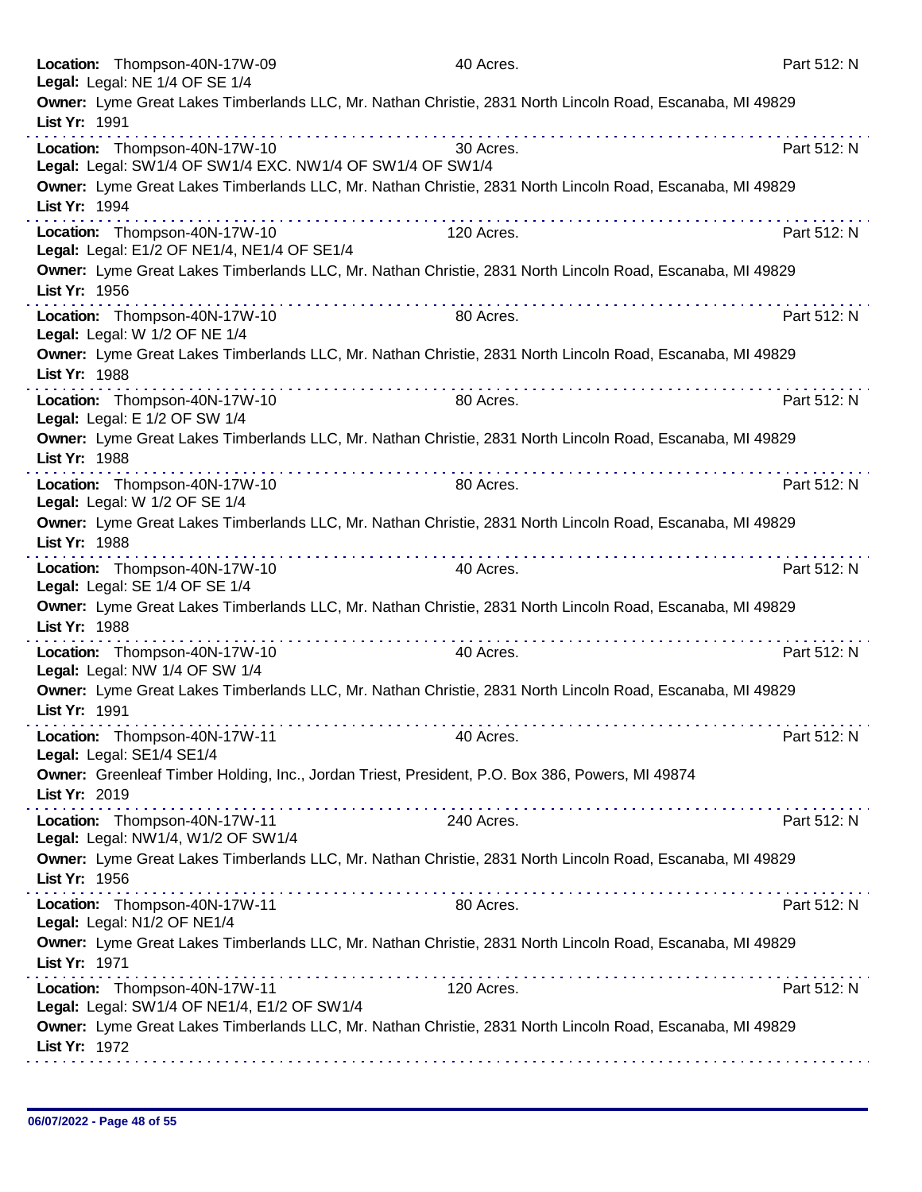**Location:** Thompson-40N-17W-09 40 Acres. Part 512: N
**Legal:** Legal: NE 1/4 OF SE 1/4
**Owner:** Lyme Great Lakes Timberlands LLC, Mr. Nathan Christie, 2831 North Lincoln Road, Escanaba, MI 49829
**List Yr:** 1991

---

**Location:** Thompson-40N-17W-10 30 Acres. Part 512: N
**Legal:** Legal: SW1/4 OF SW1/4 EXC. NW1/4 OF SW1/4 OF SW1/4
**Owner:** Lyme Great Lakes Timberlands LLC, Mr. Nathan Christie, 2831 North Lincoln Road, Escanaba, MI 49829
**List Yr:** 1994

---

**Location:** Thompson-40N-17W-10 120 Acres. Part 512: N
**Legal:** Legal: E1/2 OF NE1/4, NE1/4 OF SE1/4
**Owner:** Lyme Great Lakes Timberlands LLC, Mr. Nathan Christie, 2831 North Lincoln Road, Escanaba, MI 49829
**List Yr:** 1956

---

**Location:** Thompson-40N-17W-10 80 Acres. Part 512: N
**Legal:** Legal: W 1/2 OF NE 1/4
**Owner:** Lyme Great Lakes Timberlands LLC, Mr. Nathan Christie, 2831 North Lincoln Road, Escanaba, MI 49829
**List Yr:** 1988

---

**Location:** Thompson-40N-17W-10 80 Acres. Part 512: N
**Legal:** Legal: E 1/2 OF SW 1/4
**Owner:** Lyme Great Lakes Timberlands LLC, Mr. Nathan Christie, 2831 North Lincoln Road, Escanaba, MI 49829
**List Yr:** 1988

---

**Location:** Thompson-40N-17W-10 80 Acres. Part 512: N
**Legal:** Legal: W 1/2 OF SE 1/4
**Owner:** Lyme Great Lakes Timberlands LLC, Mr. Nathan Christie, 2831 North Lincoln Road, Escanaba, MI 49829
**List Yr:** 1988

---

**Location:** Thompson-40N-17W-10 40 Acres. Part 512: N
**Legal:** Legal: SE 1/4 OF SE 1/4
**Owner:** Lyme Great Lakes Timberlands LLC, Mr. Nathan Christie, 2831 North Lincoln Road, Escanaba, MI 49829
**List Yr:** 1988

---

**Location:** Thompson-40N-17W-10 40 Acres. Part 512: N
**Legal:** Legal: NW 1/4 OF SW 1/4
**Owner:** Lyme Great Lakes Timberlands LLC, Mr. Nathan Christie, 2831 North Lincoln Road, Escanaba, MI 49829
**List Yr:** 1991

---

**Location:** Thompson-40N-17W-11 40 Acres. Part 512: N
**Legal:** Legal: SE1/4 SE1/4
**Owner:** Greenleaf Timber Holding, Inc., Jordan Triest, President, P.O. Box 386, Powers, MI 49874
**List Yr:** 2019

---

**Location:** Thompson-40N-17W-11 240 Acres. Part 512: N
**Legal:** Legal: NW1/4, W1/2 OF SW1/4
**Owner:** Lyme Great Lakes Timberlands LLC, Mr. Nathan Christie, 2831 North Lincoln Road, Escanaba, MI 49829
**List Yr:** 1956

---

**Location:** Thompson-40N-17W-11 80 Acres. Part 512: N
**Legal:** Legal: N1/2 OF NE1/4
**Owner:** Lyme Great Lakes Timberlands LLC, Mr. Nathan Christie, 2831 North Lincoln Road, Escanaba, MI 49829
**List Yr:** 1971

---

**Location:** Thompson-40N-17W-11 120 Acres. Part 512: N
**Legal:** Legal: SW1/4 OF NE1/4, E1/2 OF SW1/4
**Owner:** Lyme Great Lakes Timberlands LLC, Mr. Nathan Christie, 2831 North Lincoln Road, Escanaba, MI 49829
**List Yr:** 1972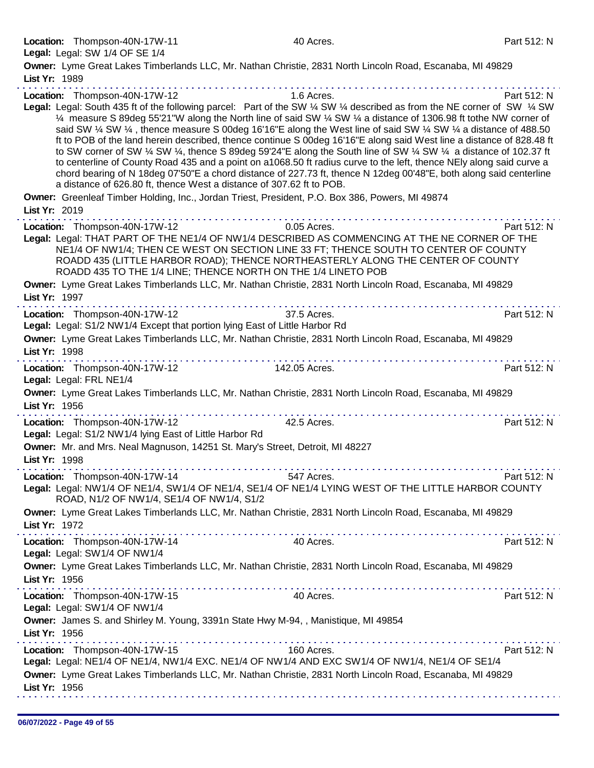**Location:** Thompson-40N-17W-11 40 Acres. Part 512: N
**Legal:** Legal: SW 1/4 OF SE 1/4
**Owner:** Lyme Great Lakes Timberlands LLC, Mr. Nathan Christie, 2831 North Lincoln Road, Escanaba, MI 49829
**List Yr:** 1989

---

**Location:** Thompson-40N-17W-12 1.6 Acres. Part 512: N
**Legal:** Legal: South 435 ft of the following parcel: Part of the SW ¼ SW ¼ described as from the NE corner of SW ¼ SW ¼ measure S 89deg 55'21"W along the North line of said SW ¼ SW ¼ a distance of 1306.98 ft tothe NW corner of said SW ¼ SW ¼ , thence measure S 00deg 16'16"E along the West line of said SW ¼ SW ¼ a distance of 488.50 ft to POB of the land herein described, thence continue S 00deg 16'16"E along said West line a distance of 828.48 ft to SW corner of SW ¼ SW ¼, thence S 89deg 59'24"E along the South line of SW ¼ SW ¼ a distance of 102.37 ft to centerline of County Road 435 and a point on a1068.50 ft radius curve to the left, thence NEly along said curve a chord bearing of N 18deg 07'50"E a chord distance of 227.73 ft, thence N 12deg 00'48"E, both along said centerline a distance of 626.80 ft, thence West a distance of 307.62 ft to POB.
**Owner:** Greenleaf Timber Holding, Inc., Jordan Triest, President, P.O. Box 386, Powers, MI 49874
**List Yr:** 2019

---

**Location:** Thompson-40N-17W-12 0.05 Acres. Part 512: N
**Legal:** Legal: THAT PART OF THE NE1/4 OF NW1/4 DESCRIBED AS COMMENCING AT THE NE CORNER OF THE NE1/4 OF NW1/4; THEN CE WEST ON SECTION LINE 33 FT; THENCE SOUTH TO CENTER OF COUNTY ROADD 435 (LITTLE HARBOR ROADD); THENCE NORTHEASTERLY ALONG THE CENTER OF COUNTY ROADD 435 TO THE 1/4 LINE; THENCE NORTH ON THE 1/4 LINETO POB
**Owner:** Lyme Great Lakes Timberlands LLC, Mr. Nathan Christie, 2831 North Lincoln Road, Escanaba, MI 49829
**List Yr:** 1997

---

**Location:** Thompson-40N-17W-12 37.5 Acres. Part 512: N
**Legal:** Legal: S1/2 NW1/4 Except that portion lying East of Little Harbor Rd
**Owner:** Lyme Great Lakes Timberlands LLC, Mr. Nathan Christie, 2831 North Lincoln Road, Escanaba, MI 49829
**List Yr:** 1998

---

**Location:** Thompson-40N-17W-12 142.05 Acres. Part 512: N
**Legal:** Legal: FRL NE1/4
**Owner:** Lyme Great Lakes Timberlands LLC, Mr. Nathan Christie, 2831 North Lincoln Road, Escanaba, MI 49829
**List Yr:** 1956

---

**Location:** Thompson-40N-17W-12 42.5 Acres. Part 512: N
**Legal:** Legal: S1/2 NW1/4 lying East of Little Harbor Rd
**Owner:** Mr. and Mrs. Neal Magnuson, 14251 St. Mary's Street, Detroit, MI 48227
**List Yr:** 1998

---

**Location:** Thompson-40N-17W-14 547 Acres. Part 512: N
**Legal:** Legal: NW1/4 OF NE1/4, SW1/4 OF NE1/4, SE1/4 OF NE1/4 LYING WEST OF THE LITTLE HARBOR COUNTY ROAD, N1/2 OF NW1/4, SE1/4 OF NW1/4, S1/2
**Owner:** Lyme Great Lakes Timberlands LLC, Mr. Nathan Christie, 2831 North Lincoln Road, Escanaba, MI 49829
**List Yr:** 1972

---

**Location:** Thompson-40N-17W-14 40 Acres. Part 512: N
**Legal:** Legal: SW1/4 OF NW1/4
**Owner:** Lyme Great Lakes Timberlands LLC, Mr. Nathan Christie, 2831 North Lincoln Road, Escanaba, MI 49829
**List Yr:** 1956

---

**Location:** Thompson-40N-17W-15 40 Acres. Part 512: N
**Legal:** Legal: SW1/4 OF NW1/4
**Owner:** James S. and Shirley M. Young, 3391n State Hwy M-94, , Manistique, MI 49854
**List Yr:** 1956

---

**Location:** Thompson-40N-17W-15 160 Acres. Part 512: N
**Legal:** Legal: NE1/4 OF NE1/4, NW1/4 EXC. NE1/4 OF NW1/4 AND EXC SW1/4 OF NW1/4, NE1/4 OF SE1/4
**Owner:** Lyme Great Lakes Timberlands LLC, Mr. Nathan Christie, 2831 North Lincoln Road, Escanaba, MI 49829
**List Yr:** 1956

---

06/07/2022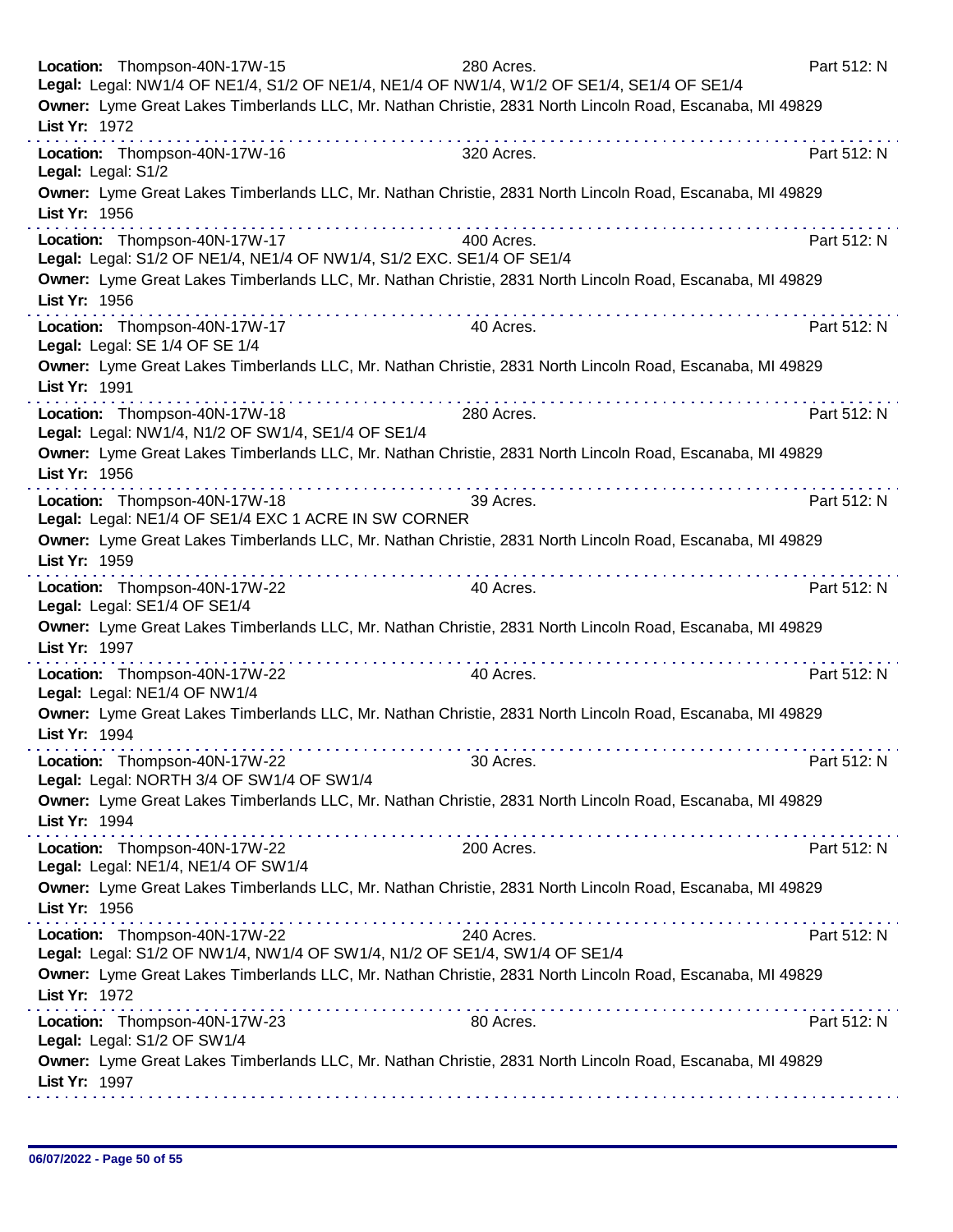**Location:** Thompson-40N-17W-15 280 Acres. Part 512: N
**Legal:** Legal: NW1/4 OF NE1/4, S1/2 OF NE1/4, NE1/4 OF NW1/4, W1/2 OF SE1/4, SE1/4 OF SE1/4
**Owner:** Lyme Great Lakes Timberlands LLC, Mr. Nathan Christie, 2831 North Lincoln Road, Escanaba, MI 49829
**List Yr:** 1972

---

**Location:** Thompson-40N-17W-16 320 Acres. Part 512: N
**Legal:** Legal: S1/2
**Owner:** Lyme Great Lakes Timberlands LLC, Mr. Nathan Christie, 2831 North Lincoln Road, Escanaba, MI 49829
**List Yr:** 1956

---

**Location:** Thompson-40N-17W-17 400 Acres. Part 512: N
**Legal:** Legal: S1/2 OF NE1/4, NE1/4 OF NW1/4, S1/2 EXC. SE1/4 OF SE1/4
**Owner:** Lyme Great Lakes Timberlands LLC, Mr. Nathan Christie, 2831 North Lincoln Road, Escanaba, MI 49829
**List Yr:** 1956

---

**Location:** Thompson-40N-17W-17 40 Acres. Part 512: N
**Legal:** Legal: SE 1/4 OF SE 1/4
**Owner:** Lyme Great Lakes Timberlands LLC, Mr. Nathan Christie, 2831 North Lincoln Road, Escanaba, MI 49829
**List Yr:** 1991

---

**Location:** Thompson-40N-17W-18 280 Acres. Part 512: N
**Legal:** Legal: NW1/4, N1/2 OF SW1/4, SE1/4 OF SE1/4
**Owner:** Lyme Great Lakes Timberlands LLC, Mr. Nathan Christie, 2831 North Lincoln Road, Escanaba, MI 49829
**List Yr:** 1956

---

**Location:** Thompson-40N-17W-18 39 Acres. Part 512: N
**Legal:** Legal: NE1/4 OF SE1/4 EXC 1 ACRE IN SW CORNER
**Owner:** Lyme Great Lakes Timberlands LLC, Mr. Nathan Christie, 2831 North Lincoln Road, Escanaba, MI 49829
**List Yr:** 1959

---

**Location:** Thompson-40N-17W-22 40 Acres. Part 512: N
**Legal:** Legal: SE1/4 OF SE1/4
**Owner:** Lyme Great Lakes Timberlands LLC, Mr. Nathan Christie, 2831 North Lincoln Road, Escanaba, MI 49829
**List Yr:** 1997

---

**Location:** Thompson-40N-17W-22 40 Acres. Part 512: N
**Legal:** Legal: NE1/4 OF NW1/4
**Owner:** Lyme Great Lakes Timberlands LLC, Mr. Nathan Christie, 2831 North Lincoln Road, Escanaba, MI 49829
**List Yr:** 1994

---

**Location:** Thompson-40N-17W-22 30 Acres. Part 512: N
**Legal:** Legal: NORTH 3/4 OF SW1/4 OF SW1/4
**Owner:** Lyme Great Lakes Timberlands LLC, Mr. Nathan Christie, 2831 North Lincoln Road, Escanaba, MI 49829
**List Yr:** 1994

---

**Location:** Thompson-40N-17W-22 200 Acres. Part 512: N
**Legal:** Legal: NE1/4, NE1/4 OF SW1/4
**Owner:** Lyme Great Lakes Timberlands LLC, Mr. Nathan Christie, 2831 North Lincoln Road, Escanaba, MI 49829
**List Yr:** 1956

---

**Location:** Thompson-40N-17W-22 240 Acres. Part 512: N
**Legal:** Legal: S1/2 OF NW1/4, NW1/4 OF SW1/4, N1/2 OF SE1/4, SW1/4 OF SE1/4
**Owner:** Lyme Great Lakes Timberlands LLC, Mr. Nathan Christie, 2831 North Lincoln Road, Escanaba, MI 49829
**List Yr:** 1972

---

**Location:** Thompson-40N-17W-23 80 Acres. Part 512: N
**Legal:** Legal: S1/2 OF SW1/4
**Owner:** Lyme Great Lakes Timberlands LLC, Mr. Nathan Christie, 2831 North Lincoln Road, Escanaba, MI 49829
**List Yr:** 1997

---

06/07/2022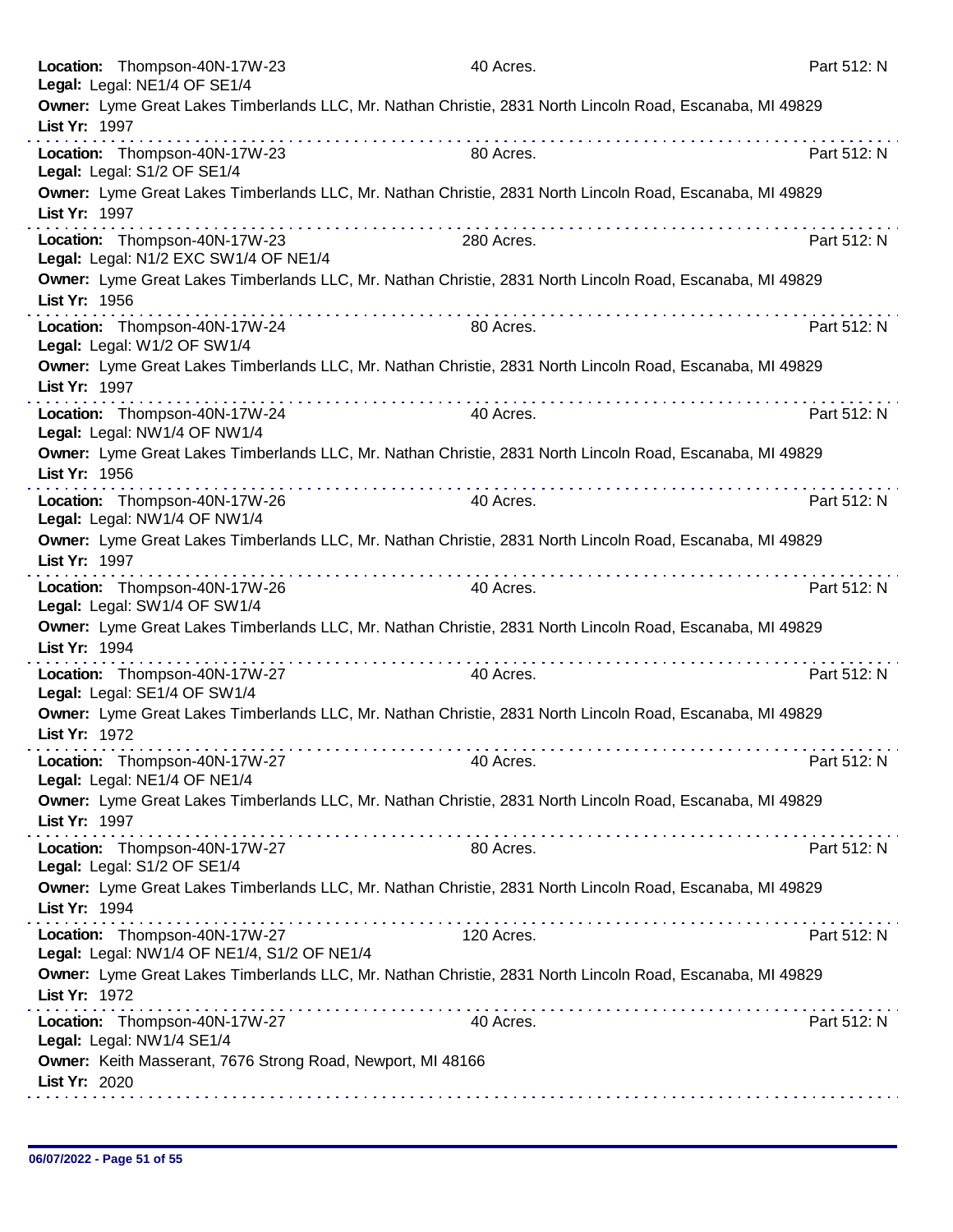**Location:** Thompson-40N-17W-23 40 Acres. Part 512: N
**Legal:** Legal: NE1/4 OF SE1/4
**Owner:** Lyme Great Lakes Timberlands LLC, Mr. Nathan Christie, 2831 North Lincoln Road, Escanaba, MI 49829
**List Yr:** 1997

---

**Location:** Thompson-40N-17W-23 80 Acres. Part 512: N
**Legal:** Legal: S1/2 OF SE1/4
**Owner:** Lyme Great Lakes Timberlands LLC, Mr. Nathan Christie, 2831 North Lincoln Road, Escanaba, MI 49829
**List Yr:** 1997

---

**Location:** Thompson-40N-17W-23 280 Acres. Part 512: N
**Legal:** Legal: N1/2 EXC SW1/4 OF NE1/4
**Owner:** Lyme Great Lakes Timberlands LLC, Mr. Nathan Christie, 2831 North Lincoln Road, Escanaba, MI 49829
**List Yr:** 1956

---

**Location:** Thompson-40N-17W-24 80 Acres. Part 512: N
**Legal:** Legal: W1/2 OF SW1/4
**Owner:** Lyme Great Lakes Timberlands LLC, Mr. Nathan Christie, 2831 North Lincoln Road, Escanaba, MI 49829
**List Yr:** 1997

---

**Location:** Thompson-40N-17W-24 40 Acres. Part 512: N
**Legal:** Legal: NW1/4 OF NW1/4
**Owner:** Lyme Great Lakes Timberlands LLC, Mr. Nathan Christie, 2831 North Lincoln Road, Escanaba, MI 49829
**List Yr:** 1956

---

**Location:** Thompson-40N-17W-26 40 Acres. Part 512: N
**Legal:** Legal: NW1/4 OF NW1/4
**Owner:** Lyme Great Lakes Timberlands LLC, Mr. Nathan Christie, 2831 North Lincoln Road, Escanaba, MI 49829
**List Yr:** 1997

---

**Location:** Thompson-40N-17W-26 40 Acres. Part 512: N
**Legal:** Legal: SW1/4 OF SW1/4
**Owner:** Lyme Great Lakes Timberlands LLC, Mr. Nathan Christie, 2831 North Lincoln Road, Escanaba, MI 49829
**List Yr:** 1994

---

**Location:** Thompson-40N-17W-27 40 Acres. Part 512: N
**Legal:** Legal: SE1/4 OF SW1/4
**Owner:** Lyme Great Lakes Timberlands LLC, Mr. Nathan Christie, 2831 North Lincoln Road, Escanaba, MI 49829
**List Yr:** 1972

---

**Location:** Thompson-40N-17W-27 40 Acres. Part 512: N
**Legal:** Legal: NE1/4 OF NE1/4
**Owner:** Lyme Great Lakes Timberlands LLC, Mr. Nathan Christie, 2831 North Lincoln Road, Escanaba, MI 49829
**List Yr:** 1997

---

**Location:** Thompson-40N-17W-27 80 Acres. Part 512: N
**Legal:** Legal: S1/2 OF SE1/4
**Owner:** Lyme Great Lakes Timberlands LLC, Mr. Nathan Christie, 2831 North Lincoln Road, Escanaba, MI 49829
**List Yr:** 1994

---

**Location:** Thompson-40N-17W-27 120 Acres. Part 512: N
**Legal:** Legal: NW1/4 OF NE1/4, S1/2 OF NE1/4
**Owner:** Lyme Great Lakes Timberlands LLC, Mr. Nathan Christie, 2831 North Lincoln Road, Escanaba, MI 49829
**List Yr:** 1972

---

**Location:** Thompson-40N-17W-27 40 Acres. Part 512: N
**Legal:** Legal: NW1/4 SE1/4
**Owner:** Keith Masserant, 7676 Strong Road, Newport, MI 48166
**List Yr:** 2020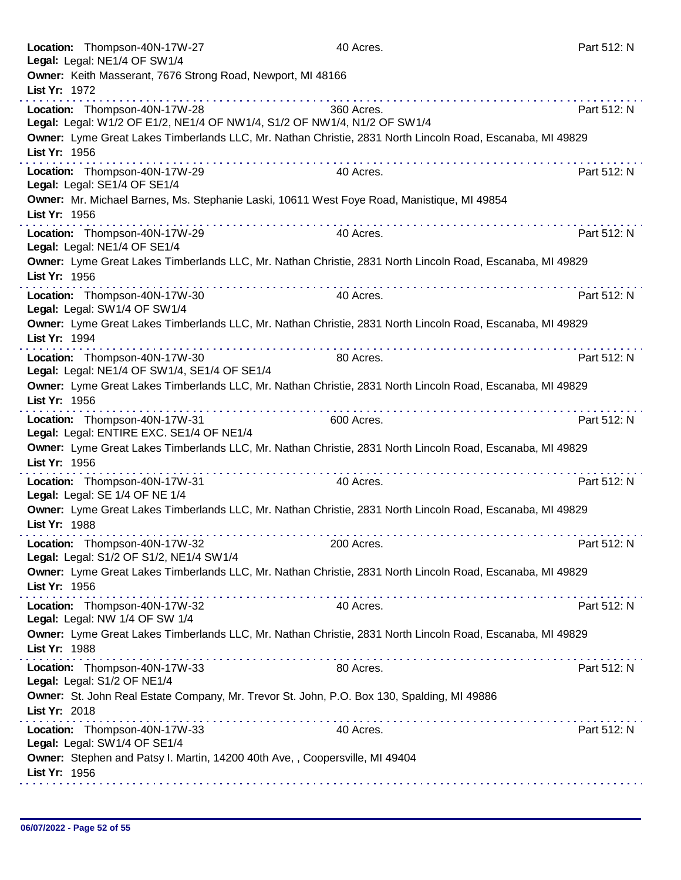**Location:** Thompson-40N-17W-27 40 Acres. Part 512: N
**Legal:** Legal: NE1/4 OF SW1/4
**Owner:** Keith Masserant, 7676 Strong Road, Newport, MI 48166
**List Yr:** 1972

---

**Location:** Thompson-40N-17W-28 360 Acres. Part 512: N
**Legal:** Legal: W1/2 OF E1/2, NE1/4 OF NW1/4, S1/2 OF NW1/4, N1/2 OF SW1/4
**Owner:** Lyme Great Lakes Timberlands LLC, Mr. Nathan Christie, 2831 North Lincoln Road, Escanaba, MI 49829
**List Yr:** 1956

---

**Location:** Thompson-40N-17W-29 40 Acres. Part 512: N
**Legal:** Legal: SE1/4 OF SE1/4
**Owner:** Mr. Michael Barnes, Ms. Stephanie Laski, 10611 West Foye Road, Manistique, MI 49854
**List Yr:** 1956

---

**Location:** Thompson-40N-17W-29 40 Acres. Part 512: N
**Legal:** Legal: NE1/4 OF SE1/4
**Owner:** Lyme Great Lakes Timberlands LLC, Mr. Nathan Christie, 2831 North Lincoln Road, Escanaba, MI 49829
**List Yr:** 1956

---

**Location:** Thompson-40N-17W-30 40 Acres. Part 512: N
**Legal:** Legal: SW1/4 OF SW1/4
**Owner:** Lyme Great Lakes Timberlands LLC, Mr. Nathan Christie, 2831 North Lincoln Road, Escanaba, MI 49829
**List Yr:** 1994

---

**Location:** Thompson-40N-17W-30 80 Acres. Part 512: N
**Legal:** Legal: NE1/4 OF SW1/4, SE1/4 OF SE1/4
**Owner:** Lyme Great Lakes Timberlands LLC, Mr. Nathan Christie, 2831 North Lincoln Road, Escanaba, MI 49829
**List Yr:** 1956

---

**Location:** Thompson-40N-17W-31 600 Acres. Part 512: N
**Legal:** Legal: ENTIRE EXC. SE1/4 OF NE1/4
**Owner:** Lyme Great Lakes Timberlands LLC, Mr. Nathan Christie, 2831 North Lincoln Road, Escanaba, MI 49829
**List Yr:** 1956

---

**Location:** Thompson-40N-17W-31 40 Acres. Part 512: N
**Legal:** Legal: SE 1/4 OF NE 1/4
**Owner:** Lyme Great Lakes Timberlands LLC, Mr. Nathan Christie, 2831 North Lincoln Road, Escanaba, MI 49829
**List Yr:** 1988

---

**Location:** Thompson-40N-17W-32 200 Acres. Part 512: N
**Legal:** Legal: S1/2 OF S1/2, NE1/4 SW1/4
**Owner:** Lyme Great Lakes Timberlands LLC, Mr. Nathan Christie, 2831 North Lincoln Road, Escanaba, MI 49829
**List Yr:** 1956

---

**Location:** Thompson-40N-17W-32 40 Acres. Part 512: N
**Legal:** Legal: NW 1/4 OF SW 1/4
**Owner:** Lyme Great Lakes Timberlands LLC, Mr. Nathan Christie, 2831 North Lincoln Road, Escanaba, MI 49829
**List Yr:** 1988

---

**Location:** Thompson-40N-17W-33 80 Acres. Part 512: N
**Legal:** Legal: S1/2 OF NE1/4
**Owner:** St. John Real Estate Company, Mr. Trevor St. John, P.O. Box 130, Spalding, MI 49886
**List Yr:** 2018

---

**Location:** Thompson-40N-17W-33 40 Acres. Part 512: N
**Legal:** Legal: SW1/4 OF SE1/4
**Owner:** Stephen and Patsy I. Martin, 14200 40th Ave, , Coopersville, MI 49404
**List Yr:** 1956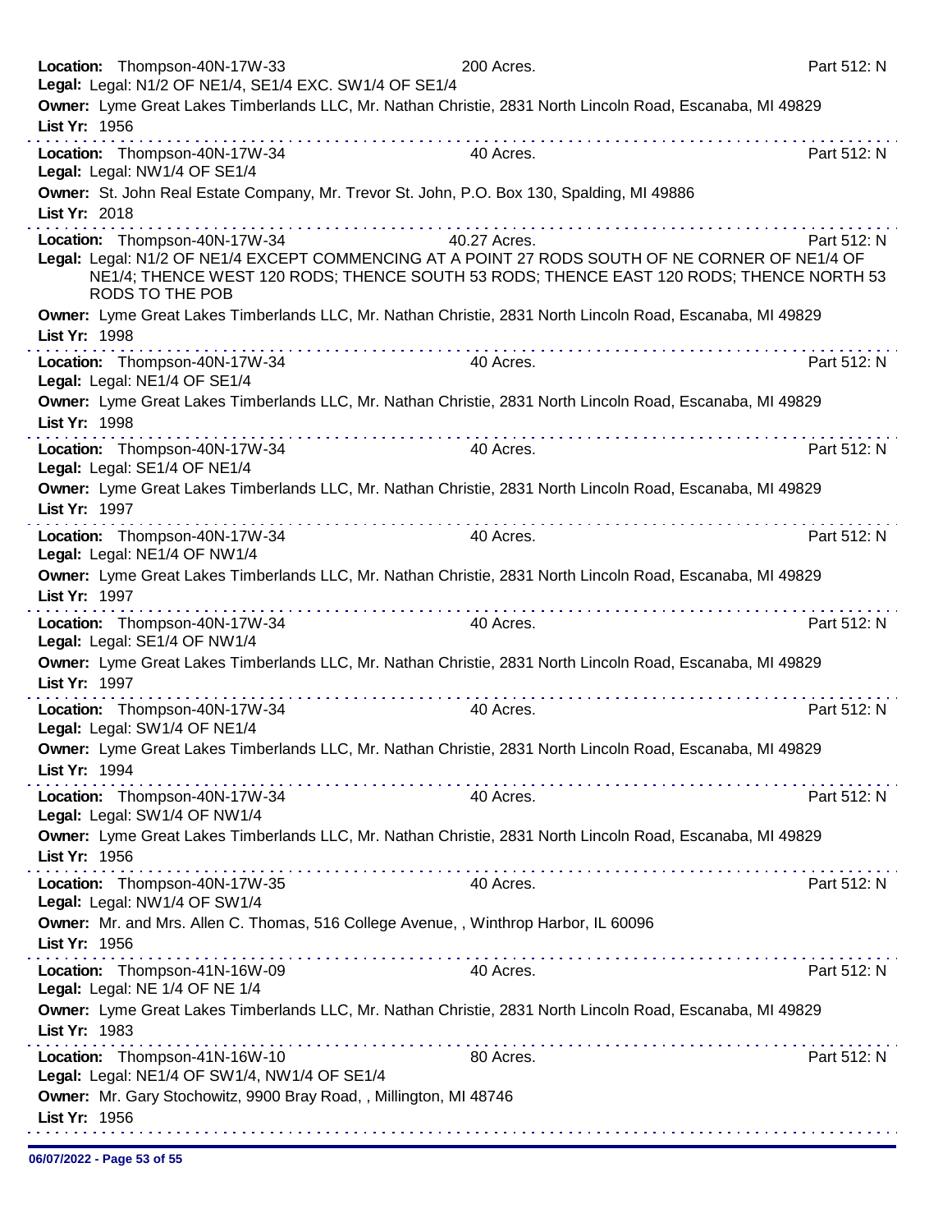**Location:** Thompson-40N-17W-33 200 Acres. Part 512: N
**Legal:** Legal: N1/2 OF NE1/4, SE1/4 EXC. SW1/4 OF SE1/4
**Owner:** Lyme Great Lakes Timberlands LLC, Mr. Nathan Christie, 2831 North Lincoln Road, Escanaba, MI 49829
**List Yr:** 1956

---

**Location:** Thompson-40N-17W-34 40 Acres. Part 512: N
**Legal:** Legal: NW1/4 OF SE1/4
**Owner:** St. John Real Estate Company, Mr. Trevor St. John, P.O. Box 130, Spalding, MI 49886
**List Yr:** 2018

---

**Location:** Thompson-40N-17W-34 40.27 Acres. Part 512: N
**Legal:** Legal: N1/2 OF NE1/4 EXCEPT COMMENCING AT A POINT 27 RODS SOUTH OF NE CORNER OF NE1/4 OF NE1/4; THENCE WEST 120 RODS; THENCE SOUTH 53 RODS; THENCE EAST 120 RODS; THENCE NORTH 53 RODS TO THE POB
**Owner:** Lyme Great Lakes Timberlands LLC, Mr. Nathan Christie, 2831 North Lincoln Road, Escanaba, MI 49829
**List Yr:** 1998

---

**Location:** Thompson-40N-17W-34 40 Acres. Part 512: N
**Legal:** Legal: NE1/4 OF SE1/4
**Owner:** Lyme Great Lakes Timberlands LLC, Mr. Nathan Christie, 2831 North Lincoln Road, Escanaba, MI 49829
**List Yr:** 1998

---

**Location:** Thompson-40N-17W-34 40 Acres. Part 512: N
**Legal:** Legal: SE1/4 OF NE1/4
**Owner:** Lyme Great Lakes Timberlands LLC, Mr. Nathan Christie, 2831 North Lincoln Road, Escanaba, MI 49829
**List Yr:** 1997

---

**Location:** Thompson-40N-17W-34 40 Acres. Part 512: N
**Legal:** Legal: NE1/4 OF NW1/4
**Owner:** Lyme Great Lakes Timberlands LLC, Mr. Nathan Christie, 2831 North Lincoln Road, Escanaba, MI 49829
**List Yr:** 1997

---

**Location:** Thompson-40N-17W-34 40 Acres. Part 512: N
**Legal:** Legal: SE1/4 OF NW1/4
**Owner:** Lyme Great Lakes Timberlands LLC, Mr. Nathan Christie, 2831 North Lincoln Road, Escanaba, MI 49829
**List Yr:** 1997

---

**Location:** Thompson-40N-17W-34 40 Acres. Part 512: N
**Legal:** Legal: SW1/4 OF NE1/4
**Owner:** Lyme Great Lakes Timberlands LLC, Mr. Nathan Christie, 2831 North Lincoln Road, Escanaba, MI 49829
**List Yr:** 1994

---

**Location:** Thompson-40N-17W-34 40 Acres. Part 512: N
**Legal:** Legal: SW1/4 OF NW1/4
**Owner:** Lyme Great Lakes Timberlands LLC, Mr. Nathan Christie, 2831 North Lincoln Road, Escanaba, MI 49829
**List Yr:** 1956

---

**Location:** Thompson-40N-17W-35 40 Acres. Part 512: N
**Legal:** Legal: NW1/4 OF SW1/4
**Owner:** Mr. and Mrs. Allen C. Thomas, 516 College Avenue, , Winthrop Harbor, IL 60096
**List Yr:** 1956

---

**Location:** Thompson-41N-16W-09 40 Acres. Part 512: N
**Legal:** Legal: NE 1/4 OF NE 1/4
**Owner:** Lyme Great Lakes Timberlands LLC, Mr. Nathan Christie, 2831 North Lincoln Road, Escanaba, MI 49829
**List Yr:** 1983

---

**Location:** Thompson-41N-16W-10 80 Acres. Part 512: N
**Legal:** Legal: NE1/4 OF SW1/4, NW1/4 OF SE1/4
**Owner:** Mr. Gary Stochowitz, 9900 Bray Road, , Millington, MI 48746
**List Yr:** 1956

06/07/2022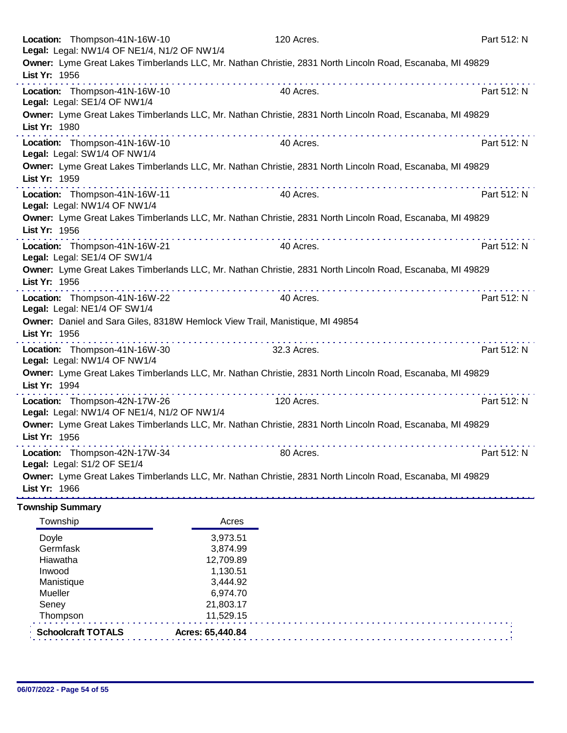**Location:** Thompson-41N-16W-10 120 Acres. Part 512: N
**Legal:** Legal: NW1/4 OF NE1/4, N1/2 OF NW1/4
**Owner:** Lyme Great Lakes Timberlands LLC, Mr. Nathan Christie, 2831 North Lincoln Road, Escanaba, MI 49829
**List Yr:** 1956

**Location:** Thompson-41N-16W-10 40 Acres. Part 512: N
**Legal:** Legal: SE1/4 OF NW1/4
**Owner:** Lyme Great Lakes Timberlands LLC, Mr. Nathan Christie, 2831 North Lincoln Road, Escanaba, MI 49829
**List Yr:** 1980

**Location:** Thompson-41N-16W-10 40 Acres. Part 512: N
**Legal:** Legal: SW1/4 OF NW1/4
**Owner:** Lyme Great Lakes Timberlands LLC, Mr. Nathan Christie, 2831 North Lincoln Road, Escanaba, MI 49829
**List Yr:** 1959

**Location:** Thompson-41N-16W-11 40 Acres. Part 512: N
**Legal:** Legal: NW1/4 OF NW1/4
**Owner:** Lyme Great Lakes Timberlands LLC, Mr. Nathan Christie, 2831 North Lincoln Road, Escanaba, MI 49829
**List Yr:** 1956

**Location:** Thompson-41N-16W-21 40 Acres. Part 512: N
**Legal:** Legal: SE1/4 OF SW1/4
**Owner:** Lyme Great Lakes Timberlands LLC, Mr. Nathan Christie, 2831 North Lincoln Road, Escanaba, MI 49829
**List Yr:** 1956

**Location:** Thompson-41N-16W-22 40 Acres. Part 512: N
**Legal:** Legal: NE1/4 OF SW1/4
**Owner:** Daniel and Sara Giles, 8318W Hemlock View Trail, Manistique, MI 49854
**List Yr:** 1956

**Location:** Thompson-41N-16W-30 32.3 Acres. Part 512: N
**Legal:** Legal: NW1/4 OF NW1/4
**Owner:** Lyme Great Lakes Timberlands LLC, Mr. Nathan Christie, 2831 North Lincoln Road, Escanaba, MI 49829
**List Yr:** 1994

**Location:** Thompson-42N-17W-26 120 Acres. Part 512: N
**Legal:** Legal: NW1/4 OF NE1/4, N1/2 OF NW1/4
**Owner:** Lyme Great Lakes Timberlands LLC, Mr. Nathan Christie, 2831 North Lincoln Road, Escanaba, MI 49829
**List Yr:** 1956

**Location:** Thompson-42N-17W-34 80 Acres. Part 512: N
**Legal:** Legal: S1/2 OF SE1/4
**Owner:** Lyme Great Lakes Timberlands LLC, Mr. Nathan Christie, 2831 North Lincoln Road, Escanaba, MI 49829
**List Yr:** 1966

**Township Summary**

| Township | Acres |
|---|---|
| Doyle | 3,973.51 |
| Germfask | 3,874.99 |
| Hiawatha | 12,709.89 |
| Inwood | 1,130.51 |
| Manistique | 3,444.92 |
| Mueller | 6,974.70 |
| Seney | 21,803.17 |
| Thompson | 11,529.15 |
| **Schoolcraft TOTALS** | **Acres: 65,440.84** |